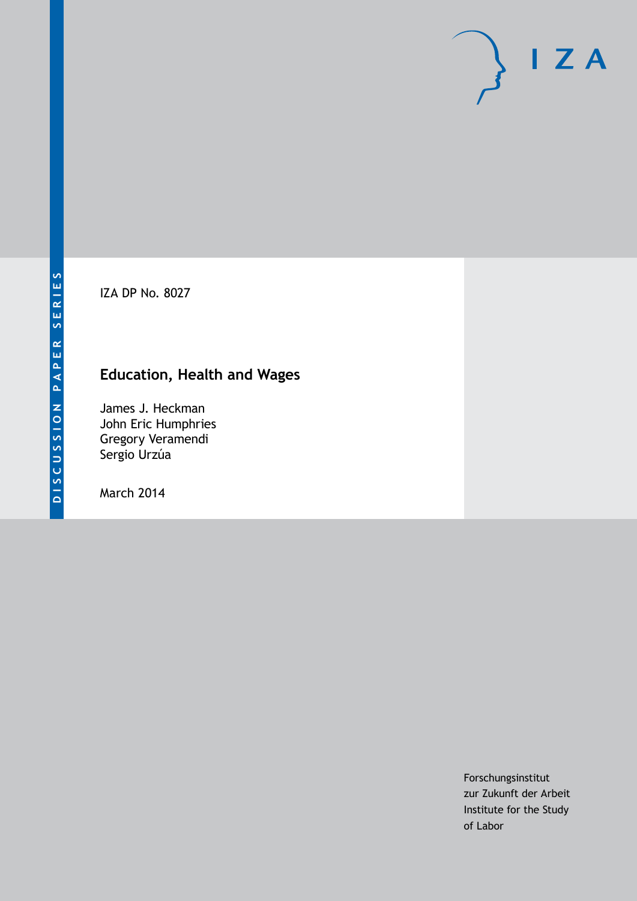DISCUSSION PAPER SERIES

IZA DP No. 8027

# Education, Health and Wages

James J. Heckman
John Eric Humphries
Gregory Veramendi
Sergio Urzúa

March 2014

Forschungsinstitut
zur Zukunft der Arbeit
Institute for the Study
of Labor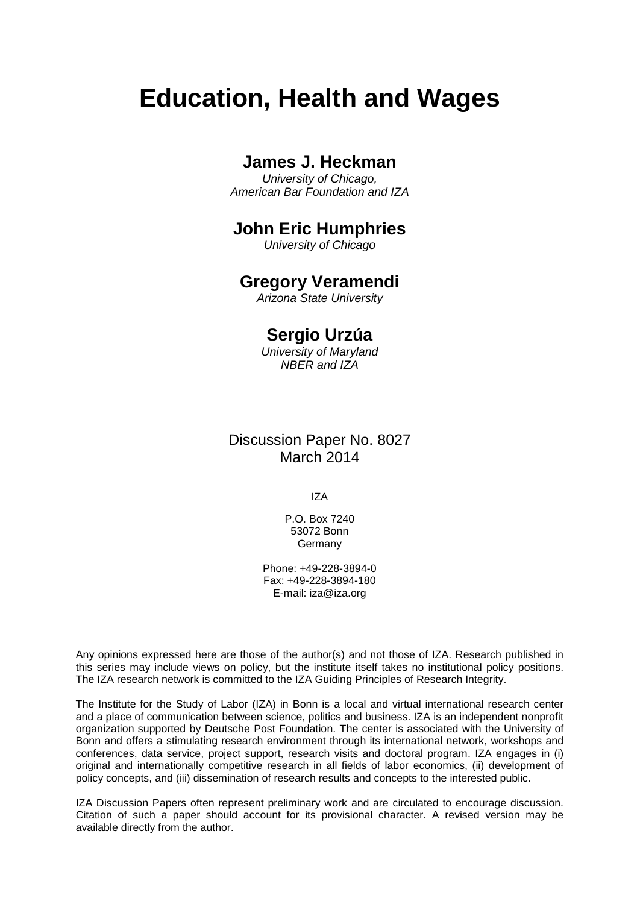# Education, Health and Wages

## James J. Heckman

*University of Chicago,*
*American Bar Foundation and IZA*

## John Eric Humphries

*University of Chicago*

## Gregory Veramendi

*Arizona State University*

## Sergio Urzúa

*University of Maryland*
*NBER and IZA*

Discussion Paper No. 8027
March 2014

IZA

P.O. Box 7240
53072 Bonn
Germany

Phone: +49-228-3894-0
Fax: +49-228-3894-180
E-mail: iza@iza.org

Any opinions expressed here are those of the author(s) and not those of IZA. Research published in this series may include views on policy, but the institute itself takes no institutional policy positions. The IZA research network is committed to the IZA Guiding Principles of Research Integrity.

The Institute for the Study of Labor (IZA) in Bonn is a local and virtual international research center and a place of communication between science, politics and business. IZA is an independent nonprofit organization supported by Deutsche Post Foundation. The center is associated with the University of Bonn and offers a stimulating research environment through its international network, workshops and conferences, data service, project support, research visits and doctoral program. IZA engages in (i) original and internationally competitive research in all fields of labor economics, (ii) development of policy concepts, and (iii) dissemination of research results and concepts to the interested public.

IZA Discussion Papers often represent preliminary work and are circulated to encourage discussion. Citation of such a paper should account for its provisional character. A revised version may be available directly from the author.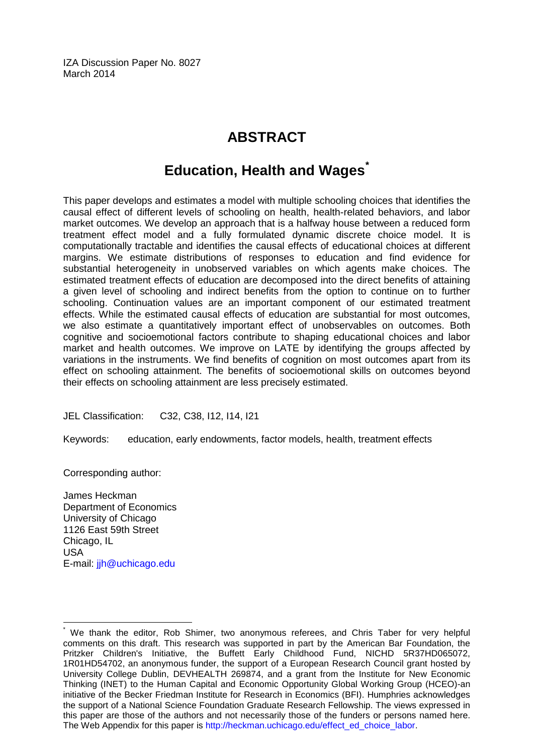IZA Discussion Paper No. 8027
March 2014

# ABSTRACT

## Education, Health and Wages[*]

This paper develops and estimates a model with multiple schooling choices that identifies the causal effect of different levels of schooling on health, health-related behaviors, and labor market outcomes. We develop an approach that is a halfway house between a reduced form treatment effect model and a fully formulated dynamic discrete choice model. It is computationally tractable and identifies the causal effects of educational choices at different margins. We estimate distributions of responses to education and find evidence for substantial heterogeneity in unobserved variables on which agents make choices. The estimated treatment effects of education are decomposed into the direct benefits of attaining a given level of schooling and indirect benefits from the option to continue on to further schooling. Continuation values are an important component of our estimated treatment effects. While the estimated causal effects of education are substantial for most outcomes, we also estimate a quantitatively important effect of unobservables on outcomes. Both cognitive and socioemotional factors contribute to shaping educational choices and labor market and health outcomes. We improve on LATE by identifying the groups affected by variations in the instruments. We find benefits of cognition on most outcomes apart from its effect on schooling attainment. The benefits of socioemotional skills on outcomes beyond their effects on schooling attainment are less precisely estimated.

JEL Classification: C32, C38, I12, I14, I21

Keywords: education, early endowments, factor models, health, treatment effects

Corresponding author:

James Heckman
Department of Economics
University of Chicago
1126 East 59th Street
Chicago, IL
USA
E-mail: jjh@uchicago.edu

---

[*] We thank the editor, Rob Shimer, two anonymous referees, and Chris Taber for very helpful comments on this draft. This research was supported in part by the American Bar Foundation, the Pritzker Children's Initiative, the Buffett Early Childhood Fund, NICHD 5R37HD065072, 1R01HD54702, an anonymous funder, the support of a European Research Council grant hosted by University College Dublin, DEVHEALTH 269874, and a grant from the Institute for New Economic Thinking (INET) to the Human Capital and Economic Opportunity Global Working Group (HCEO)-an initiative of the Becker Friedman Institute for Research in Economics (BFI). Humphries acknowledges the support of a National Science Foundation Graduate Research Fellowship. The views expressed in this paper are those of the authors and not necessarily those of the funders or persons named here. The Web Appendix for this paper is http://heckman.uchicago.edu/effect_ed_choice_labor.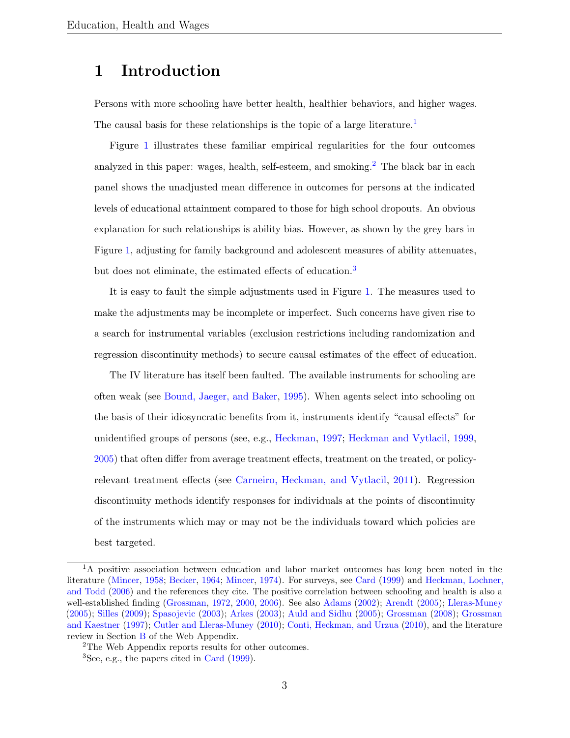# 1 Introduction

Persons with more schooling have better health, healthier behaviors, and higher wages. The causal basis for these relationships is the topic of a large literature.[1]

Figure 1 illustrates these familiar empirical regularities for the four outcomes analyzed in this paper: wages, health, self-esteem, and smoking.[2] The black bar in each panel shows the unadjusted mean difference in outcomes for persons at the indicated levels of educational attainment compared to those for high school dropouts. An obvious explanation for such relationships is ability bias. However, as shown by the grey bars in Figure 1, adjusting for family background and adolescent measures of ability attenuates, but does not eliminate, the estimated effects of education.[3]

It is easy to fault the simple adjustments used in Figure 1. The measures used to make the adjustments may be incomplete or imperfect. Such concerns have given rise to a search for instrumental variables (exclusion restrictions including randomization and regression discontinuity methods) to secure causal estimates of the effect of education.

The IV literature has itself been faulted. The available instruments for schooling are often weak (see Bound, Jaeger, and Baker, 1995). When agents select into schooling on the basis of their idiosyncratic benefits from it, instruments identify "causal effects" for unidentified groups of persons (see, e.g., Heckman, 1997; Heckman and Vytlacil, 1999, 2005) that often differ from average treatment effects, treatment on the treated, or policy-relevant treatment effects (see Carneiro, Heckman, and Vytlacil, 2011). Regression discontinuity methods identify responses for individuals at the points of discontinuity of the instruments which may or may not be the individuals toward which policies are best targeted.

---

[1] A positive association between education and labor market outcomes has long been noted in the literature (Mincer, 1958; Becker, 1964; Mincer, 1974). For surveys, see Card (1999) and Heckman, Lochner, and Todd (2006) and the references they cite. The positive correlation between schooling and health is also a well-established finding (Grossman, 1972, 2000, 2006). See also Adams (2002); Arendt (2005); Lleras-Muney (2005); Silles (2009); Spasojevic (2003); Arkes (2003); Auld and Sidhu (2005); Grossman (2008); Grossman and Kaestner (1997); Cutler and Lleras-Muney (2010); Conti, Heckman, and Urzua (2010), and the literature review in Section B of the Web Appendix.

[2] The Web Appendix reports results for other outcomes.

[3] See, e.g., the papers cited in Card (1999).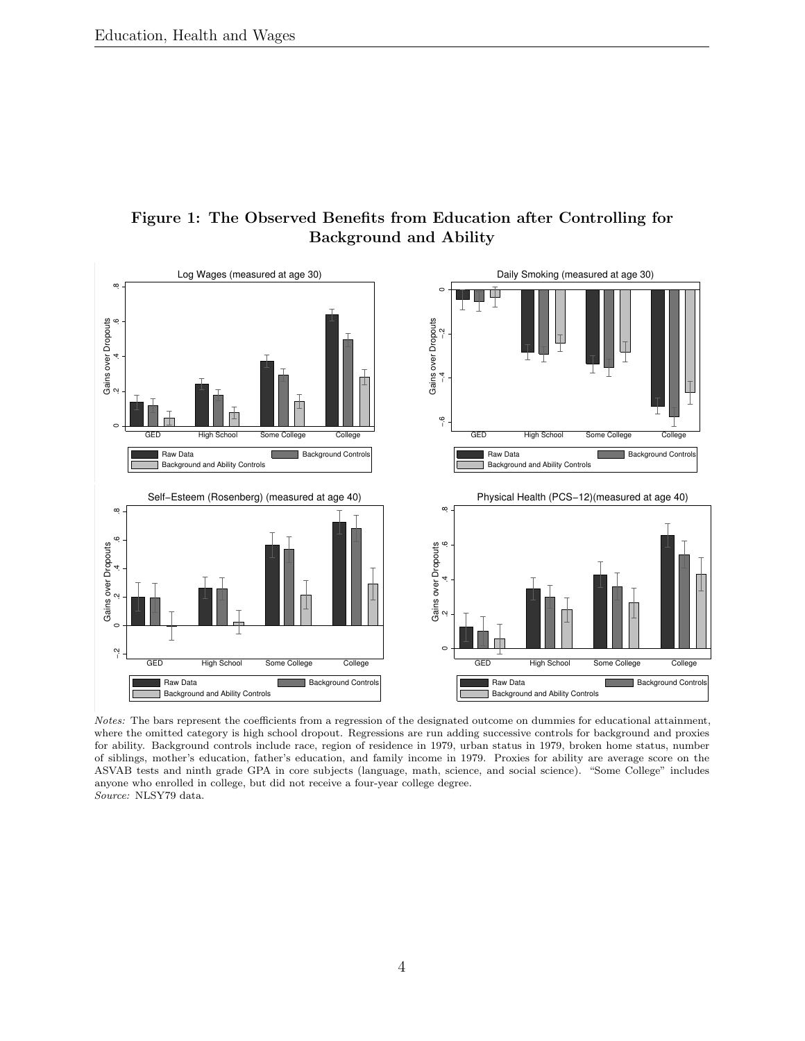**Figure 1: The Observed Benefits from Education after Controlling for Background and Ability**

*Notes:* The bars represent the coefficients from a regression of the designated outcome on dummies for educational attainment, where the omitted category is high school dropout. Regressions are run adding successive controls for background and proxies for ability. Background controls include race, region of residence in 1979, urban status in 1979, broken home status, number of siblings, mother's education, father's education, and family income in 1979. Proxies for ability are average score on the ASVAB tests and ninth grade GPA in core subjects (language, math, science, and social science). "Some College" includes anyone who enrolled in college, but did not receive a four-year college degree.
*Source:* NLSY79 data.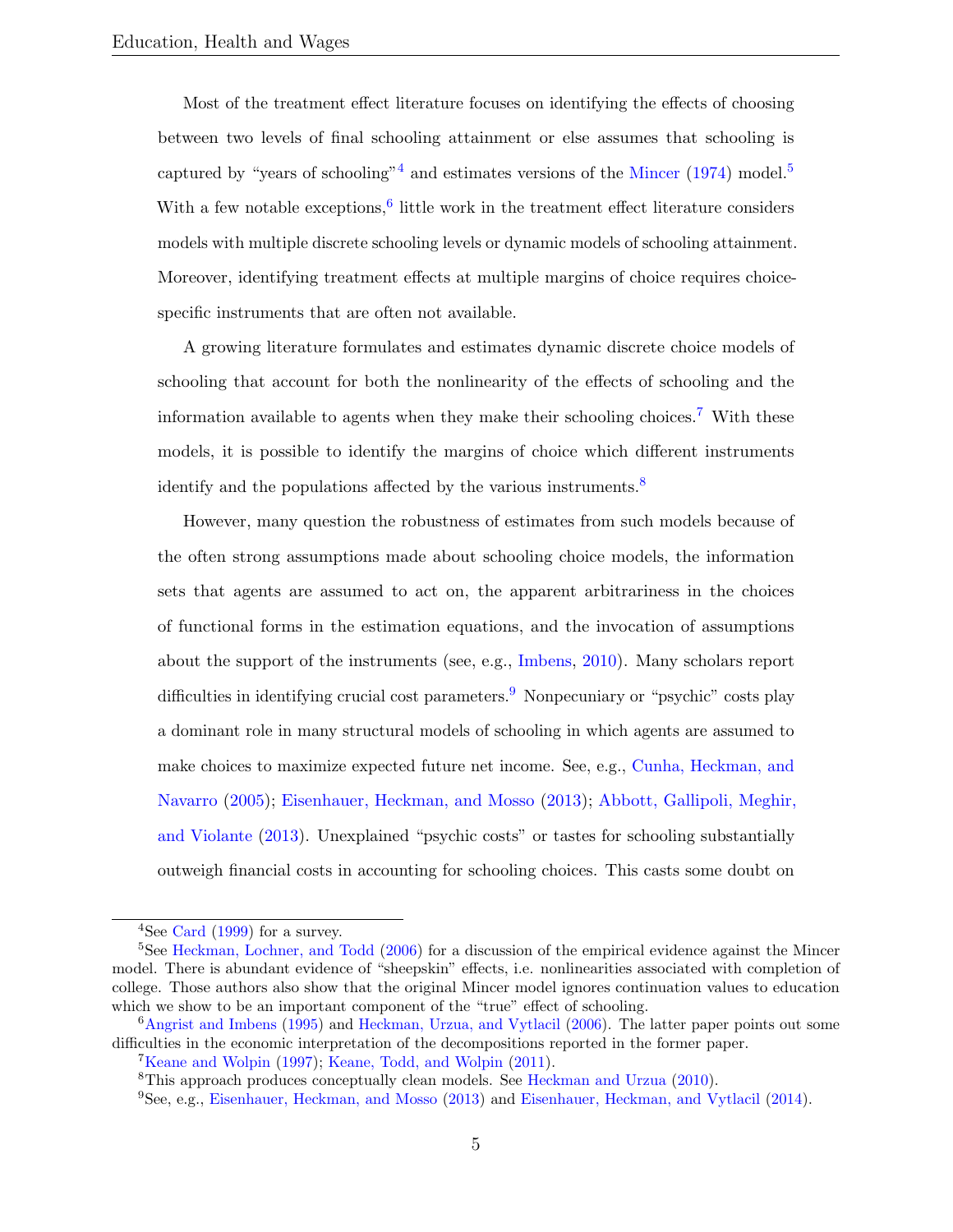Most of the treatment effect literature focuses on identifying the effects of choosing between two levels of final schooling attainment or else assumes that schooling is captured by "years of schooling"[4] and estimates versions of the Mincer (1974) model.[5] With a few notable exceptions,[6] little work in the treatment effect literature considers models with multiple discrete schooling levels or dynamic models of schooling attainment. Moreover, identifying treatment effects at multiple margins of choice requires choice-specific instruments that are often not available.

A growing literature formulates and estimates dynamic discrete choice models of schooling that account for both the nonlinearity of the effects of schooling and the information available to agents when they make their schooling choices.[7] With these models, it is possible to identify the margins of choice which different instruments identify and the populations affected by the various instruments.[8]

However, many question the robustness of estimates from such models because of the often strong assumptions made about schooling choice models, the information sets that agents are assumed to act on, the apparent arbitrariness in the choices of functional forms in the estimation equations, and the invocation of assumptions about the support of the instruments (see, e.g., Imbens, 2010). Many scholars report difficulties in identifying crucial cost parameters.[9] Nonpecuniary or "psychic" costs play a dominant role in many structural models of schooling in which agents are assumed to make choices to maximize expected future net income. See, e.g., Cunha, Heckman, and Navarro (2005); Eisenhauer, Heckman, and Mosso (2013); Abbott, Gallipoli, Meghir, and Violante (2013). Unexplained "psychic costs" or tastes for schooling substantially outweigh financial costs in accounting for schooling choices. This casts some doubt on

---

[4] See Card (1999) for a survey.

[5] See Heckman, Lochner, and Todd (2006) for a discussion of the empirical evidence against the Mincer model. There is abundant evidence of "sheepskin" effects, i.e. nonlinearities associated with completion of college. Those authors also show that the original Mincer model ignores continuation values to education which we show to be an important component of the "true" effect of schooling.

[6] Angrist and Imbens (1995) and Heckman, Urzua, and Vytlacil (2006). The latter paper points out some difficulties in the economic interpretation of the decompositions reported in the former paper.

[7] Keane and Wolpin (1997); Keane, Todd, and Wolpin (2011).

[8] This approach produces conceptually clean models. See Heckman and Urzua (2010).

[9] See, e.g., Eisenhauer, Heckman, and Mosso (2013) and Eisenhauer, Heckman, and Vytlacil (2014).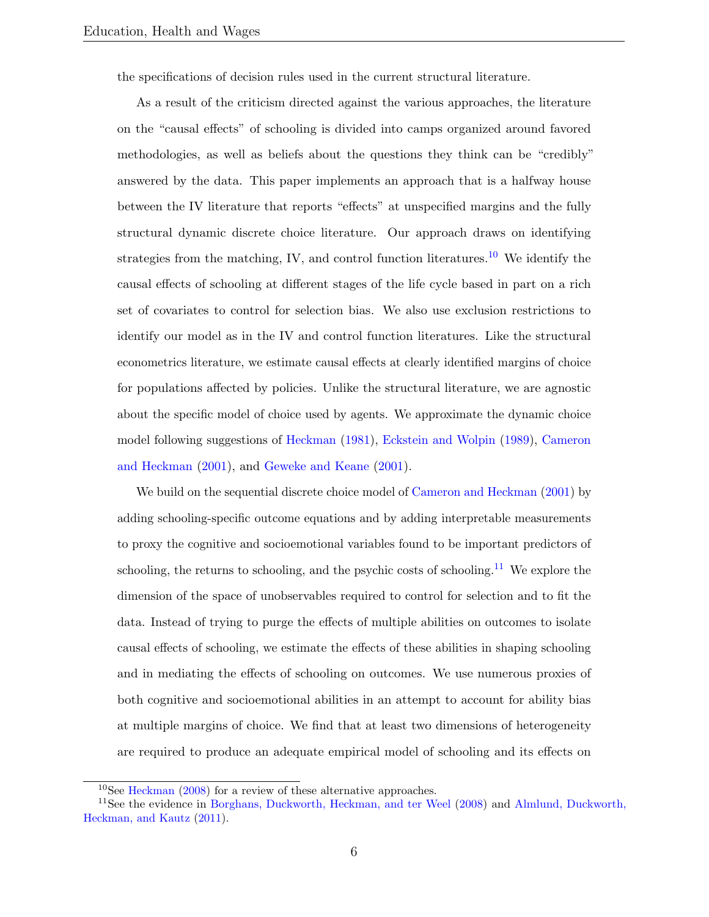the specifications of decision rules used in the current structural literature.

As a result of the criticism directed against the various approaches, the literature on the "causal effects" of schooling is divided into camps organized around favored methodologies, as well as beliefs about the questions they think can be "credibly" answered by the data. This paper implements an approach that is a halfway house between the IV literature that reports "effects" at unspecified margins and the fully structural dynamic discrete choice literature. Our approach draws on identifying strategies from the matching, IV, and control function literatures.[10] We identify the causal effects of schooling at different stages of the life cycle based in part on a rich set of covariates to control for selection bias. We also use exclusion restrictions to identify our model as in the IV and control function literatures. Like the structural econometrics literature, we estimate causal effects at clearly identified margins of choice for populations affected by policies. Unlike the structural literature, we are agnostic about the specific model of choice used by agents. We approximate the dynamic choice model following suggestions of Heckman (1981), Eckstein and Wolpin (1989), Cameron and Heckman (2001), and Geweke and Keane (2001).

We build on the sequential discrete choice model of Cameron and Heckman (2001) by adding schooling-specific outcome equations and by adding interpretable measurements to proxy the cognitive and socioemotional variables found to be important predictors of schooling, the returns to schooling, and the psychic costs of schooling.[11] We explore the dimension of the space of unobservables required to control for selection and to fit the data. Instead of trying to purge the effects of multiple abilities on outcomes to isolate causal effects of schooling, we estimate the effects of these abilities in shaping schooling and in mediating the effects of schooling on outcomes. We use numerous proxies of both cognitive and socioemotional abilities in an attempt to account for ability bias at multiple margins of choice. We find that at least two dimensions of heterogeneity are required to produce an adequate empirical model of schooling and its effects on

[10] See Heckman (2008) for a review of these alternative approaches.

[11] See the evidence in Borghans, Duckworth, Heckman, and ter Weel (2008) and Almlund, Duckworth, Heckman, and Kautz (2011).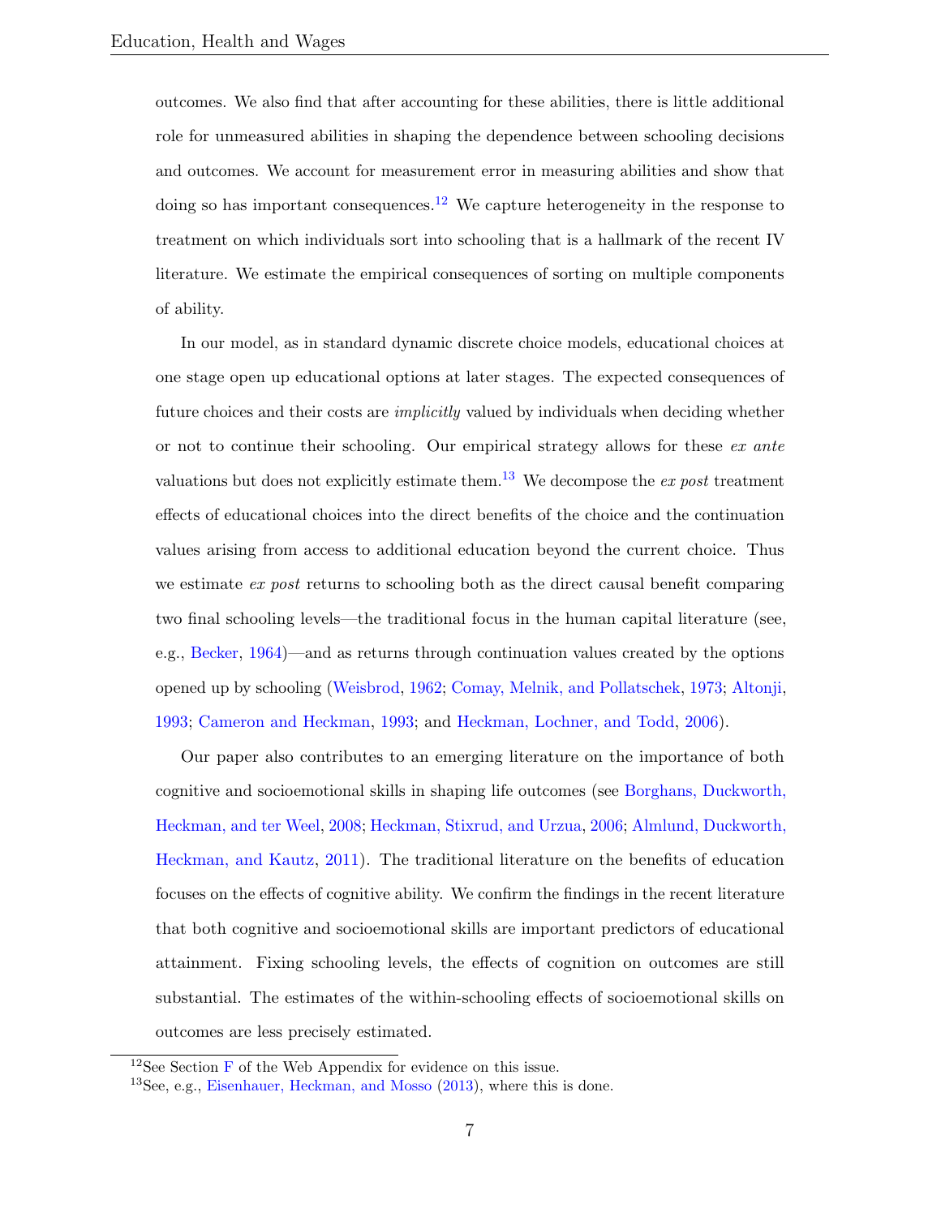outcomes. We also find that after accounting for these abilities, there is little additional role for unmeasured abilities in shaping the dependence between schooling decisions and outcomes. We account for measurement error in measuring abilities and show that doing so has important consequences.[12] We capture heterogeneity in the response to treatment on which individuals sort into schooling that is a hallmark of the recent IV literature. We estimate the empirical consequences of sorting on multiple components of ability.

In our model, as in standard dynamic discrete choice models, educational choices at one stage open up educational options at later stages. The expected consequences of future choices and their costs are *implicitly* valued by individuals when deciding whether or not to continue their schooling. Our empirical strategy allows for these *ex ante* valuations but does not explicitly estimate them.[13] We decompose the *ex post* treatment effects of educational choices into the direct benefits of the choice and the continuation values arising from access to additional education beyond the current choice. Thus we estimate *ex post* returns to schooling both as the direct causal benefit comparing two final schooling levels—the traditional focus in the human capital literature (see, e.g., Becker, 1964)—and as returns through continuation values created by the options opened up by schooling (Weisbrod, 1962; Comay, Melnik, and Pollatschek, 1973; Altonji, 1993; Cameron and Heckman, 1993; and Heckman, Lochner, and Todd, 2006).

Our paper also contributes to an emerging literature on the importance of both cognitive and socioemotional skills in shaping life outcomes (see Borghans, Duckworth, Heckman, and ter Weel, 2008; Heckman, Stixrud, and Urzua, 2006; Almlund, Duckworth, Heckman, and Kautz, 2011). The traditional literature on the benefits of education focuses on the effects of cognitive ability. We confirm the findings in the recent literature that both cognitive and socioemotional skills are important predictors of educational attainment. Fixing schooling levels, the effects of cognition on outcomes are still substantial. The estimates of the within-schooling effects of socioemotional skills on outcomes are less precisely estimated.

[12] See Section F of the Web Appendix for evidence on this issue.

[13] See, e.g., Eisenhauer, Heckman, and Mosso (2013), where this is done.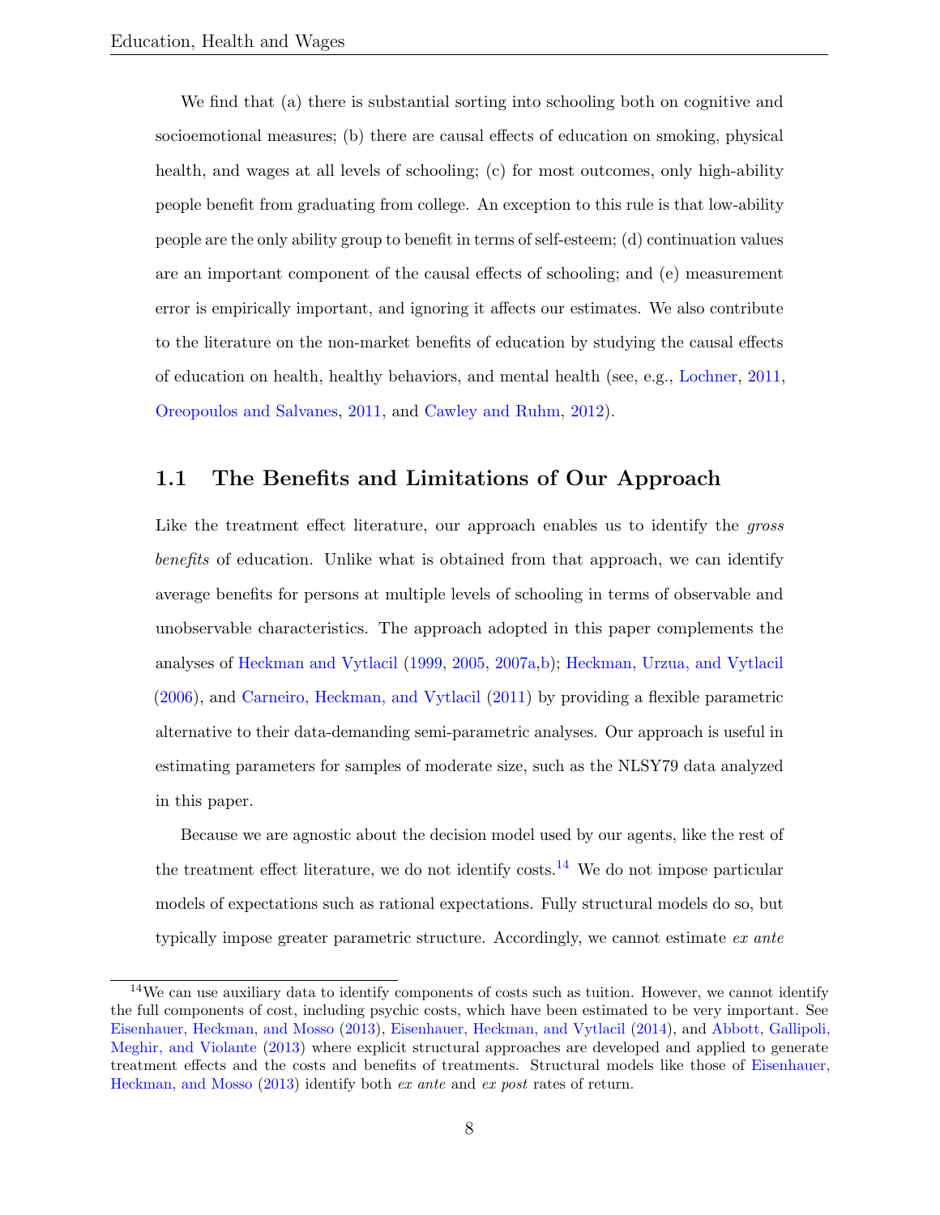We find that (a) there is substantial sorting into schooling both on cognitive and socioemotional measures; (b) there are causal effects of education on smoking, physical health, and wages at all levels of schooling; (c) for most outcomes, only high-ability people benefit from graduating from college. An exception to this rule is that low-ability people are the only ability group to benefit in terms of self-esteem; (d) continuation values are an important component of the causal effects of schooling; and (e) measurement error is empirically important, and ignoring it affects our estimates. We also contribute to the literature on the non-market benefits of education by studying the causal effects of education on health, healthy behaviors, and mental health (see, e.g., Lochner, 2011, Oreopoulos and Salvanes, 2011, and Cawley and Ruhm, 2012).

## 1.1 The Benefits and Limitations of Our Approach

Like the treatment effect literature, our approach enables us to identify the *gross benefits* of education. Unlike what is obtained from that approach, we can identify average benefits for persons at multiple levels of schooling in terms of observable and unobservable characteristics. The approach adopted in this paper complements the analyses of Heckman and Vytlacil (1999, 2005, 2007a,b); Heckman, Urzua, and Vytlacil (2006), and Carneiro, Heckman, and Vytlacil (2011) by providing a flexible parametric alternative to their data-demanding semi-parametric analyses. Our approach is useful in estimating parameters for samples of moderate size, such as the NLSY79 data analyzed in this paper.

Because we are agnostic about the decision model used by our agents, like the rest of the treatment effect literature, we do not identify costs.[14] We do not impose particular models of expectations such as rational expectations. Fully structural models do so, but typically impose greater parametric structure. Accordingly, we cannot estimate *ex ante*

[14] We can use auxiliary data to identify components of costs such as tuition. However, we cannot identify the full components of cost, including psychic costs, which have been estimated to be very important. See Eisenhauer, Heckman, and Mosso (2013), Eisenhauer, Heckman, and Vytlacil (2014), and Abbott, Gallipoli, Meghir, and Violante (2013) where explicit structural approaches are developed and applied to generate treatment effects and the costs and benefits of treatments. Structural models like those of Eisenhauer, Heckman, and Mosso (2013) identify both *ex ante* and *ex post* rates of return.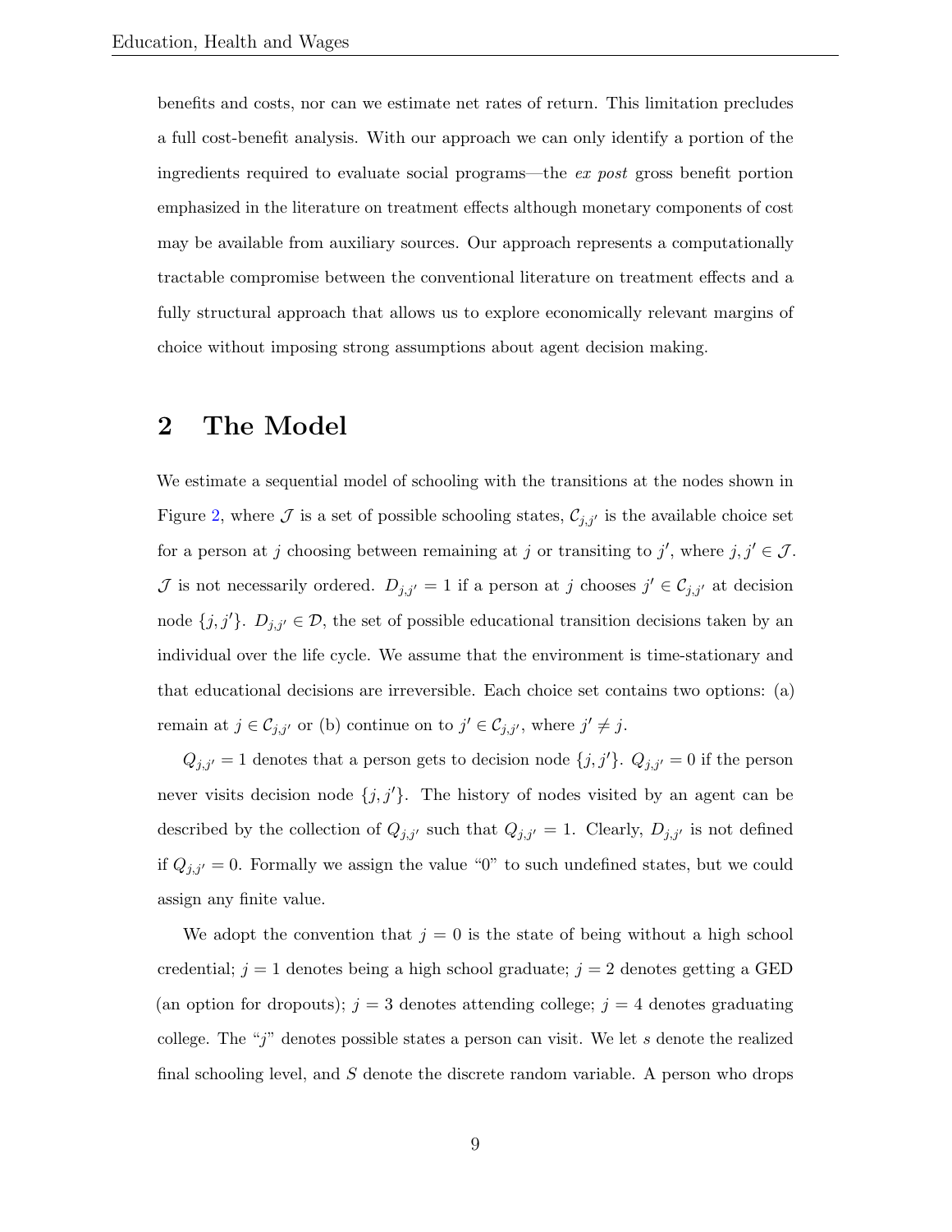benefits and costs, nor can we estimate net rates of return. This limitation precludes a full cost-benefit analysis. With our approach we can only identify a portion of the ingredients required to evaluate social programs—the *ex post* gross benefit portion emphasized in the literature on treatment effects although monetary components of cost may be available from auxiliary sources. Our approach represents a computationally tractable compromise between the conventional literature on treatment effects and a fully structural approach that allows us to explore economically relevant margins of choice without imposing strong assumptions about agent decision making.

## 2 The Model

We estimate a sequential model of schooling with the transitions at the nodes shown in Figure 2, where $\mathcal{J}$ is a set of possible schooling states, $\mathcal{C}_{j,j'}$ is the available choice set for a person at $j$ choosing between remaining at $j$ or transiting to $j'$, where $j, j' \in \mathcal{J}$. $\mathcal{J}$ is not necessarily ordered. $D_{j,j'} = 1$ if a person at $j$ chooses $j' \in \mathcal{C}_{j,j'}$ at decision node $\{j, j'\}$. $D_{j,j'} \in \mathcal{D}$, the set of possible educational transition decisions taken by an individual over the life cycle. We assume that the environment is time-stationary and that educational decisions are irreversible. Each choice set contains two options: (a) remain at $j \in \mathcal{C}_{j,j'}$ or (b) continue on to $j' \in \mathcal{C}_{j,j'}$, where $j' \neq j$.

$Q_{j,j'} = 1$ denotes that a person gets to decision node $\{j, j'\}$. $Q_{j,j'} = 0$ if the person never visits decision node $\{j, j'\}$. The history of nodes visited by an agent can be described by the collection of $Q_{j,j'}$ such that $Q_{j,j'} = 1$. Clearly, $D_{j,j'}$ is not defined if $Q_{j,j'} = 0$. Formally we assign the value "0" to such undefined states, but we could assign any finite value.

We adopt the convention that $j = 0$ is the state of being without a high school credential; $j = 1$ denotes being a high school graduate; $j = 2$ denotes getting a GED (an option for dropouts); $j = 3$ denotes attending college; $j = 4$ denotes graduating college. The "$j$" denotes possible states a person can visit. We let $s$ denote the realized final schooling level, and $S$ denote the discrete random variable. A person who drops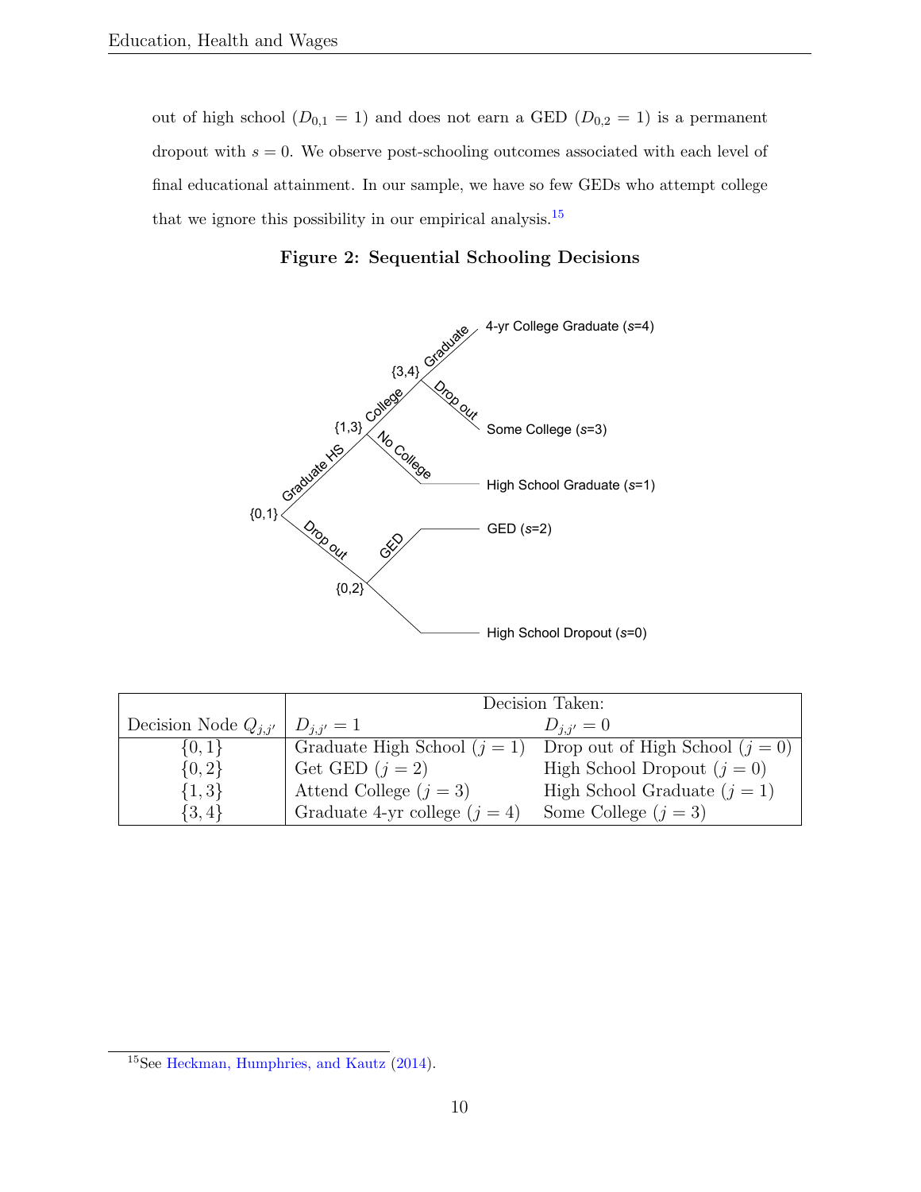out of high school ($D_{0,1} = 1$) and does not earn a GED ($D_{0,2} = 1$) is a permanent dropout with $s = 0$. We observe post-schooling outcomes associated with each level of final educational attainment. In our sample, we have so few GEDs who attempt college that we ignore this possibility in our empirical analysis.[15]

**Figure 2: Sequential Schooling Decisions**

| Decision Node $Q_{j,j'}$ | Decision Taken: $D_{j,j'} = 1$ | $D_{j,j'} = 0$ |
|---|---|---|
| $\{0, 1\}$ | Graduate High School ($j = 1$) | Drop out of High School ($j = 0$) |
| $\{0, 2\}$ | Get GED ($j = 2$) | High School Dropout ($j = 0$) |
| $\{1, 3\}$ | Attend College ($j = 3$) | High School Graduate ($j = 1$) |
| $\{3, 4\}$ | Graduate 4-yr college ($j = 4$) | Some College ($j = 3$) |

[15] See Heckman, Humphries, and Kautz (2014).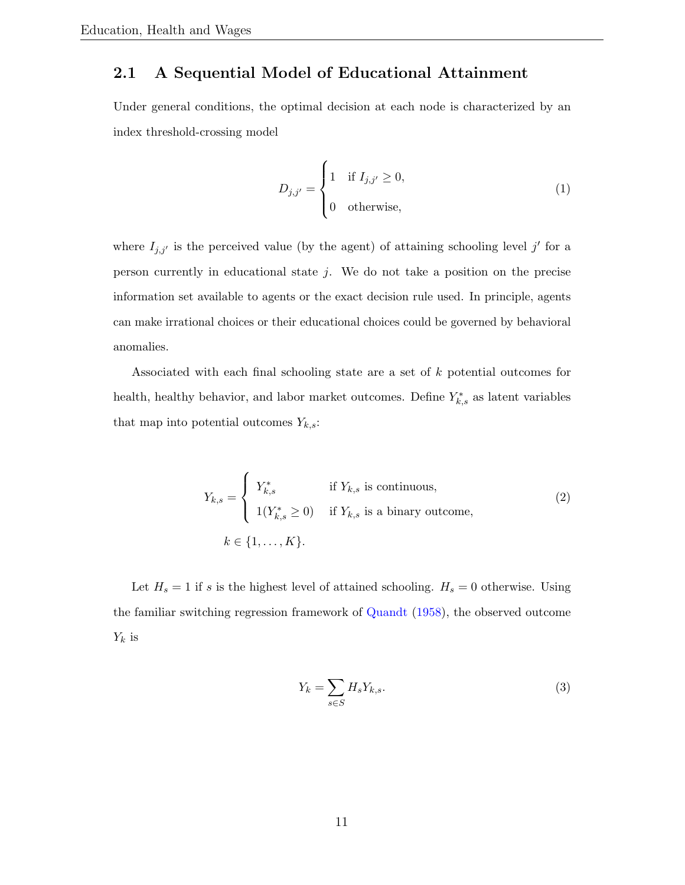## 2.1 A Sequential Model of Educational Attainment

Under general conditions, the optimal decision at each node is characterized by an index threshold-crossing model

$$
D_{j,j'} = \begin{cases} 1 & \text{if } I_{j,j'} \geq 0, \\ 0 & \text{otherwise,} \end{cases} \tag{1}
$$

where $I_{j,j'}$ is the perceived value (by the agent) of attaining schooling level $j'$ for a person currently in educational state $j$. We do not take a position on the precise information set available to agents or the exact decision rule used. In principle, agents can make irrational choices or their educational choices could be governed by behavioral anomalies.

Associated with each final schooling state are a set of $k$ potential outcomes for health, healthy behavior, and labor market outcomes. Define $Y^*_{k,s}$ as latent variables that map into potential outcomes $Y_{k,s}$:

$$
Y_{k,s} = \begin{cases} Y^*_{k,s} & \text{if } Y_{k,s} \text{ is continuous,} \\ \mathbf{1}(Y^*_{k,s} \geq 0) & \text{if } Y_{k,s} \text{ is a binary outcome,} \end{cases} \tag{2}
$$

$$
k \in \{1, \ldots, K\}.
$$

Let $H_s = 1$ if $s$ is the highest level of attained schooling. $H_s = 0$ otherwise. Using the familiar switching regression framework of Quandt (1958), the observed outcome $Y_k$ is

$$
Y_k = \sum_{s \in S} H_s Y_{k,s}. \tag{3}
$$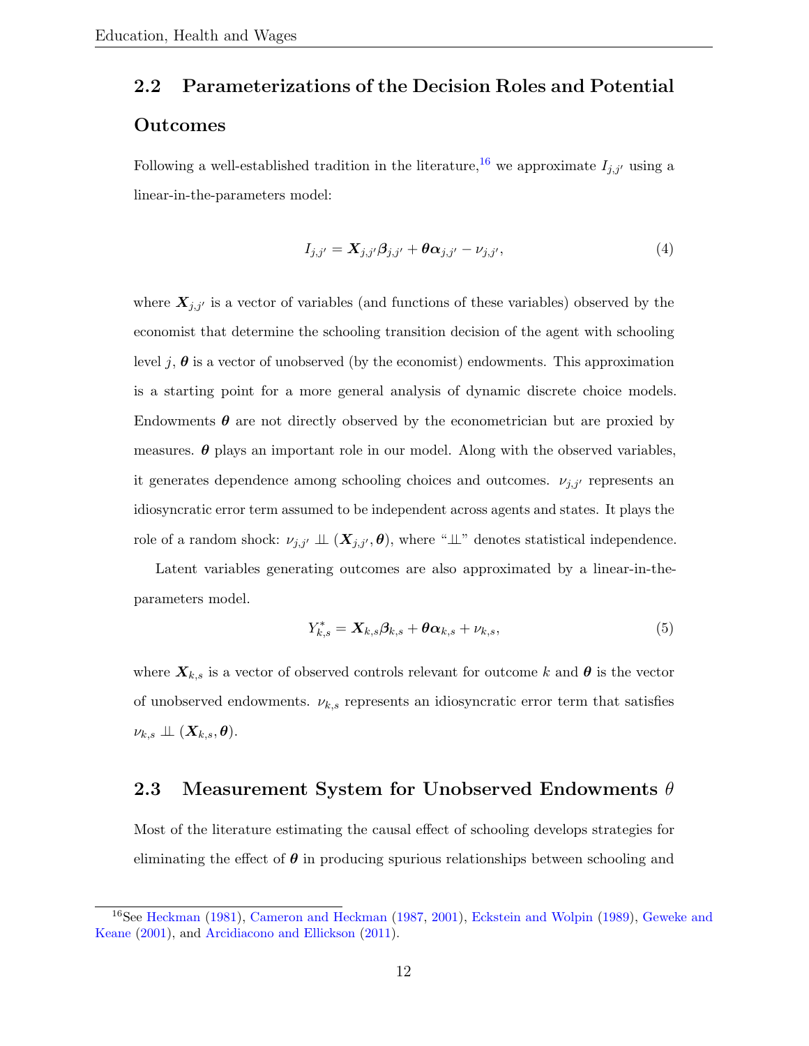## 2.2 Parameterizations of the Decision Roles and Potential Outcomes

Following a well-established tradition in the literature,[16] we approximate $I_{j,j'}$ using a linear-in-the-parameters model:

$$I_{j,j'} = \boldsymbol{X}_{j,j'}\boldsymbol{\beta}_{j,j'} + \boldsymbol{\theta}\boldsymbol{\alpha}_{j,j'} - \nu_{j,j'}, \tag{4}$$

where $\boldsymbol{X}_{j,j'}$ is a vector of variables (and functions of these variables) observed by the economist that determine the schooling transition decision of the agent with schooling level $j$, $\boldsymbol{\theta}$ is a vector of unobserved (by the economist) endowments. This approximation is a starting point for a more general analysis of dynamic discrete choice models. Endowments $\boldsymbol{\theta}$ are not directly observed by the econometrician but are proxied by measures. $\boldsymbol{\theta}$ plays an important role in our model. Along with the observed variables, it generates dependence among schooling choices and outcomes. $\nu_{j,j'}$ represents an idiosyncratic error term assumed to be independent across agents and states. It plays the role of a random shock: $\nu_{j,j'} \perp\!\!\!\perp (\boldsymbol{X}_{j,j'}, \boldsymbol{\theta})$, where "$\perp\!\!\!\perp$" denotes statistical independence.

Latent variables generating outcomes are also approximated by a linear-in-the-parameters model.

$$Y^*_{k,s} = \boldsymbol{X}_{k,s}\boldsymbol{\beta}_{k,s} + \boldsymbol{\theta}\boldsymbol{\alpha}_{k,s} + \nu_{k,s}, \tag{5}$$

where $\boldsymbol{X}_{k,s}$ is a vector of observed controls relevant for outcome $k$ and $\boldsymbol{\theta}$ is the vector of unobserved endowments. $\nu_{k,s}$ represents an idiosyncratic error term that satisfies $\nu_{k,s} \perp\!\!\!\perp (\boldsymbol{X}_{k,s}, \boldsymbol{\theta})$.

## 2.3 Measurement System for Unobserved Endowments $\theta$

Most of the literature estimating the causal effect of schooling develops strategies for eliminating the effect of $\boldsymbol{\theta}$ in producing spurious relationships between schooling and

[16] See Heckman (1981), Cameron and Heckman (1987, 2001), Eckstein and Wolpin (1989), Geweke and Keane (2001), and Arcidiacono and Ellickson (2011).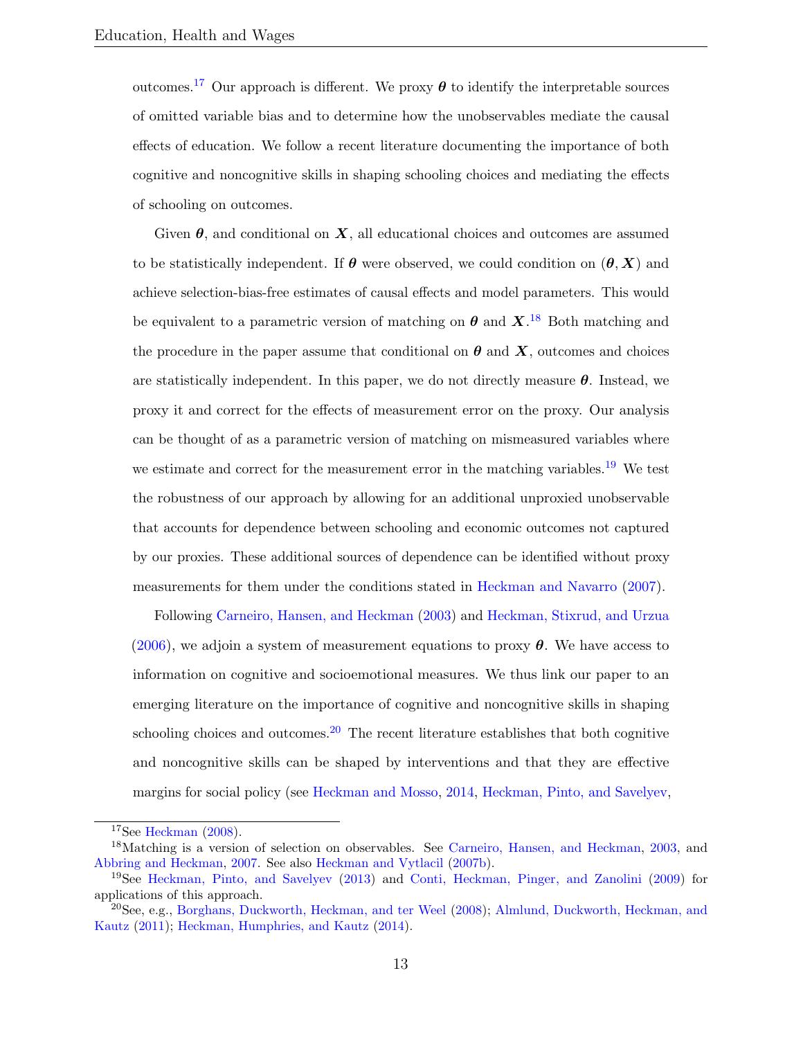outcomes.[17] Our approach is different. We proxy $\boldsymbol{\theta}$ to identify the interpretable sources of omitted variable bias and to determine how the unobservables mediate the causal effects of education. We follow a recent literature documenting the importance of both cognitive and noncognitive skills in shaping schooling choices and mediating the effects of schooling on outcomes.

Given $\boldsymbol{\theta}$, and conditional on $\boldsymbol{X}$, all educational choices and outcomes are assumed to be statistically independent. If $\boldsymbol{\theta}$ were observed, we could condition on $(\boldsymbol{\theta}, \boldsymbol{X})$ and achieve selection-bias-free estimates of causal effects and model parameters. This would be equivalent to a parametric version of matching on $\boldsymbol{\theta}$ and $\boldsymbol{X}$.[18] Both matching and the procedure in the paper assume that conditional on $\boldsymbol{\theta}$ and $\boldsymbol{X}$, outcomes and choices are statistically independent. In this paper, we do not directly measure $\boldsymbol{\theta}$. Instead, we proxy it and correct for the effects of measurement error on the proxy. Our analysis can be thought of as a parametric version of matching on mismeasured variables where we estimate and correct for the measurement error in the matching variables.[19] We test the robustness of our approach by allowing for an additional unproxied unobservable that accounts for dependence between schooling and economic outcomes not captured by our proxies. These additional sources of dependence can be identified without proxy measurements for them under the conditions stated in Heckman and Navarro (2007).

Following Carneiro, Hansen, and Heckman (2003) and Heckman, Stixrud, and Urzua (2006), we adjoin a system of measurement equations to proxy $\boldsymbol{\theta}$. We have access to information on cognitive and socioemotional measures. We thus link our paper to an emerging literature on the importance of cognitive and noncognitive skills in shaping schooling choices and outcomes.[20] The recent literature establishes that both cognitive and noncognitive skills can be shaped by interventions and that they are effective margins for social policy (see Heckman and Mosso, 2014, Heckman, Pinto, and Savelyev,

[17] See Heckman (2008).

[18] Matching is a version of selection on observables. See Carneiro, Hansen, and Heckman, 2003, and Abbring and Heckman, 2007. See also Heckman and Vytlacil (2007b).

[19] See Heckman, Pinto, and Savelyev (2013) and Conti, Heckman, Pinger, and Zanolini (2009) for applications of this approach.

[20] See, e.g., Borghans, Duckworth, Heckman, and ter Weel (2008); Almlund, Duckworth, Heckman, and Kautz (2011); Heckman, Humphries, and Kautz (2014).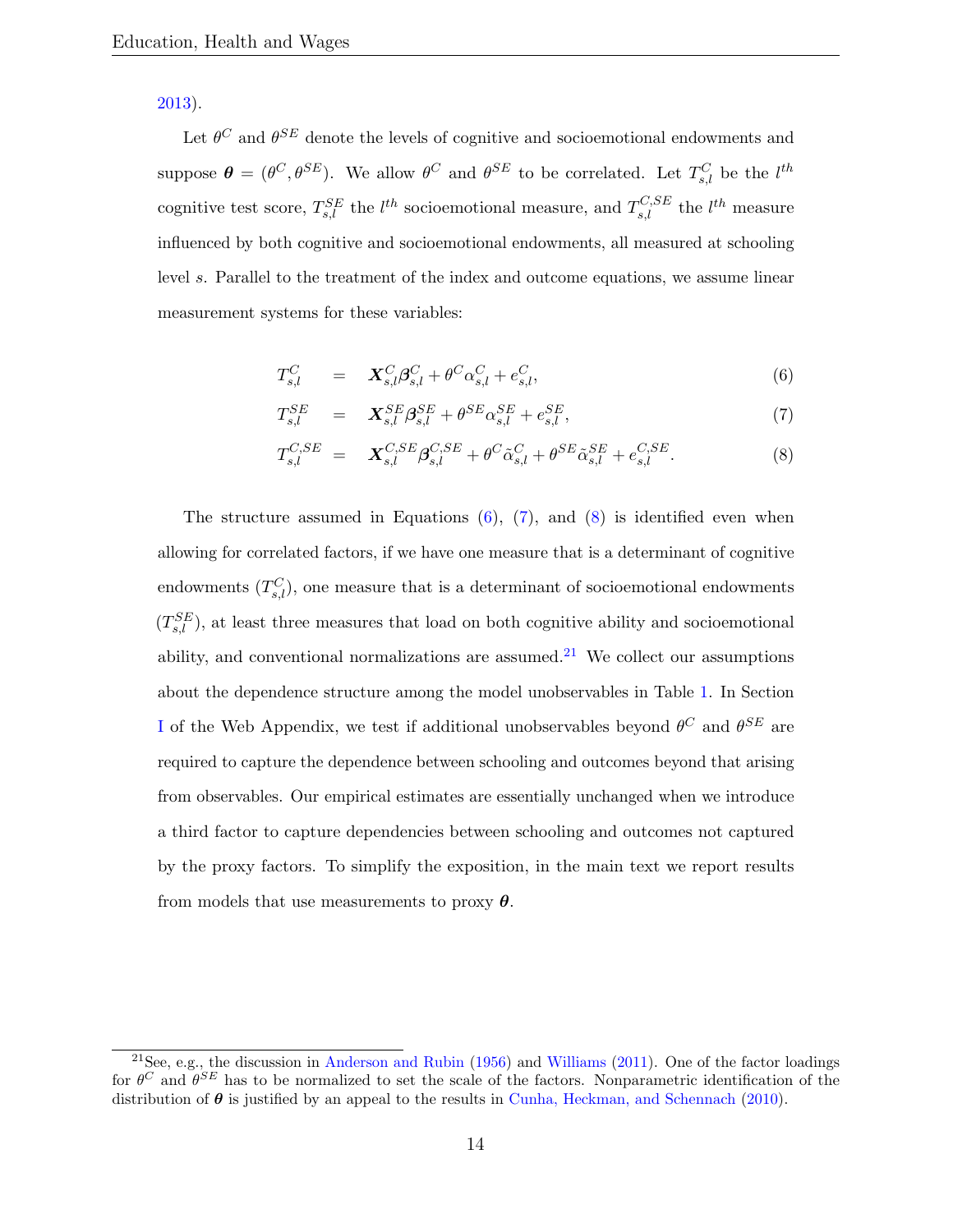2013).

Let $\theta^C$ and $\theta^{SE}$ denote the levels of cognitive and socioemotional endowments and suppose $\boldsymbol{\theta} = (\theta^C, \theta^{SE})$. We allow $\theta^C$ and $\theta^{SE}$ to be correlated. Let $T^C_{s,l}$ be the $l^{th}$ cognitive test score, $T^{SE}_{s,l}$ the $l^{th}$ socioemotional measure, and $T^{C,SE}_{s,l}$ the $l^{th}$ measure influenced by both cognitive and socioemotional endowments, all measured at schooling level $s$. Parallel to the treatment of the index and outcome equations, we assume linear measurement systems for these variables:

$$T^C_{s,l} = \boldsymbol{X}^C_{s,l}\boldsymbol{\beta}^C_{s,l} + \theta^C \alpha^C_{s,l} + e^C_{s,l}, \tag{6}$$

$$T^{SE}_{s,l} = \boldsymbol{X}^{SE}_{s,l}\boldsymbol{\beta}^{SE}_{s,l} + \theta^{SE} \alpha^{SE}_{s,l} + e^{SE}_{s,l}, \tag{7}$$

$$T^{C,SE}_{s,l} = \boldsymbol{X}^{C,SE}_{s,l}\boldsymbol{\beta}^{C,SE}_{s,l} + \theta^C \tilde{\alpha}^C_{s,l} + \theta^{SE} \tilde{\alpha}^{SE}_{s,l} + e^{C,SE}_{s,l}. \tag{8}$$

The structure assumed in Equations (6), (7), and (8) is identified even when allowing for correlated factors, if we have one measure that is a determinant of cognitive endowments ($T^C_{s,l}$), one measure that is a determinant of socioemotional endowments ($T^{SE}_{s,l}$), at least three measures that load on both cognitive ability and socioemotional ability, and conventional normalizations are assumed.[21] We collect our assumptions about the dependence structure among the model unobservables in Table 1. In Section I of the Web Appendix, we test if additional unobservables beyond $\theta^C$ and $\theta^{SE}$ are required to capture the dependence between schooling and outcomes beyond that arising from observables. Our empirical estimates are essentially unchanged when we introduce a third factor to capture dependencies between schooling and outcomes not captured by the proxy factors. To simplify the exposition, in the main text we report results from models that use measurements to proxy $\boldsymbol{\theta}$.

---

[21] See, e.g., the discussion in Anderson and Rubin (1956) and Williams (2011). One of the factor loadings for $\theta^C$ and $\theta^{SE}$ has to be normalized to set the scale of the factors. Nonparametric identification of the distribution of $\boldsymbol{\theta}$ is justified by an appeal to the results in Cunha, Heckman, and Schennach (2010).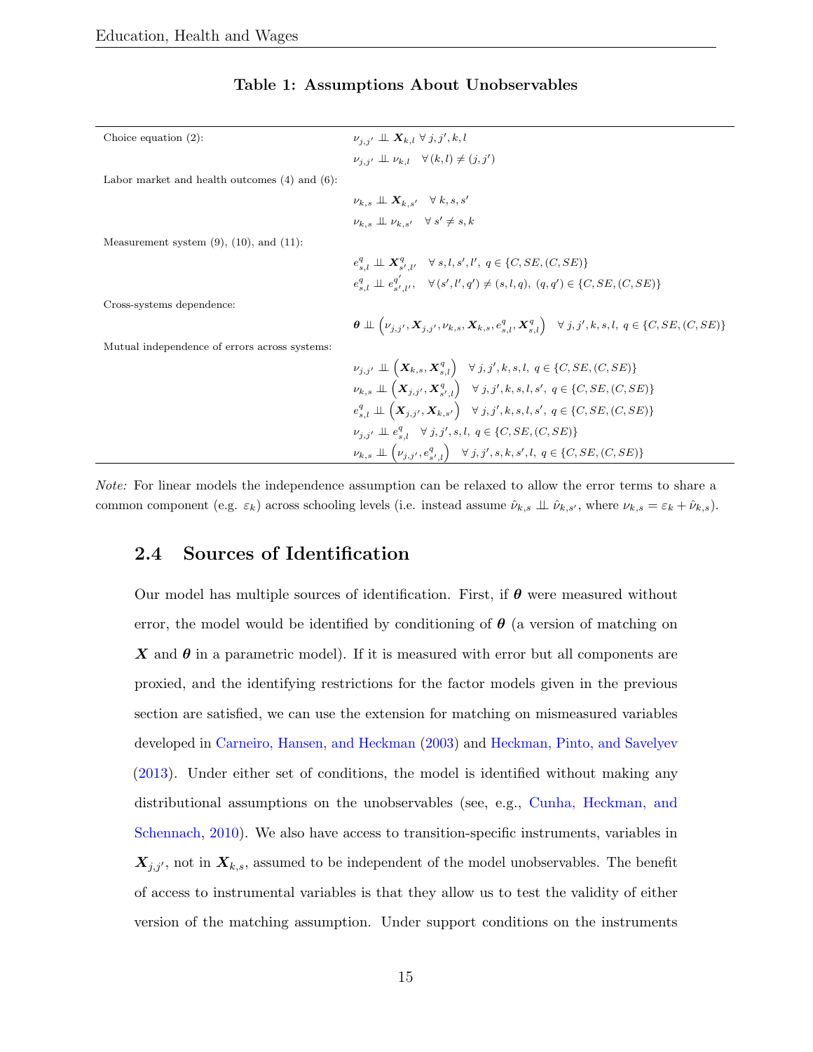**Table 1: Assumptions About Unobservables**

| | |
|---|---|
| Choice equation (2): | $\nu_{j,j'} \perp\!\!\!\perp \boldsymbol{X}_{k,l} \ \forall\, j,j',k,l$ |
| | $\nu_{j,j'} \perp\!\!\!\perp \nu_{k,l} \quad \forall\, (k,l) \neq (j,j')$ |
| Labor market and health outcomes (4) and (6): | |
| | $\nu_{k,s} \perp\!\!\!\perp \boldsymbol{X}_{k,s'} \quad \forall\, k,s,s'$ |
| | $\nu_{k,s} \perp\!\!\!\perp \nu_{k,s'} \quad \forall\, s' \neq s, k$ |
| Measurement system (9), (10), and (11): | |
| | $e^{q}_{s,l} \perp\!\!\!\perp \boldsymbol{X}^{q}_{s',l'} \quad \forall\, s,l,s',l',\ q \in \{C, SE, (C,SE)\}$ |
| | $e^{q}_{s,l} \perp\!\!\!\perp e^{q'}_{s',l'}, \quad \forall\, (s',l',q') \neq (s,l,q),\ (q,q') \in \{C, SE, (C,SE)\}$ |
| Cross-systems dependence: | |
| | $\boldsymbol{\theta} \perp\!\!\!\perp \left(\nu_{j,j'}, \boldsymbol{X}_{j,j'}, \nu_{k,s}, \boldsymbol{X}_{k,s}, e^{q}_{s,l}, \boldsymbol{X}^{q}_{s,l}\right) \quad \forall\, j,j',k,s,l,\ q \in \{C, SE, (C,SE)\}$ |
| Mutual independence of errors across systems: | |
| | $\nu_{j,j'} \perp\!\!\!\perp \left(\boldsymbol{X}_{k,s}, \boldsymbol{X}^{q}_{s,l}\right) \quad \forall\, j,j',k,s,l,\ q \in \{C, SE, (C,SE)\}$ |
| | $\nu_{k,s} \perp\!\!\!\perp \left(\boldsymbol{X}_{j,j'}, \boldsymbol{X}^{q}_{s',l}\right) \quad \forall\, j,j',k,s,l,s',\ q \in \{C, SE, (C,SE)\}$ |
| | $e^{q}_{s,l} \perp\!\!\!\perp \left(\boldsymbol{X}_{j,j'}, \boldsymbol{X}_{k,s'}\right) \quad \forall\, j,j',k,s,l,s',\ q \in \{C, SE, (C,SE)\}$ |
| | $\nu_{j,j'} \perp\!\!\!\perp e^{q}_{s,l} \quad \forall\, j,j',s,l,\ q \in \{C, SE, (C,SE)\}$ |
| | $\nu_{k,s} \perp\!\!\!\perp \left(\nu_{j,j'}, e^{q}_{s',l}\right) \quad \forall\, j,j',s,k,s',l,\ q \in \{C, SE, (C,SE)\}$ |

*Note:* For linear models the independence assumption can be relaxed to allow the error terms to share a common component (e.g. $\varepsilon_k$) across schooling levels (i.e. instead assume $\hat{\nu}_{k,s} \perp\!\!\!\perp \hat{\nu}_{k,s'}$, where $\nu_{k,s} = \varepsilon_k + \hat{\nu}_{k,s}$).

## 2.4 Sources of Identification

Our model has multiple sources of identification. First, if $\boldsymbol{\theta}$ were measured without error, the model would be identified by conditioning of $\boldsymbol{\theta}$ (a version of matching on $\boldsymbol{X}$ and $\boldsymbol{\theta}$ in a parametric model). If it is measured with error but all components are proxied, and the identifying restrictions for the factor models given in the previous section are satisfied, we can use the extension for matching on mismeasured variables developed in Carneiro, Hansen, and Heckman (2003) and Heckman, Pinto, and Savelyev (2013). Under either set of conditions, the model is identified without making any distributional assumptions on the unobservables (see, e.g., Cunha, Heckman, and Schennach, 2010). We also have access to transition-specific instruments, variables in $\boldsymbol{X}_{j,j'}$, not in $\boldsymbol{X}_{k,s}$, assumed to be independent of the model unobservables. The benefit of access to instrumental variables is that they allow us to test the validity of either version of the matching assumption. Under support conditions on the instruments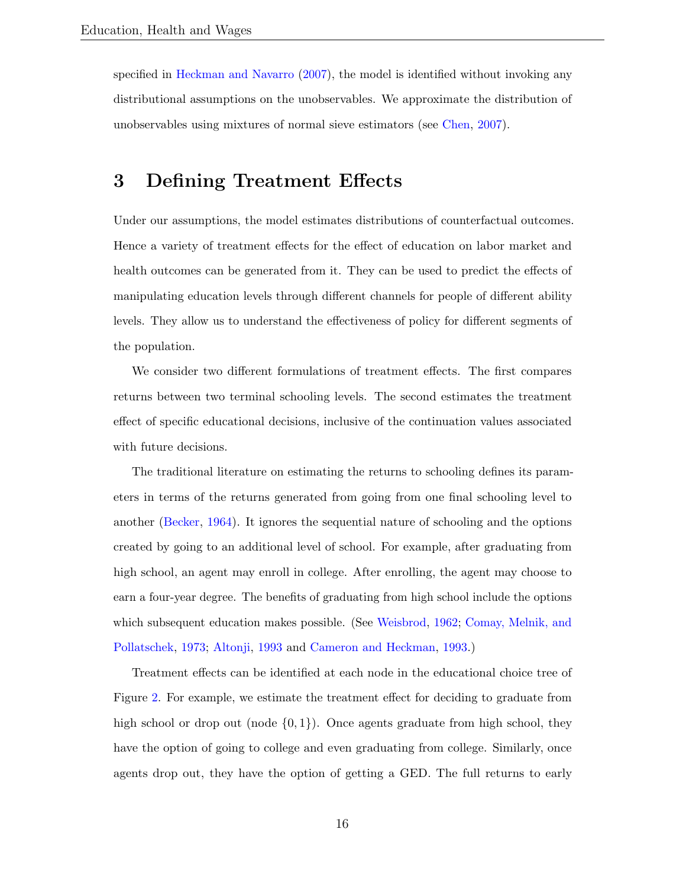specified in Heckman and Navarro (2007), the model is identified without invoking any distributional assumptions on the unobservables. We approximate the distribution of unobservables using mixtures of normal sieve estimators (see Chen, 2007).

# 3 Defining Treatment Effects

Under our assumptions, the model estimates distributions of counterfactual outcomes. Hence a variety of treatment effects for the effect of education on labor market and health outcomes can be generated from it. They can be used to predict the effects of manipulating education levels through different channels for people of different ability levels. They allow us to understand the effectiveness of policy for different segments of the population.

We consider two different formulations of treatment effects. The first compares returns between two terminal schooling levels. The second estimates the treatment effect of specific educational decisions, inclusive of the continuation values associated with future decisions.

The traditional literature on estimating the returns to schooling defines its parameters in terms of the returns generated from going from one final schooling level to another (Becker, 1964). It ignores the sequential nature of schooling and the options created by going to an additional level of school. For example, after graduating from high school, an agent may enroll in college. After enrolling, the agent may choose to earn a four-year degree. The benefits of graduating from high school include the options which subsequent education makes possible. (See Weisbrod, 1962; Comay, Melnik, and Pollatschek, 1973; Altonji, 1993 and Cameron and Heckman, 1993.)

Treatment effects can be identified at each node in the educational choice tree of Figure 2. For example, we estimate the treatment effect for deciding to graduate from high school or drop out (node $\{0, 1\}$). Once agents graduate from high school, they have the option of going to college and even graduating from college. Similarly, once agents drop out, they have the option of getting a GED. The full returns to early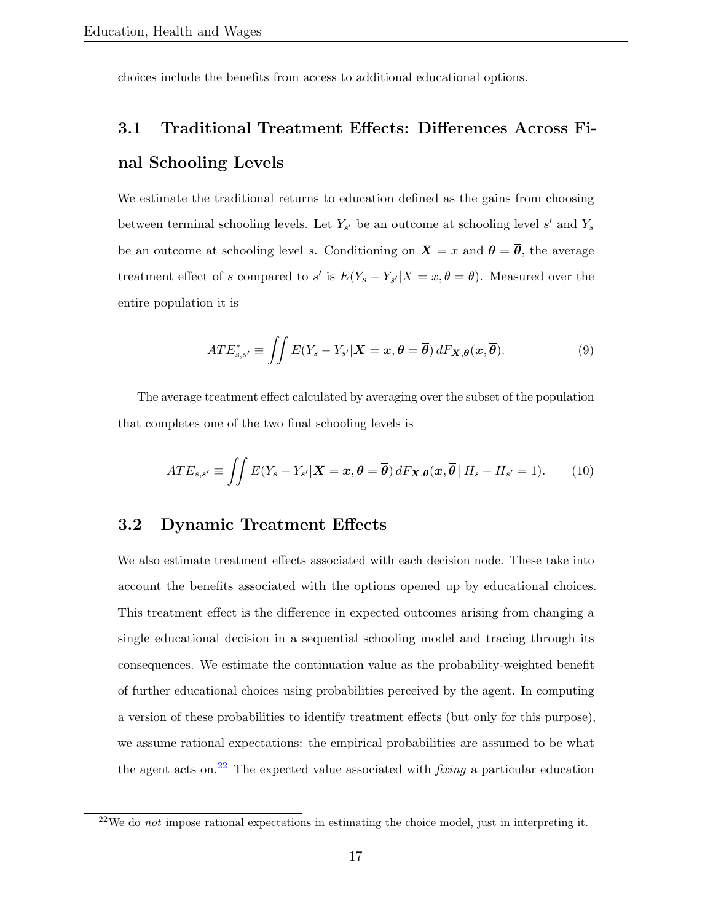choices include the benefits from access to additional educational options.

## 3.1 Traditional Treatment Effects: Differences Across Final Schooling Levels

We estimate the traditional returns to education defined as the gains from choosing between terminal schooling levels. Let $Y_{s'}$ be an outcome at schooling level $s'$ and $Y_s$ be an outcome at schooling level $s$. Conditioning on $\boldsymbol{X} = x$ and $\boldsymbol{\theta} = \overline{\boldsymbol{\theta}}$, the average treatment effect of $s$ compared to $s'$ is $E(Y_s - Y_{s'}|X = x, \theta = \overline{\theta})$. Measured over the entire population it is

$$ATE^*_{s,s'} \equiv \iint E(Y_s - Y_{s'}|\boldsymbol{X} = \boldsymbol{x}, \boldsymbol{\theta} = \overline{\boldsymbol{\theta}})\, dF_{\boldsymbol{X},\boldsymbol{\theta}}(\boldsymbol{x}, \overline{\boldsymbol{\theta}}). \tag{9}$$

The average treatment effect calculated by averaging over the subset of the population that completes one of the two final schooling levels is

$$ATE_{s,s'} \equiv \iint E(Y_s - Y_{s'}|\boldsymbol{X} = \boldsymbol{x}, \boldsymbol{\theta} = \overline{\boldsymbol{\theta}})\, dF_{\boldsymbol{X},\boldsymbol{\theta}}(\boldsymbol{x}, \overline{\boldsymbol{\theta}} \,|\, H_s + H_{s'} = 1). \tag{10}$$

## 3.2 Dynamic Treatment Effects

We also estimate treatment effects associated with each decision node. These take into account the benefits associated with the options opened up by educational choices. This treatment effect is the difference in expected outcomes arising from changing a single educational decision in a sequential schooling model and tracing through its consequences. We estimate the continuation value as the probability-weighted benefit of further educational choices using probabilities perceived by the agent. In computing a version of these probabilities to identify treatment effects (but only for this purpose), we assume rational expectations: the empirical probabilities are assumed to be what the agent acts on.[22] The expected value associated with *fixing* a particular education

[22] We do *not* impose rational expectations in estimating the choice model, just in interpreting it.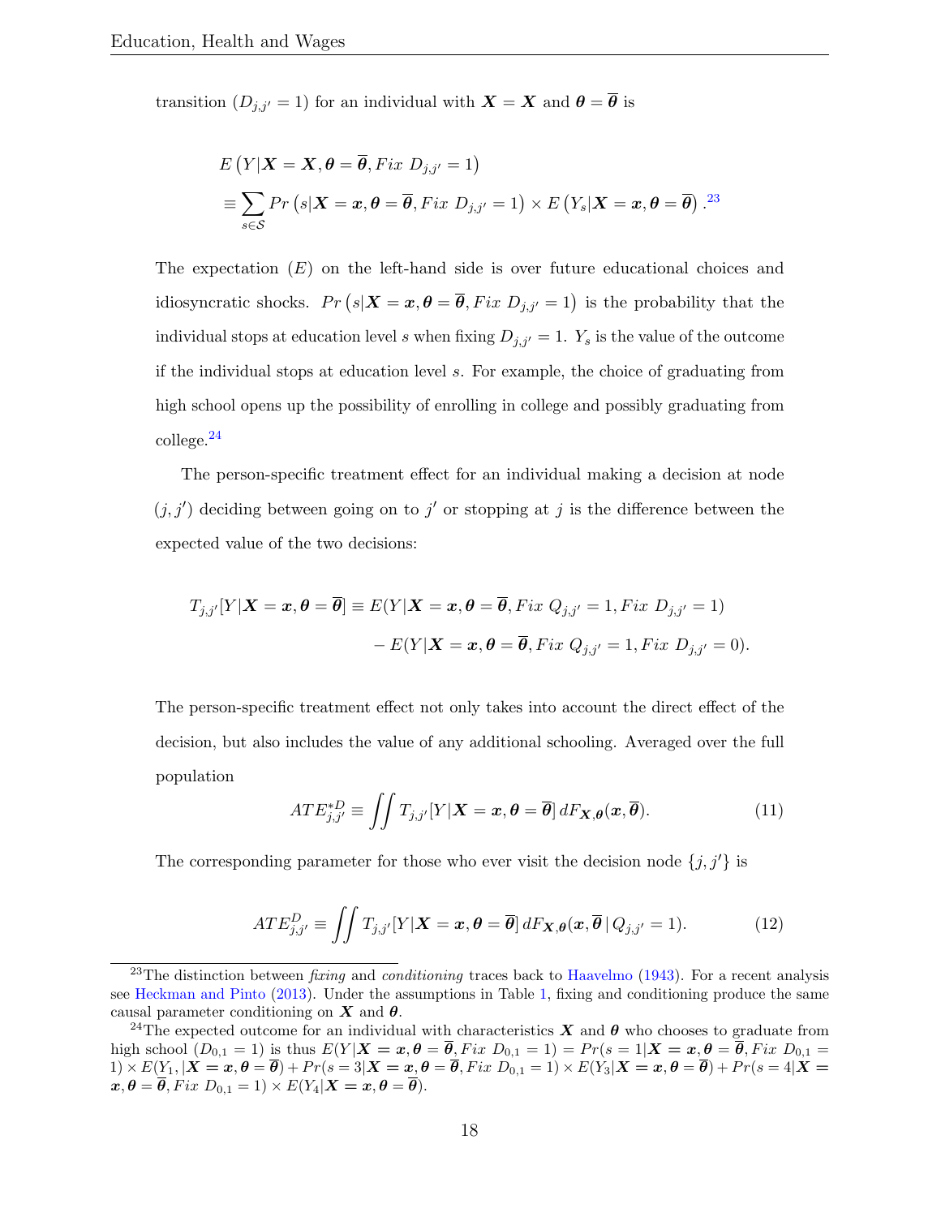transition ($D_{j,j'} = 1$) for an individual with $\boldsymbol{X} = \boldsymbol{X}$ and $\boldsymbol{\theta} = \overline{\boldsymbol{\theta}}$ is

$$E\left(Y|\boldsymbol{X} = \boldsymbol{X}, \boldsymbol{\theta} = \overline{\boldsymbol{\theta}}, Fix\ D_{j,j'} = 1\right)$$
$$\equiv \sum_{s \in \mathcal{S}} Pr\left(s|\boldsymbol{X} = \boldsymbol{x}, \boldsymbol{\theta} = \overline{\boldsymbol{\theta}}, Fix\ D_{j,j'} = 1\right) \times E\left(Y_s|\boldsymbol{X} = \boldsymbol{x}, \boldsymbol{\theta} = \overline{\boldsymbol{\theta}}\right).[23]$$

The expectation ($E$) on the left-hand side is over future educational choices and idiosyncratic shocks. $Pr\left(s|\boldsymbol{X} = \boldsymbol{x}, \boldsymbol{\theta} = \overline{\boldsymbol{\theta}}, Fix\ D_{j,j'} = 1\right)$ is the probability that the individual stops at education level $s$ when fixing $D_{j,j'} = 1$. $Y_s$ is the value of the outcome if the individual stops at education level $s$. For example, the choice of graduating from high school opens up the possibility of enrolling in college and possibly graduating from college.[24]

The person-specific treatment effect for an individual making a decision at node $(j, j')$ deciding between going on to $j'$ or stopping at $j$ is the difference between the expected value of the two decisions:

$$T_{j,j'}[Y|\boldsymbol{X} = \boldsymbol{x}, \boldsymbol{\theta} = \overline{\boldsymbol{\theta}}] \equiv E(Y|\boldsymbol{X} = \boldsymbol{x}, \boldsymbol{\theta} = \overline{\boldsymbol{\theta}}, Fix\ Q_{j,j'} = 1, Fix\ D_{j,j'} = 1)$$
$$- E(Y|\boldsymbol{X} = \boldsymbol{x}, \boldsymbol{\theta} = \overline{\boldsymbol{\theta}}, Fix\ Q_{j,j'} = 1, Fix\ D_{j,j'} = 0).$$

The person-specific treatment effect not only takes into account the direct effect of the decision, but also includes the value of any additional schooling. Averaged over the full population

$$ATE^{*D}_{j,j'} \equiv \iint T_{j,j'}[Y|\boldsymbol{X} = \boldsymbol{x}, \boldsymbol{\theta} = \overline{\boldsymbol{\theta}}]\, dF_{\boldsymbol{X},\boldsymbol{\theta}}(\boldsymbol{x}, \overline{\boldsymbol{\theta}}). \tag{11}$$

The corresponding parameter for those who ever visit the decision node $\{j, j'\}$ is

$$ATE^{D}_{j,j'} \equiv \iint T_{j,j'}[Y|\boldsymbol{X} = \boldsymbol{x}, \boldsymbol{\theta} = \overline{\boldsymbol{\theta}}]\, dF_{\boldsymbol{X},\boldsymbol{\theta}}(\boldsymbol{x}, \overline{\boldsymbol{\theta}}\,|\,Q_{j,j'} = 1). \tag{12}$$

---

[23] The distinction between *fixing* and *conditioning* traces back to Haavelmo (1943). For a recent analysis see Heckman and Pinto (2013). Under the assumptions in Table 1, fixing and conditioning produce the same causal parameter conditioning on $\boldsymbol{X}$ and $\boldsymbol{\theta}$.

[24] The expected outcome for an individual with characteristics $\boldsymbol{X}$ and $\boldsymbol{\theta}$ who chooses to graduate from high school ($D_{0,1} = 1$) is thus $E(Y|\boldsymbol{X} = \boldsymbol{x}, \boldsymbol{\theta} = \overline{\boldsymbol{\theta}}, Fix\ D_{0,1} = 1) = Pr(s = 1|\boldsymbol{X} = \boldsymbol{x}, \boldsymbol{\theta} = \overline{\boldsymbol{\theta}}, Fix\ D_{0,1} = 1) \times E(Y_1, |\boldsymbol{X} = \boldsymbol{x}, \boldsymbol{\theta} = \overline{\boldsymbol{\theta}}) + Pr(s = 3|\boldsymbol{X} = \boldsymbol{x}, \boldsymbol{\theta} = \overline{\boldsymbol{\theta}}, Fix\ D_{0,1} = 1) \times E(Y_3|\boldsymbol{X} = \boldsymbol{x}, \boldsymbol{\theta} = \overline{\boldsymbol{\theta}}) + Pr(s = 4|\boldsymbol{X} = \boldsymbol{x}, \boldsymbol{\theta} = \overline{\boldsymbol{\theta}}, Fix\ D_{0,1} = 1) \times E(Y_4|\boldsymbol{X} = \boldsymbol{x}, \boldsymbol{\theta} = \overline{\boldsymbol{\theta}})$.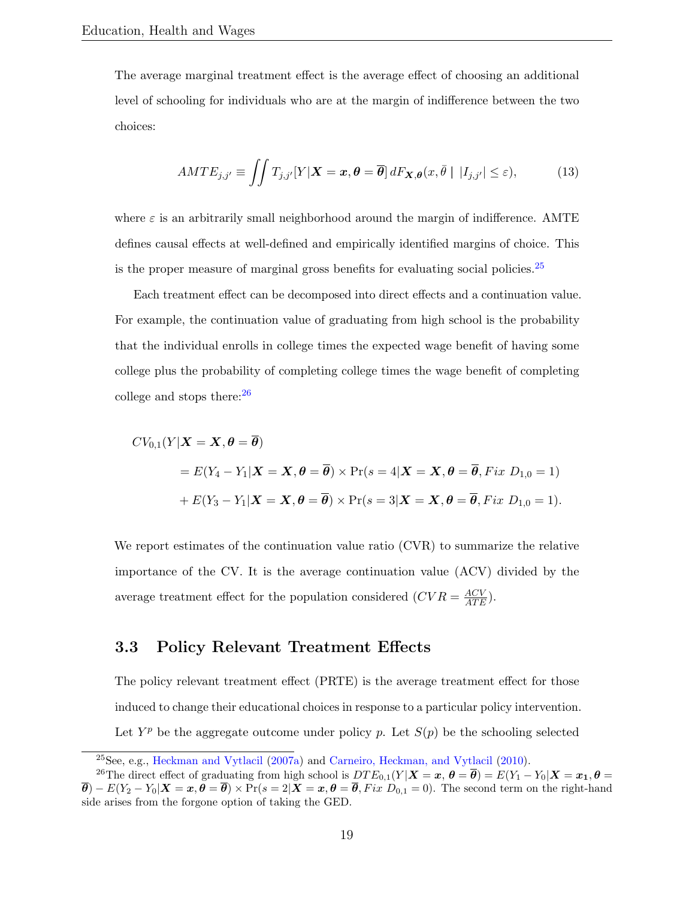The average marginal treatment effect is the average effect of choosing an additional level of schooling for individuals who are at the margin of indifference between the two choices:

$$AMTE_{j,j'} \equiv \iint T_{j,j'}[Y|\boldsymbol{X} = \boldsymbol{x}, \boldsymbol{\theta} = \overline{\boldsymbol{\theta}}]\, dF_{\boldsymbol{X},\boldsymbol{\theta}}(x, \bar{\theta} \mid |I_{j,j'}| \leq \varepsilon), \tag{13}$$

where $\varepsilon$ is an arbitrarily small neighborhood around the margin of indifference. AMTE defines causal effects at well-defined and empirically identified margins of choice. This is the proper measure of marginal gross benefits for evaluating social policies.[25]

Each treatment effect can be decomposed into direct effects and a continuation value. For example, the continuation value of graduating from high school is the probability that the individual enrolls in college times the expected wage benefit of having some college plus the probability of completing college times the wage benefit of completing college and stops there:[26]

$$\begin{aligned}
&CV_{0,1}(Y|\boldsymbol{X} = \boldsymbol{X}, \boldsymbol{\theta} = \overline{\boldsymbol{\theta}}) \\
&\quad = E(Y_4 - Y_1|\boldsymbol{X} = \boldsymbol{X}, \boldsymbol{\theta} = \overline{\boldsymbol{\theta}}) \times \Pr(s = 4|\boldsymbol{X} = \boldsymbol{X}, \boldsymbol{\theta} = \overline{\boldsymbol{\theta}}, Fix\ D_{1,0} = 1) \\
&\quad + E(Y_3 - Y_1|\boldsymbol{X} = \boldsymbol{X}, \boldsymbol{\theta} = \overline{\boldsymbol{\theta}}) \times \Pr(s = 3|\boldsymbol{X} = \boldsymbol{X}, \boldsymbol{\theta} = \overline{\boldsymbol{\theta}}, Fix\ D_{1,0} = 1).
\end{aligned}$$

We report estimates of the continuation value ratio (CVR) to summarize the relative importance of the CV. It is the average continuation value (ACV) divided by the average treatment effect for the population considered ($CVR = \frac{ACV}{ATE}$).

## 3.3 Policy Relevant Treatment Effects

The policy relevant treatment effect (PRTE) is the average treatment effect for those induced to change their educational choices in response to a particular policy intervention. Let $Y^p$ be the aggregate outcome under policy $p$. Let $S(p)$ be the schooling selected

---

[25] See, e.g., Heckman and Vytlacil (2007a) and Carneiro, Heckman, and Vytlacil (2010).

[26] The direct effect of graduating from high school is $DTE_{0,1}(Y|\boldsymbol{X} = \boldsymbol{x}, \boldsymbol{\theta} = \overline{\boldsymbol{\theta}}) = E(Y_1 - Y_0|\boldsymbol{X} = \boldsymbol{x_1}, \boldsymbol{\theta} = \overline{\boldsymbol{\theta}}) - E(Y_2 - Y_0|\boldsymbol{X} = \boldsymbol{x}, \boldsymbol{\theta} = \overline{\boldsymbol{\theta}}) \times \Pr(s = 2|\boldsymbol{X} = \boldsymbol{x}, \boldsymbol{\theta} = \overline{\boldsymbol{\theta}}, Fix\ D_{0,1} = 0)$. The second term on the right-hand side arises from the forgone option of taking the GED.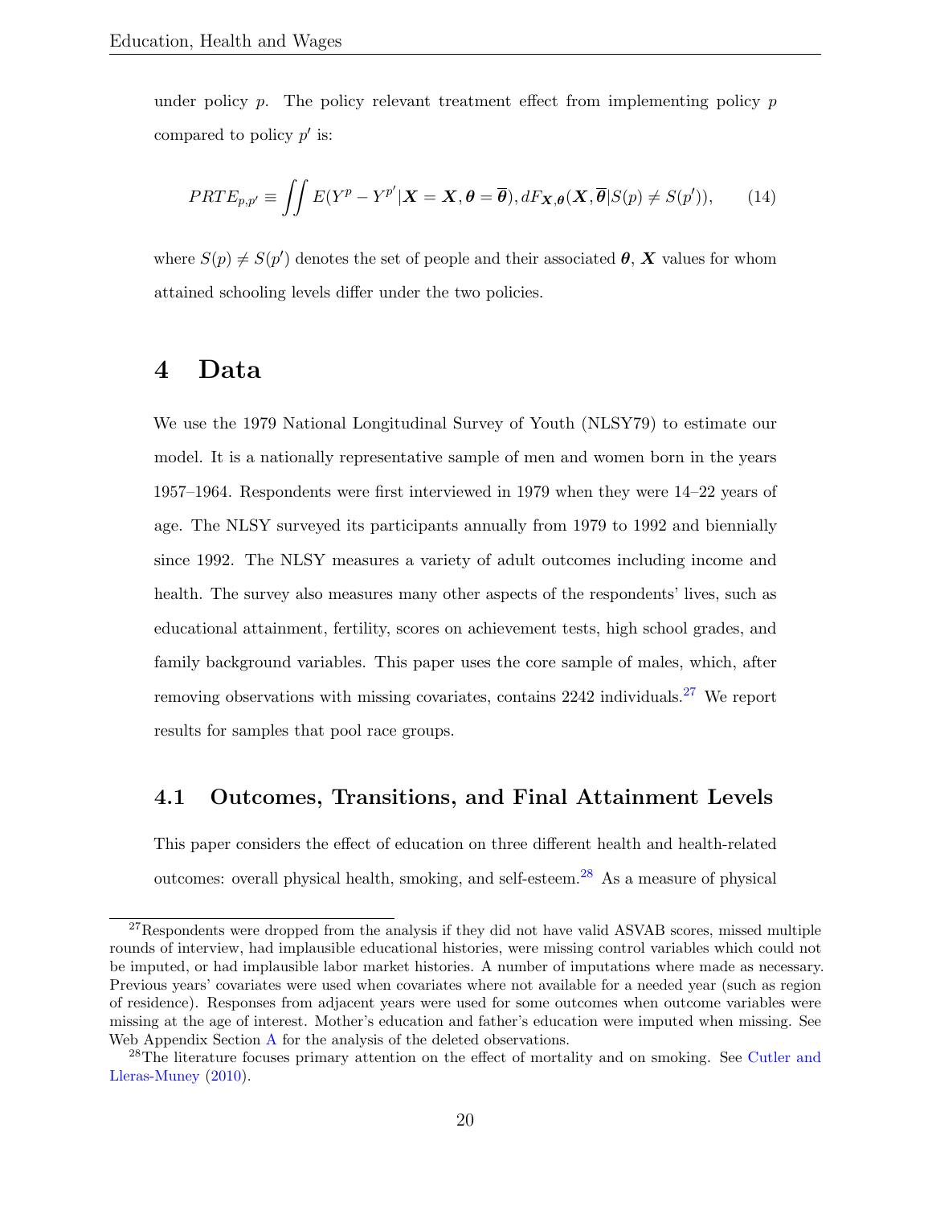under policy $p$. The policy relevant treatment effect from implementing policy $p$ compared to policy $p'$ is:

$$PRTE_{p,p'} \equiv \iint E(Y^p - Y^{p'} | \boldsymbol{X} = \boldsymbol{X}, \boldsymbol{\theta} = \overline{\boldsymbol{\theta}}), dF_{\boldsymbol{X},\boldsymbol{\theta}}(\boldsymbol{X}, \overline{\boldsymbol{\theta}} | S(p) \neq S(p')), \tag{14}$$

where $S(p) \neq S(p')$ denotes the set of people and their associated $\boldsymbol{\theta}$, $\boldsymbol{X}$ values for whom attained schooling levels differ under the two policies.

# 4 Data

We use the 1979 National Longitudinal Survey of Youth (NLSY79) to estimate our model. It is a nationally representative sample of men and women born in the years 1957–1964. Respondents were first interviewed in 1979 when they were 14–22 years of age. The NLSY surveyed its participants annually from 1979 to 1992 and biennially since 1992. The NLSY measures a variety of adult outcomes including income and health. The survey also measures many other aspects of the respondents' lives, such as educational attainment, fertility, scores on achievement tests, high school grades, and family background variables. This paper uses the core sample of males, which, after removing observations with missing covariates, contains 2242 individuals.[27] We report results for samples that pool race groups.

## 4.1 Outcomes, Transitions, and Final Attainment Levels

This paper considers the effect of education on three different health and health-related outcomes: overall physical health, smoking, and self-esteem.[28] As a measure of physical

[27] Respondents were dropped from the analysis if they did not have valid ASVAB scores, missed multiple rounds of interview, had implausible educational histories, were missing control variables which could not be imputed, or had implausible labor market histories. A number of imputations where made as necessary. Previous years' covariates were used when covariates where not available for a needed year (such as region of residence). Responses from adjacent years were used for some outcomes when outcome variables were missing at the age of interest. Mother's education and father's education were imputed when missing. See Web Appendix Section A for the analysis of the deleted observations.

[28] The literature focuses primary attention on the effect of mortality and on smoking. See Cutler and Lleras-Muney (2010).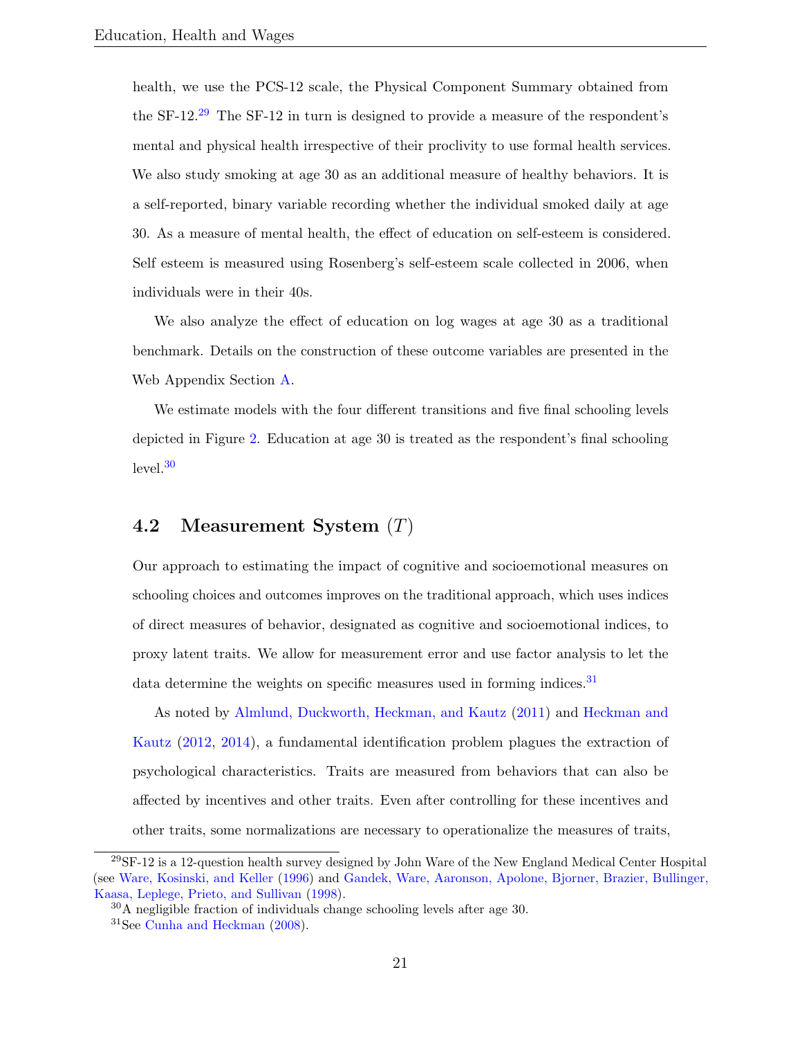health, we use the PCS-12 scale, the Physical Component Summary obtained from the SF-12.[29] The SF-12 in turn is designed to provide a measure of the respondent's mental and physical health irrespective of their proclivity to use formal health services. We also study smoking at age 30 as an additional measure of healthy behaviors. It is a self-reported, binary variable recording whether the individual smoked daily at age 30. As a measure of mental health, the effect of education on self-esteem is considered. Self esteem is measured using Rosenberg's self-esteem scale collected in 2006, when individuals were in their 40s.

We also analyze the effect of education on log wages at age 30 as a traditional benchmark. Details on the construction of these outcome variables are presented in the Web Appendix Section A.

We estimate models with the four different transitions and five final schooling levels depicted in Figure 2. Education at age 30 is treated as the respondent's final schooling level.[30]

## 4.2 Measurement System ($T$)

Our approach to estimating the impact of cognitive and socioemotional measures on schooling choices and outcomes improves on the traditional approach, which uses indices of direct measures of behavior, designated as cognitive and socioemotional indices, to proxy latent traits. We allow for measurement error and use factor analysis to let the data determine the weights on specific measures used in forming indices.[31]

As noted by Almlund, Duckworth, Heckman, and Kautz (2011) and Heckman and Kautz (2012, 2014), a fundamental identification problem plagues the extraction of psychological characteristics. Traits are measured from behaviors that can also be affected by incentives and other traits. Even after controlling for these incentives and other traits, some normalizations are necessary to operationalize the measures of traits,

[29] SF-12 is a 12-question health survey designed by John Ware of the New England Medical Center Hospital (see Ware, Kosinski, and Keller (1996) and Gandek, Ware, Aaronson, Apolone, Bjorner, Brazier, Bullinger, Kaasa, Leplege, Prieto, and Sullivan (1998).

[30] A negligible fraction of individuals change schooling levels after age 30.

[31] See Cunha and Heckman (2008).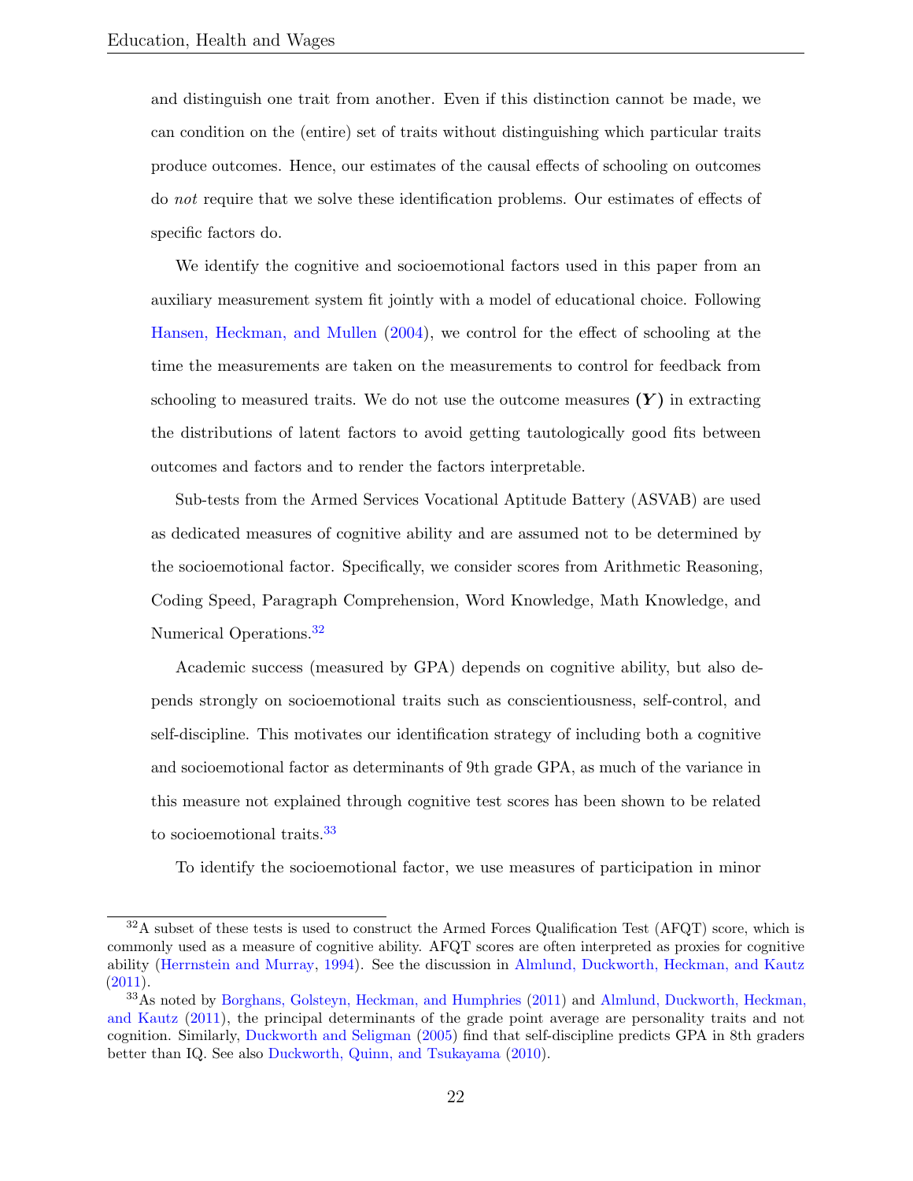and distinguish one trait from another. Even if this distinction cannot be made, we can condition on the (entire) set of traits without distinguishing which particular traits produce outcomes. Hence, our estimates of the causal effects of schooling on outcomes do *not* require that we solve these identification problems. Our estimates of effects of specific factors do.

We identify the cognitive and socioemotional factors used in this paper from an auxiliary measurement system fit jointly with a model of educational choice. Following Hansen, Heckman, and Mullen (2004), we control for the effect of schooling at the time the measurements are taken on the measurements to control for feedback from schooling to measured traits. We do not use the outcome measures $(\boldsymbol{Y})$ in extracting the distributions of latent factors to avoid getting tautologically good fits between outcomes and factors and to render the factors interpretable.

Sub-tests from the Armed Services Vocational Aptitude Battery (ASVAB) are used as dedicated measures of cognitive ability and are assumed not to be determined by the socioemotional factor. Specifically, we consider scores from Arithmetic Reasoning, Coding Speed, Paragraph Comprehension, Word Knowledge, Math Knowledge, and Numerical Operations.[32]

Academic success (measured by GPA) depends on cognitive ability, but also depends strongly on socioemotional traits such as conscientiousness, self-control, and self-discipline. This motivates our identification strategy of including both a cognitive and socioemotional factor as determinants of 9th grade GPA, as much of the variance in this measure not explained through cognitive test scores has been shown to be related to socioemotional traits.[33]

To identify the socioemotional factor, we use measures of participation in minor

[32] A subset of these tests is used to construct the Armed Forces Qualification Test (AFQT) score, which is commonly used as a measure of cognitive ability. AFQT scores are often interpreted as proxies for cognitive ability (Herrnstein and Murray, 1994). See the discussion in Almlund, Duckworth, Heckman, and Kautz (2011).

[33] As noted by Borghans, Golsteyn, Heckman, and Humphries (2011) and Almlund, Duckworth, Heckman, and Kautz (2011), the principal determinants of the grade point average are personality traits and not cognition. Similarly, Duckworth and Seligman (2005) find that self-discipline predicts GPA in 8th graders better than IQ. See also Duckworth, Quinn, and Tsukayama (2010).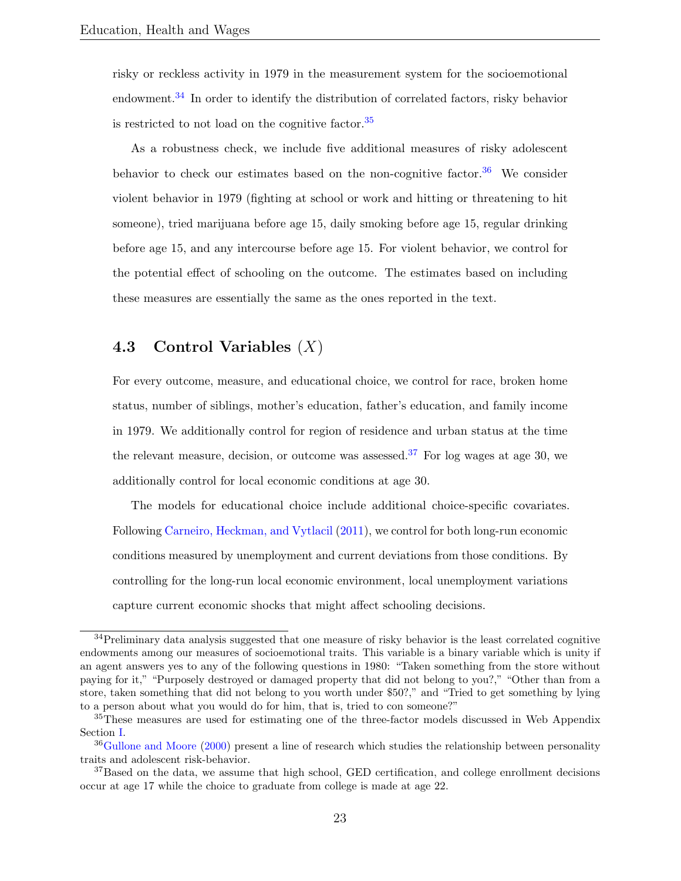risky or reckless activity in 1979 in the measurement system for the socioemotional endowment.[34] In order to identify the distribution of correlated factors, risky behavior is restricted to not load on the cognitive factor.[35]

As a robustness check, we include five additional measures of risky adolescent behavior to check our estimates based on the non-cognitive factor.[36] We consider violent behavior in 1979 (fighting at school or work and hitting or threatening to hit someone), tried marijuana before age 15, daily smoking before age 15, regular drinking before age 15, and any intercourse before age 15. For violent behavior, we control for the potential effect of schooling on the outcome. The estimates based on including these measures are essentially the same as the ones reported in the text.

### 4.3 Control Variables ($X$)

For every outcome, measure, and educational choice, we control for race, broken home status, number of siblings, mother's education, father's education, and family income in 1979. We additionally control for region of residence and urban status at the time the relevant measure, decision, or outcome was assessed.[37] For log wages at age 30, we additionally control for local economic conditions at age 30.

The models for educational choice include additional choice-specific covariates. Following Carneiro, Heckman, and Vytlacil (2011), we control for both long-run economic conditions measured by unemployment and current deviations from those conditions. By controlling for the long-run local economic environment, local unemployment variations capture current economic shocks that might affect schooling decisions.

---

[34] Preliminary data analysis suggested that one measure of risky behavior is the least correlated cognitive endowments among our measures of socioemotional traits. This variable is a binary variable which is unity if an agent answers yes to any of the following questions in 1980: "Taken something from the store without paying for it," "Purposely destroyed or damaged property that did not belong to you?," "Other than from a store, taken something that did not belong to you worth under $50?," and "Tried to get something by lying to a person about what you would do for him, that is, tried to con someone?"

[35] These measures are used for estimating one of the three-factor models discussed in Web Appendix Section I.

[36] Gullone and Moore (2000) present a line of research which studies the relationship between personality traits and adolescent risk-behavior.

[37] Based on the data, we assume that high school, GED certification, and college enrollment decisions occur at age 17 while the choice to graduate from college is made at age 22.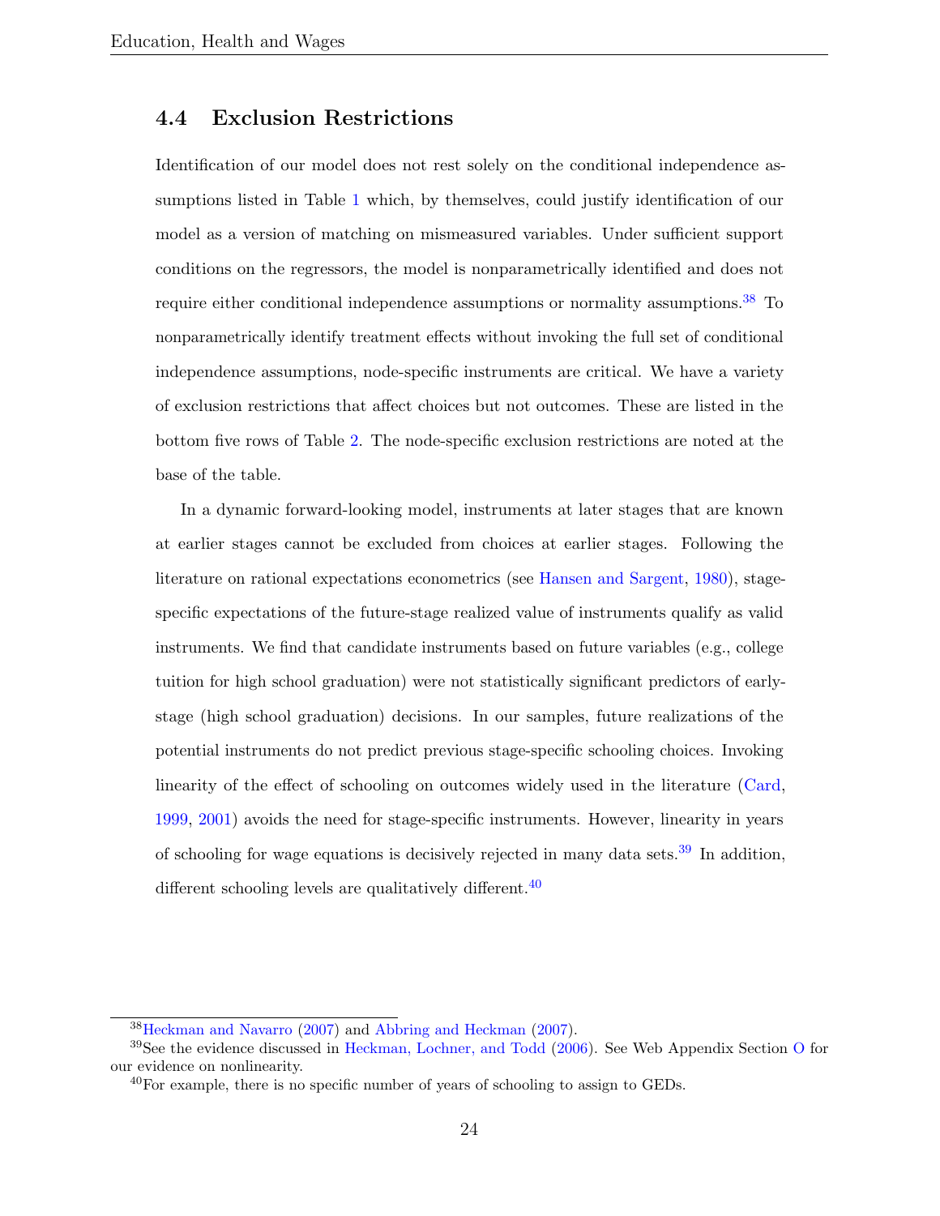## 4.4 Exclusion Restrictions

Identification of our model does not rest solely on the conditional independence assumptions listed in Table 1 which, by themselves, could justify identification of our model as a version of matching on mismeasured variables. Under sufficient support conditions on the regressors, the model is nonparametrically identified and does not require either conditional independence assumptions or normality assumptions.[38] To nonparametrically identify treatment effects without invoking the full set of conditional independence assumptions, node-specific instruments are critical. We have a variety of exclusion restrictions that affect choices but not outcomes. These are listed in the bottom five rows of Table 2. The node-specific exclusion restrictions are noted at the base of the table.

In a dynamic forward-looking model, instruments at later stages that are known at earlier stages cannot be excluded from choices at earlier stages. Following the literature on rational expectations econometrics (see Hansen and Sargent, 1980), stage-specific expectations of the future-stage realized value of instruments qualify as valid instruments. We find that candidate instruments based on future variables (e.g., college tuition for high school graduation) were not statistically significant predictors of early-stage (high school graduation) decisions. In our samples, future realizations of the potential instruments do not predict previous stage-specific schooling choices. Invoking linearity of the effect of schooling on outcomes widely used in the literature (Card, 1999, 2001) avoids the need for stage-specific instruments. However, linearity in years of schooling for wage equations is decisively rejected in many data sets.[39] In addition, different schooling levels are qualitatively different.[40]

---

[38] Heckman and Navarro (2007) and Abbring and Heckman (2007).

[39] See the evidence discussed in Heckman, Lochner, and Todd (2006). See Web Appendix Section O for our evidence on nonlinearity.

[40] For example, there is no specific number of years of schooling to assign to GEDs.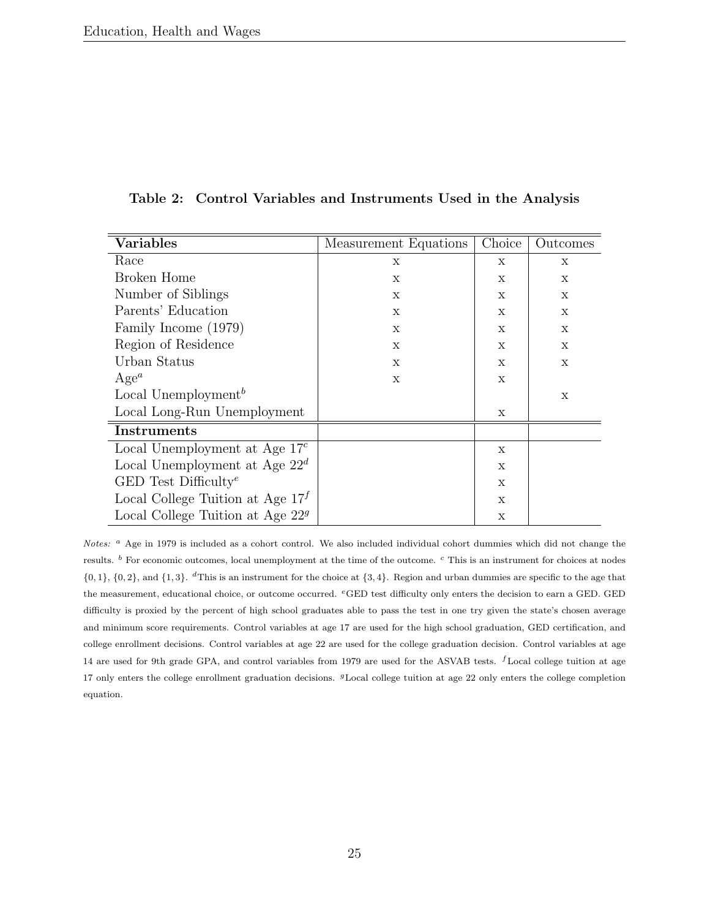**Table 2: Control Variables and Instruments Used in the Analysis**

| **Variables** | Measurement Equations | Choice | Outcomes |
|---|---|---|---|
| Race | x | x | x |
| Broken Home | x | x | x |
| Number of Siblings | x | x | x |
| Parents' Education | x | x | x |
| Family Income (1979) | x | x | x |
| Region of Residence | x | x | x |
| Urban Status | x | x | x |
| Age[a] | x | x | |
| Local Unemployment[b] | | | x |
| Local Long-Run Unemployment | | x | |
| **Instruments** | | | |
| Local Unemployment at Age 17[c] | | x | |
| Local Unemployment at Age 22[d] | | x | |
| GED Test Difficulty[e] | | x | |
| Local College Tuition at Age 17[f] | | x | |
| Local College Tuition at Age 22[g] | | x | |

*Notes:* [a] Age in 1979 is included as a cohort control. We also included individual cohort dummies which did not change the results. [b] For economic outcomes, local unemployment at the time of the outcome. [c] This is an instrument for choices at nodes $\{0, 1\}$, $\{0, 2\}$, and $\{1, 3\}$. [d]This is an instrument for the choice at $\{3, 4\}$. Region and urban dummies are specific to the age that the measurement, educational choice, or outcome occurred. [e]GED test difficulty only enters the decision to earn a GED. GED difficulty is proxied by the percent of high school graduates able to pass the test in one try given the state's chosen average and minimum score requirements. Control variables at age 17 are used for the high school graduation, GED certification, and college enrollment decisions. Control variables at age 22 are used for the college graduation decision. Control variables at age 14 are used for 9th grade GPA, and control variables from 1979 are used for the ASVAB tests. [f]Local college tuition at age 17 only enters the college enrollment graduation decisions. [g]Local college tuition at age 22 only enters the college completion equation.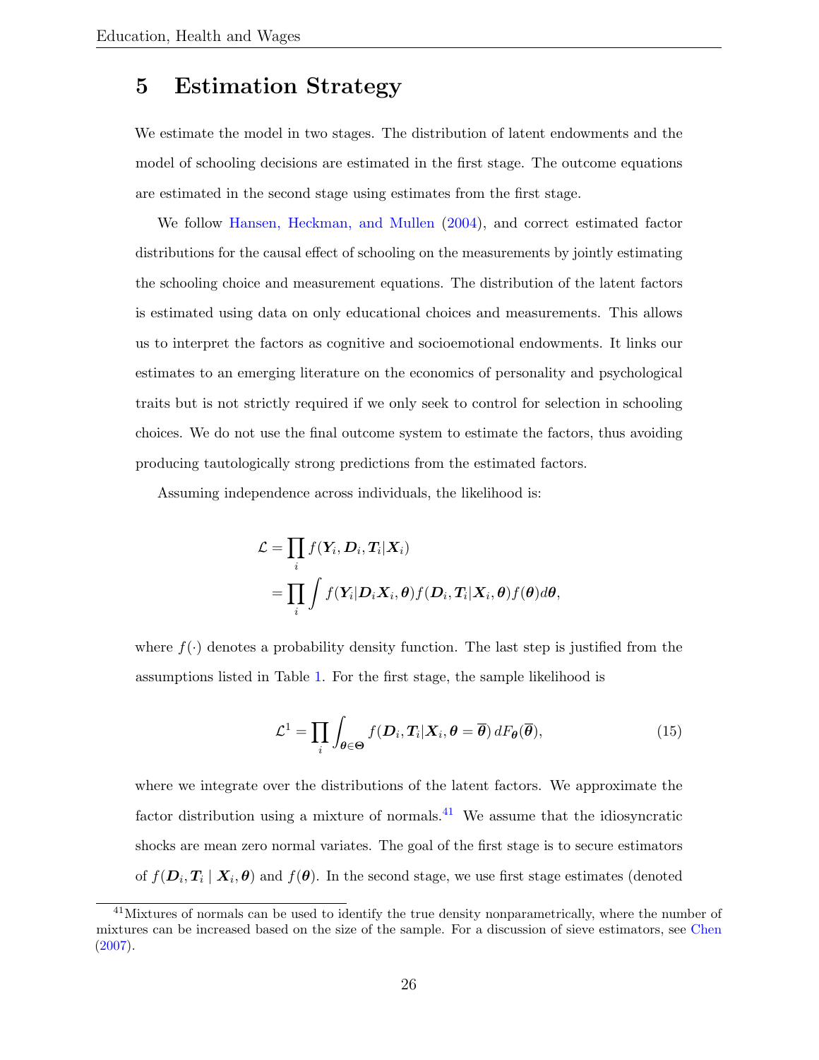# 5 Estimation Strategy

We estimate the model in two stages. The distribution of latent endowments and the model of schooling decisions are estimated in the first stage. The outcome equations are estimated in the second stage using estimates from the first stage.

We follow Hansen, Heckman, and Mullen (2004), and correct estimated factor distributions for the causal effect of schooling on the measurements by jointly estimating the schooling choice and measurement equations. The distribution of the latent factors is estimated using data on only educational choices and measurements. This allows us to interpret the factors as cognitive and socioemotional endowments. It links our estimates to an emerging literature on the economics of personality and psychological traits but is not strictly required if we only seek to control for selection in schooling choices. We do not use the final outcome system to estimate the factors, thus avoiding producing tautologically strong predictions from the estimated factors.

Assuming independence across individuals, the likelihood is:

$$
\begin{aligned}
\mathcal{L} &= \prod_i f(\boldsymbol{Y}_i, \boldsymbol{D}_i, \boldsymbol{T}_i | \boldsymbol{X}_i) \\
&= \prod_i \int f(\boldsymbol{Y}_i | \boldsymbol{D}_i \boldsymbol{X}_i, \boldsymbol{\theta}) f(\boldsymbol{D}_i, \boldsymbol{T}_i | \boldsymbol{X}_i, \boldsymbol{\theta}) f(\boldsymbol{\theta}) d\boldsymbol{\theta},
\end{aligned}
$$

where $f(\cdot)$ denotes a probability density function. The last step is justified from the assumptions listed in Table 1. For the first stage, the sample likelihood is

$$
\mathcal{L}^1 = \prod_i \int_{\boldsymbol{\theta} \in \boldsymbol{\Theta}} f(\boldsymbol{D}_i, \boldsymbol{T}_i | \boldsymbol{X}_i, \boldsymbol{\theta} = \overline{\boldsymbol{\theta}}) \, dF_{\boldsymbol{\theta}}(\overline{\boldsymbol{\theta}}), \tag{15}
$$

where we integrate over the distributions of the latent factors. We approximate the factor distribution using a mixture of normals.[41] We assume that the idiosyncratic shocks are mean zero normal variates. The goal of the first stage is to secure estimators of $f(\boldsymbol{D}_i, \boldsymbol{T}_i \mid \boldsymbol{X}_i, \boldsymbol{\theta})$ and $f(\boldsymbol{\theta})$. In the second stage, we use first stage estimates (denoted

[41] Mixtures of normals can be used to identify the true density nonparametrically, where the number of mixtures can be increased based on the size of the sample. For a discussion of sieve estimators, see Chen (2007).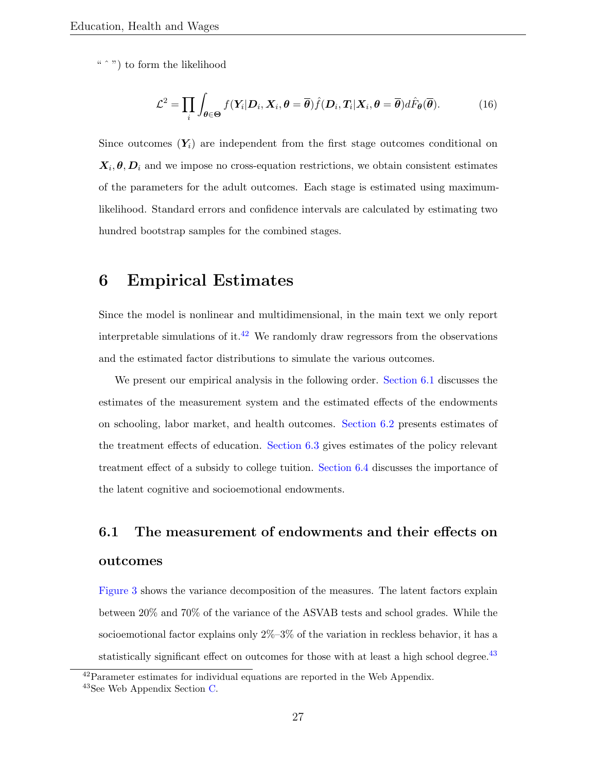" ˆ ") to form the likelihood

$$\mathcal{L}^2 = \prod_i \int_{\boldsymbol{\theta} \in \boldsymbol{\Theta}} f(\boldsymbol{Y}_i | \boldsymbol{D}_i, \boldsymbol{X}_i, \boldsymbol{\theta} = \overline{\boldsymbol{\theta}}) \hat{f}(\boldsymbol{D}_i, \boldsymbol{T}_i | \boldsymbol{X}_i, \boldsymbol{\theta} = \overline{\boldsymbol{\theta}}) d\hat{F}_{\boldsymbol{\theta}}(\overline{\boldsymbol{\theta}}). \tag{16}$$

Since outcomes ($\boldsymbol{Y}_i$) are independent from the first stage outcomes conditional on $\boldsymbol{X}_i, \boldsymbol{\theta}, \boldsymbol{D}_i$ and we impose no cross-equation restrictions, we obtain consistent estimates of the parameters for the adult outcomes. Each stage is estimated using maximum-likelihood. Standard errors and confidence intervals are calculated by estimating two hundred bootstrap samples for the combined stages.

# 6 Empirical Estimates

Since the model is nonlinear and multidimensional, in the main text we only report interpretable simulations of it.[42] We randomly draw regressors from the observations and the estimated factor distributions to simulate the various outcomes.

We present our empirical analysis in the following order. Section 6.1 discusses the estimates of the measurement system and the estimated effects of the endowments on schooling, labor market, and health outcomes. Section 6.2 presents estimates of the treatment effects of education. Section 6.3 gives estimates of the policy relevant treatment effect of a subsidy to college tuition. Section 6.4 discusses the importance of the latent cognitive and socioemotional endowments.

## 6.1 The measurement of endowments and their effects on outcomes

Figure 3 shows the variance decomposition of the measures. The latent factors explain between 20% and 70% of the variance of the ASVAB tests and school grades. While the socioemotional factor explains only 2%–3% of the variation in reckless behavior, it has a statistically significant effect on outcomes for those with at least a high school degree.[43]

[42] Parameter estimates for individual equations are reported in the Web Appendix.

[43] See Web Appendix Section C.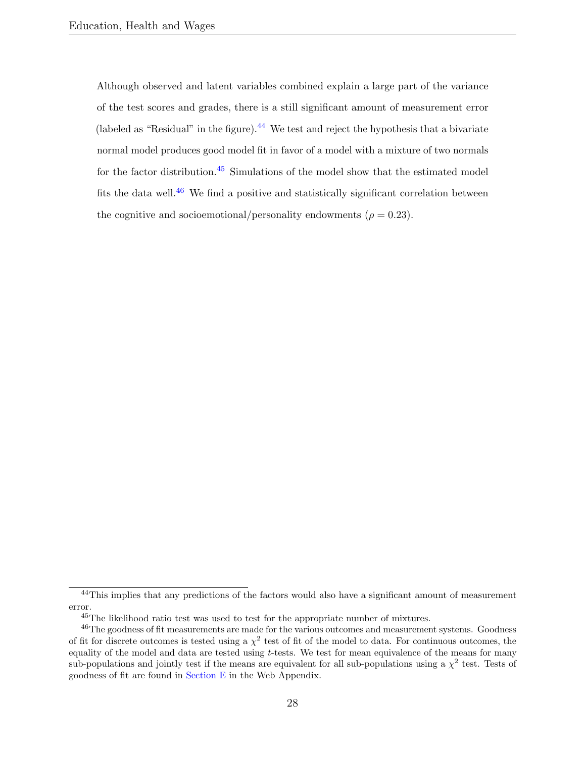Although observed and latent variables combined explain a large part of the variance of the test scores and grades, there is a still significant amount of measurement error (labeled as "Residual" in the figure).[44] We test and reject the hypothesis that a bivariate normal model produces good model fit in favor of a model with a mixture of two normals for the factor distribution.[45] Simulations of the model show that the estimated model fits the data well.[46] We find a positive and statistically significant correlation between the cognitive and socioemotional/personality endowments ($\rho = 0.23$).

---

[44] This implies that any predictions of the factors would also have a significant amount of measurement error.

[45] The likelihood ratio test was used to test for the appropriate number of mixtures.

[46] The goodness of fit measurements are made for the various outcomes and measurement systems. Goodness of fit for discrete outcomes is tested using a $\chi^2$ test of fit of the model to data. For continuous outcomes, the equality of the model and data are tested using $t$-tests. We test for mean equivalence of the means for many sub-populations and jointly test if the means are equivalent for all sub-populations using a $\chi^2$ test. Tests of goodness of fit are found in Section E in the Web Appendix.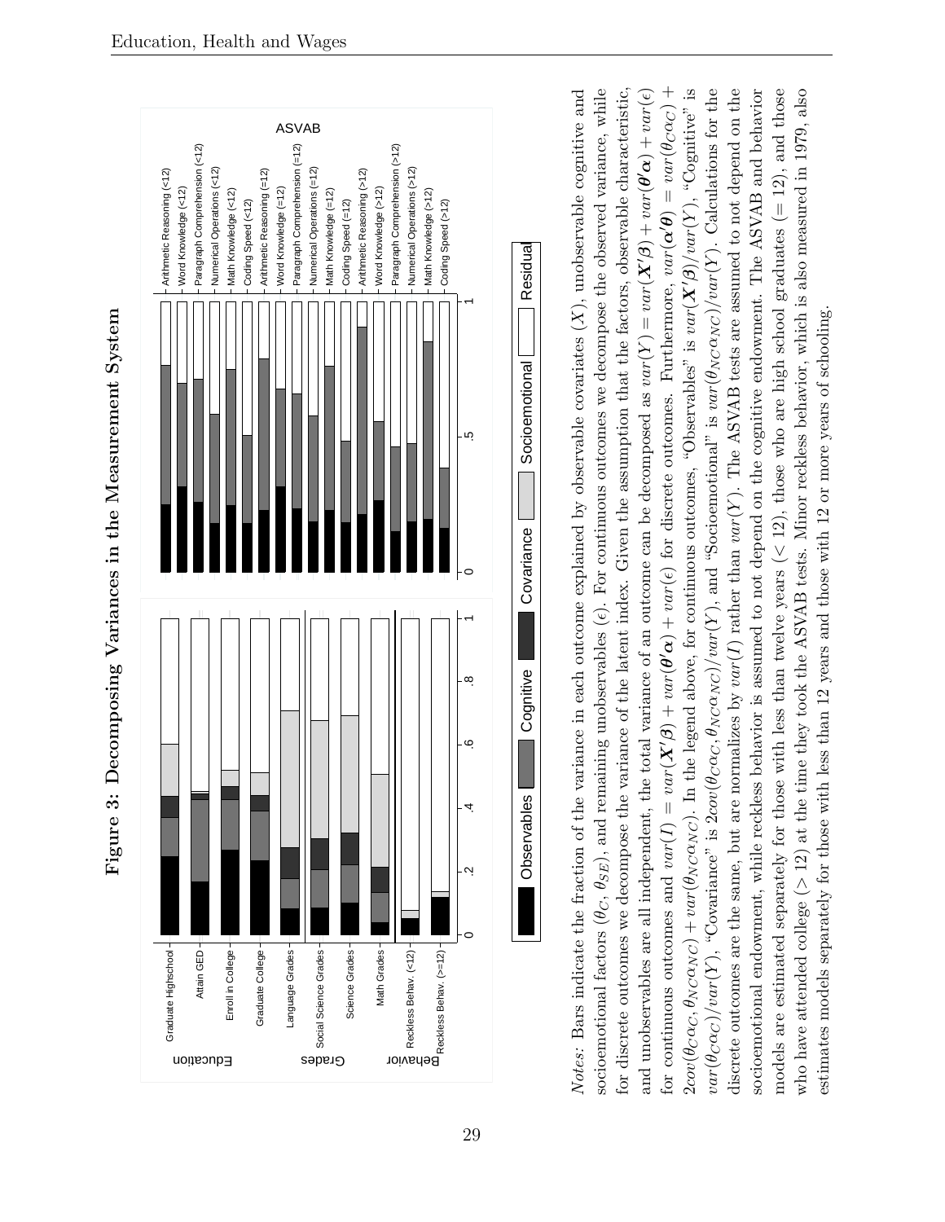**Figure 3: Decomposing Variances in the Measurement System**

*Notes:* Bars indicate the fraction of the variance in each outcome explained by observable covariates ($X$), unobservable cognitive and socioemotional factors ($\theta_C$, $\theta_{SE}$), and remaining unobservables ($\epsilon$). For continuous outcomes we decompose the observed variance, while for discrete outcomes we decompose the variance of the latent index. Given the assumption that the factors, observable characteristic, and unobservables are all independent, the total variance of an outcome can be decomposed as $var(Y) = var(\boldsymbol{X}'\beta) + var(\boldsymbol{\theta}'\boldsymbol{\alpha}) + var(\epsilon)$ for continuous outcomes and $var(I) = var(\boldsymbol{X}'\beta) + var(\boldsymbol{\theta}'\boldsymbol{\alpha}) + var(\epsilon)$ for discrete outcomes. Furthermore, $var(\boldsymbol{\alpha}'\boldsymbol{\theta}) = var(\theta_C\alpha_C) + 2cov(\theta_C\alpha_C, \theta_{NC}\alpha_{NC}) + var(\theta_{NC}\alpha_{NC})$. In the legend above, for continuous outcomes, "Observables" is $var(\boldsymbol{X}'\beta)/var(Y)$, "Cognitive" is $var(\theta_C\alpha_C)/var(Y)$, "Covariance" is $2cov(\theta_C\alpha_C, \theta_{NC}\alpha_{NC})/var(Y)$, and "Socioemotional" is $var(\theta_{NC}\alpha_{NC})/var(Y)$. Calculations for the discrete outcomes are the same, but are normalizes by $var(I)$ rather than $var(Y)$. The ASVAB tests are assumed to not depend on the socioemotional endowment, while reckless behavior is assumed to not depend on the cognitive endowment. The ASVAB and behavior models are estimated separately for those with less than twelve years ($< 12$), those who are high school graduates ($= 12$), and those who have attended college ($> 12$) at the time they took the ASVAB tests. Minor reckless behavior, which is also measured in 1979, also estimates models separately for those with less than 12 years and those with 12 or more years of schooling.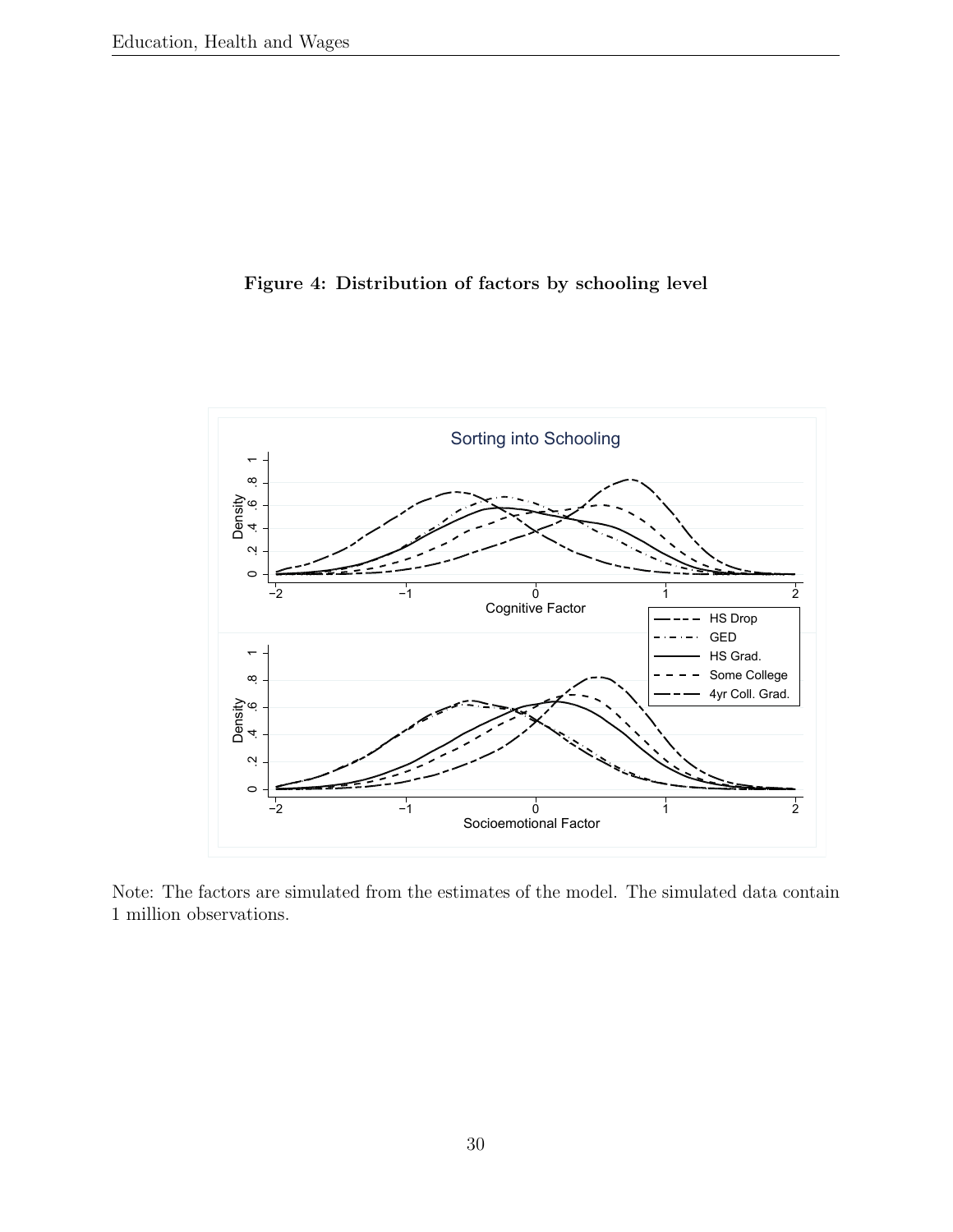**Figure 4: Distribution of factors by schooling level**

Note: The factors are simulated from the estimates of the model. The simulated data contain 1 million observations.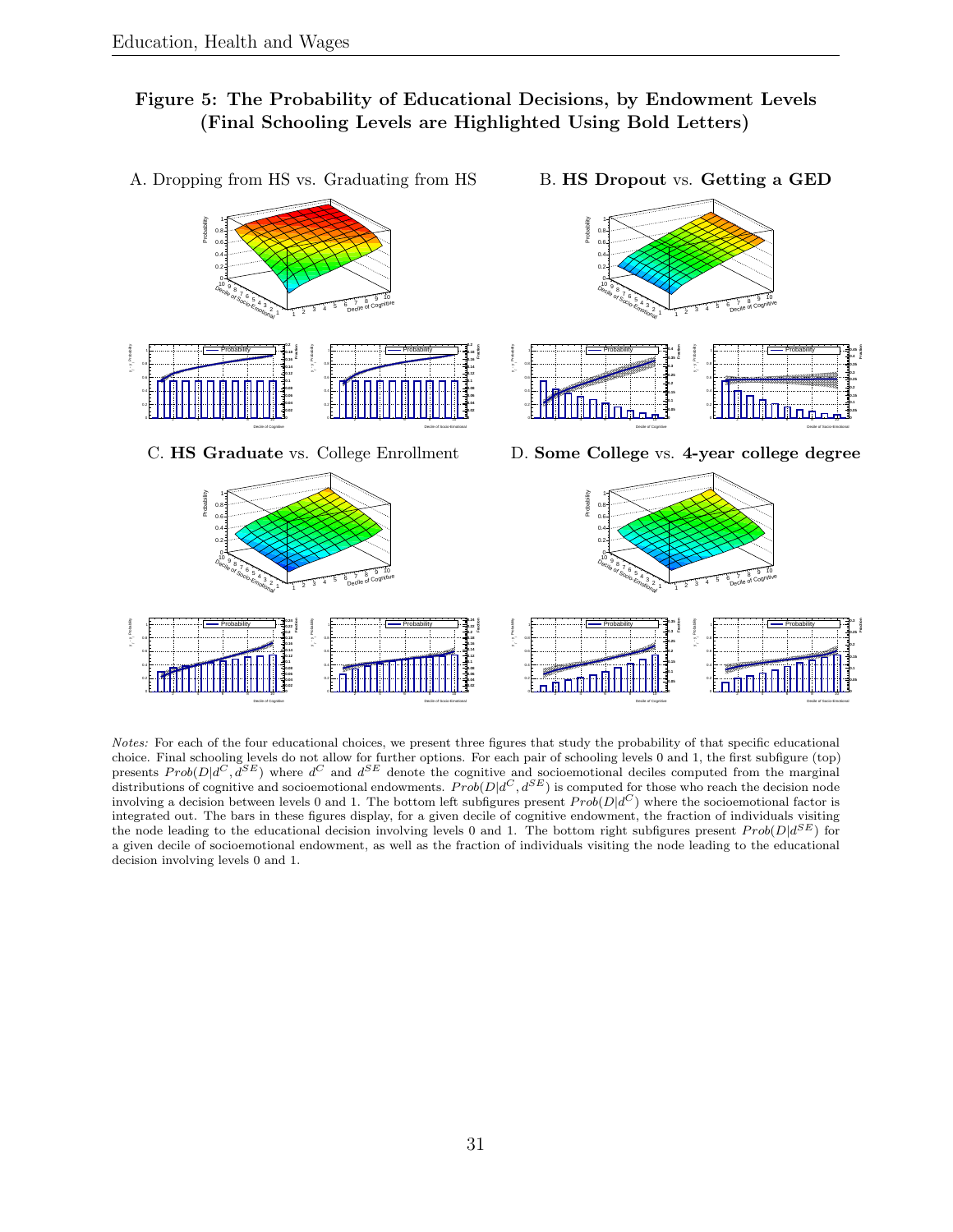## Figure 5: The Probability of Educational Decisions, by Endowment Levels (Final Schooling Levels are Highlighted Using Bold Letters)

A. Dropping from HS vs. Graduating from HS

B. **HS Dropout** vs. **Getting a GED**

C. **HS Graduate** vs. College Enrollment

D. **Some College** vs. **4-year college degree**

*Notes:* For each of the four educational choices, we present three figures that study the probability of that specific educational choice. Final schooling levels do not allow for further options. For each pair of schooling levels 0 and 1, the first subfigure (top) presents $Prob(D|d^C, d^{SE})$ where $d^C$ and $d^{SE}$ denote the cognitive and socioemotional deciles computed from the marginal distributions of cognitive and socioemotional endowments. $Prob(D|d^C, d^{SE})$ is computed for those who reach the decision node involving a decision between levels 0 and 1. The bottom left subfigures present $Prob(D|d^C)$ where the socioemotional factor is integrated out. The bars in these figures display, for a given decile of cognitive endowment, the fraction of individuals visiting the node leading to the educational decision involving levels 0 and 1. The bottom right subfigures present $Prob(D|d^{SE})$ for a given decile of socioemotional endowment, as well as the fraction of individuals visiting the node leading to the educational decision involving levels 0 and 1.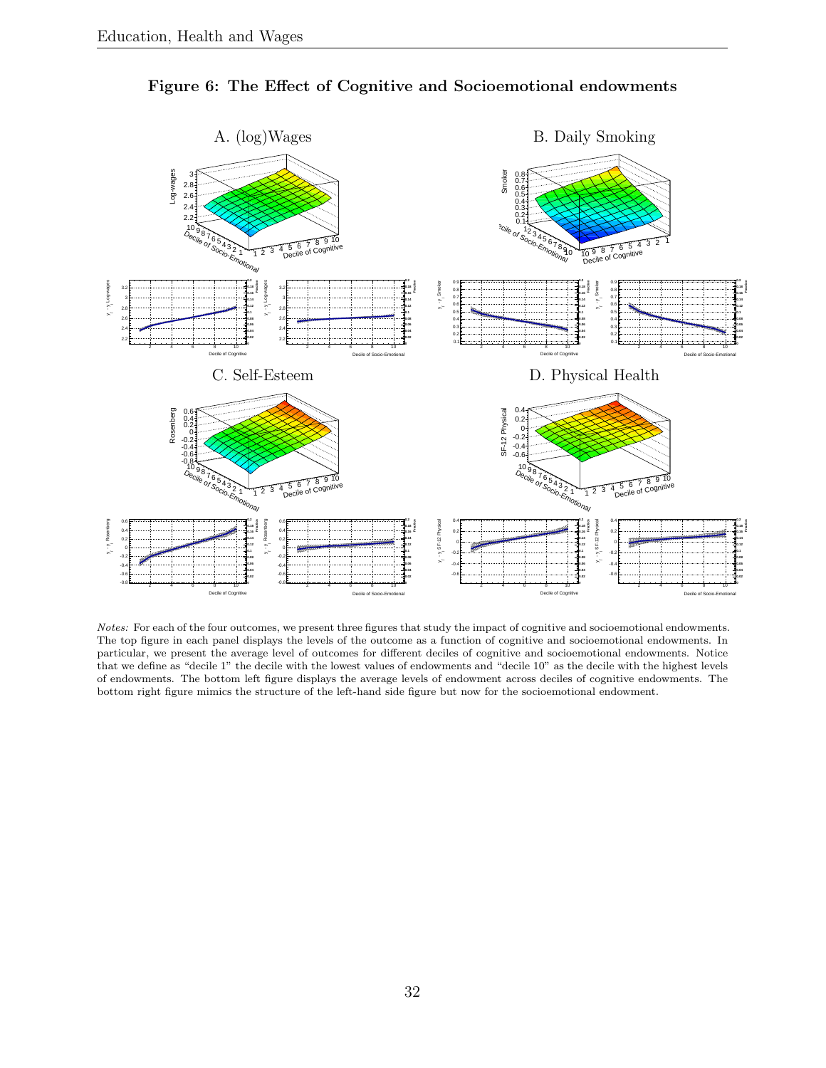# Figure 6: The Effect of Cognitive and Socioemotional endowments

A. (log)Wages

B. Daily Smoking

C. Self-Esteem

D. Physical Health

*Notes:* For each of the four outcomes, we present three figures that study the impact of cognitive and socioemotional endowments. The top figure in each panel displays the levels of the outcome as a function of cognitive and socioemotional endowments. In particular, we present the average level of outcomes for different deciles of cognitive and socioemotional endowments. Notice that we define as "decile 1" the decile with the lowest values of endowments and "decile 10" as the decile with the highest levels of endowments. The bottom left figure displays the average levels of endowment across deciles of cognitive endowments. The bottom right figure mimics the structure of the left-hand side figure but now for the socioemotional endowment.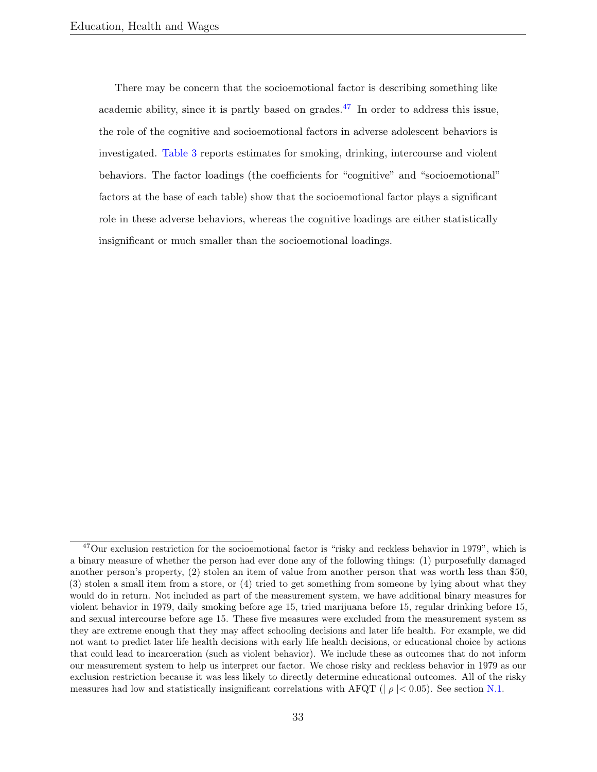There may be concern that the socioemotional factor is describing something like academic ability, since it is partly based on grades.[47] In order to address this issue, the role of the cognitive and socioemotional factors in adverse adolescent behaviors is investigated. Table 3 reports estimates for smoking, drinking, intercourse and violent behaviors. The factor loadings (the coefficients for "cognitive" and "socioemotional" factors at the base of each table) show that the socioemotional factor plays a significant role in these adverse behaviors, whereas the cognitive loadings are either statistically insignificant or much smaller than the socioemotional loadings.

---

[47] Our exclusion restriction for the socioemotional factor is "risky and reckless behavior in 1979", which is a binary measure of whether the person had ever done any of the following things: (1) purposefully damaged another person's property, (2) stolen an item of value from another person that was worth less than $50, (3) stolen a small item from a store, or (4) tried to get something from someone by lying about what they would do in return. Not included as part of the measurement system, we have additional binary measures for violent behavior in 1979, daily smoking before age 15, tried marijuana before 15, regular drinking before 15, and sexual intercourse before age 15. These five measures were excluded from the measurement system as they are extreme enough that they may affect schooling decisions and later life health. For example, we did not want to predict later life health decisions with early life health decisions, or educational choice by actions that could lead to incarceration (such as violent behavior). We include these as outcomes that do not inform our measurement system to help us interpret our factor. We chose risky and reckless behavior in 1979 as our exclusion restriction because it was less likely to directly determine educational outcomes. All of the risky measures had low and statistically insignificant correlations with AFQT ($|\rho| < 0.05$). See section N.1.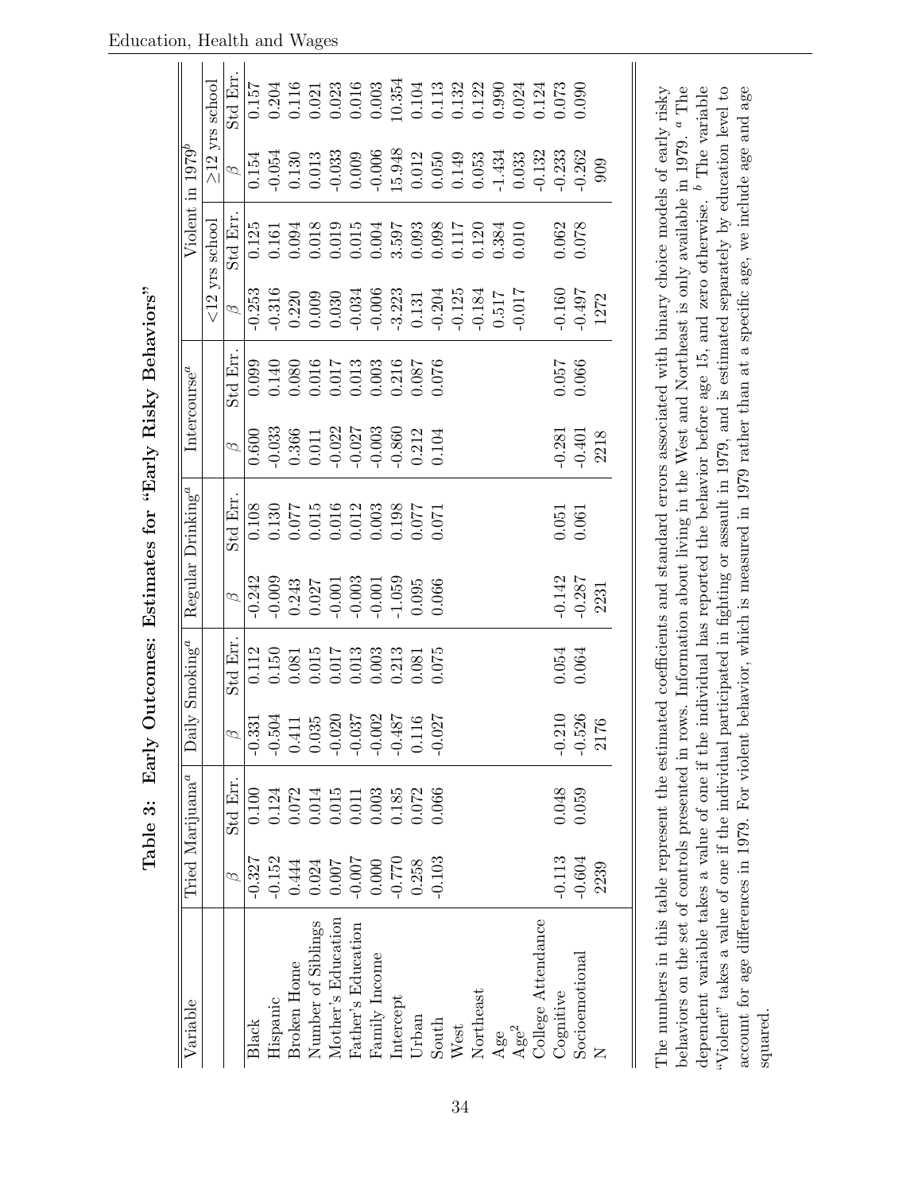**Table 3: Early Outcomes: Estimates for "Early Risky Behaviors"**

| Variable | Tried Marijuana[a] | | Daily Smoking[a] | | Regular Drinking[a] | | Intercourse[a] | | Violent in 1979[b] | | | |
|---|---|---|---|---|---|---|---|---|---|---|---|---|
| | | | | | | | | | <12 yrs school | | ≥12 yrs school | |
| | $\beta$ | Std Err. | $\beta$ | Std Err. | $\beta$ | Std Err. | $\beta$ | Std Err. | $\beta$ | Std Err. | $\beta$ | Std Err. |
| Black | -0.327 | 0.100 | -0.331 | 0.112 | -0.242 | 0.108 | 0.600 | 0.099 | -0.253 | 0.125 | 0.154 | 0.157 |
| Hispanic | -0.152 | 0.124 | -0.504 | 0.150 | -0.009 | 0.130 | -0.033 | 0.140 | -0.316 | 0.161 | -0.054 | 0.204 |
| Broken Home | 0.444 | 0.072 | 0.411 | 0.081 | 0.243 | 0.077 | 0.366 | 0.080 | 0.220 | 0.094 | 0.130 | 0.116 |
| Number of Siblings | 0.024 | 0.014 | 0.035 | 0.015 | 0.027 | 0.015 | 0.011 | 0.016 | 0.009 | 0.018 | 0.013 | 0.021 |
| Mother's Education | 0.007 | 0.015 | -0.020 | 0.017 | -0.001 | 0.016 | -0.022 | 0.017 | 0.030 | 0.019 | -0.033 | 0.023 |
| Father's Education | -0.007 | 0.011 | -0.037 | 0.013 | -0.003 | 0.012 | -0.027 | 0.013 | -0.034 | 0.015 | 0.009 | 0.016 |
| Family Income | 0.000 | 0.003 | -0.002 | 0.003 | -0.001 | 0.003 | -0.003 | 0.003 | -0.006 | 0.004 | -0.006 | 0.003 |
| Intercept | -0.770 | 0.185 | -0.487 | 0.213 | -1.059 | 0.198 | -0.860 | 0.216 | -3.223 | 3.597 | 15.948 | 10.354 |
| Urban | 0.258 | 0.072 | 0.116 | 0.081 | 0.095 | 0.077 | 0.212 | 0.087 | 0.131 | 0.093 | 0.012 | 0.104 |
| South | -0.103 | 0.066 | -0.027 | 0.075 | 0.066 | 0.071 | 0.104 | 0.076 | -0.204 | 0.098 | 0.050 | 0.113 |
| West | | | | | | | | | -0.125 | 0.117 | 0.149 | 0.132 |
| Northeast | | | | | | | | | -0.184 | 0.120 | 0.053 | 0.122 |
| Age | | | | | | | | | 0.517 | 0.384 | -1.434 | 0.990 |
| Age$^2$ | | | | | | | | | -0.017 | 0.010 | 0.033 | 0.024 |
| College Attendance | | | | | | | | | | | -0.132 | 0.124 |
| Cognitive | -0.113 | 0.048 | -0.210 | 0.054 | -0.142 | 0.051 | -0.281 | 0.057 | -0.160 | 0.062 | -0.233 | 0.073 |
| Socioemotional | -0.604 | 0.059 | -0.526 | 0.064 | -0.287 | 0.061 | -0.401 | 0.066 | -0.497 | 0.078 | -0.262 | 0.090 |
| N | 2239 | | 2176 | | 2231 | | 2218 | | 1272 | | 909 | |

The numbers in this table represent the estimated coefficients and standard errors associated with binary choice models of early risky behaviors on the set of controls presented in rows. Information about living in the West and Northeast is only available in 1979. [a] The dependent variable takes a value of one if the individual has reported the behavior before age 15, and zero otherwise. [b] The variable "Violent" takes a value of one if the individual participated in fighting or assault in 1979, and is estimated separately by education level to account for age differences in 1979. For violent behavior, which is measured in 1979 rather than at a specific age, we include age and age squared.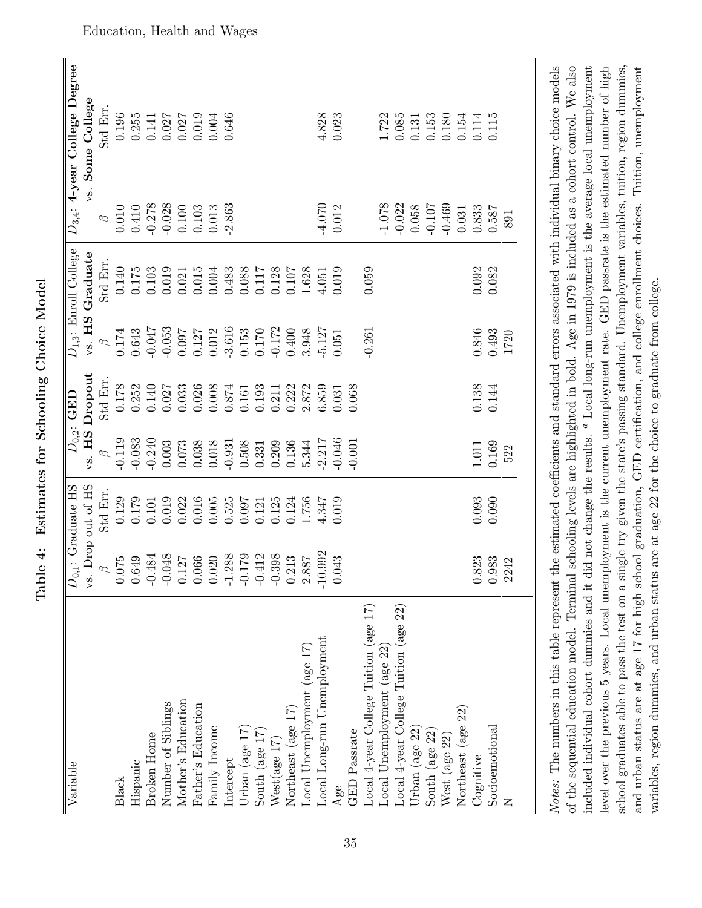# Table 4: Estimates for Schooling Choice Model

| Variable | $D_{0,1}$: Graduate HS vs. Drop out of HS | | $D_{0,2}$: **GED** vs. **HS Dropout** | | $D_{1,3}$: Enroll College vs. **HS Graduate** | | $D_{3,4}$: **4-year College Degree** vs. **Some College** | |
|---|---|---|---|---|---|---|---|---|
| | $\beta$ | Std Err. | $\beta$ | Std Err. | $\beta$ | Std Err. | $\beta$ | Std Err. |
| Black | 0.075 | 0.129 | -0.119 | 0.178 | 0.174 | 0.140 | 0.010 | 0.196 |
| Hispanic | 0.649 | 0.179 | -0.083 | 0.252 | 0.643 | 0.175 | 0.410 | 0.255 |
| Broken Home | -0.484 | 0.101 | -0.240 | 0.140 | -0.047 | 0.103 | -0.278 | 0.141 |
| Number of Siblings | -0.048 | 0.019 | 0.003 | 0.027 | -0.053 | 0.019 | -0.028 | 0.027 |
| Mother's Education | 0.127 | 0.022 | 0.073 | 0.033 | 0.097 | 0.021 | 0.100 | 0.027 |
| Father's Education | 0.066 | 0.016 | 0.038 | 0.026 | 0.127 | 0.015 | 0.103 | 0.019 |
| Family Income | 0.020 | 0.005 | 0.018 | 0.008 | 0.012 | 0.004 | 0.013 | 0.004 |
| Intercept | -1.288 | 0.525 | -0.931 | 0.874 | -3.616 | 0.483 | -2.863 | 0.646 |
| Urban (age 17) | -0.179 | 0.097 | 0.508 | 0.161 | 0.153 | 0.088 | | |
| South (age 17) | -0.412 | 0.121 | 0.331 | 0.193 | 0.170 | 0.117 | | |
| West(age 17) | -0.398 | 0.125 | 0.209 | 0.211 | -0.172 | 0.128 | | |
| Northeast (age 17) | 0.213 | 0.124 | 0.136 | 0.222 | 0.400 | 0.107 | | |
| Local Unemployment (age 17) | 2.887 | 1.756 | 5.344 | 2.872 | 3.948 | 1.628 | | |
| Local Long-run Unemployment | -10.992 | 4.347 | -2.217 | 6.859 | -5.127 | 4.051 | -4.070 | 4.828 |
| Age | 0.043 | 0.019 | -0.046 | 0.031 | 0.051 | 0.019 | 0.012 | 0.023 |
| GED Passrate | | | -0.001 | 0.068 | | | | |
| Local 4-year College Tuition (age 17) | | | | | -0.261 | 0.059 | | |
| Local Unemployment (age 22) | | | | | | | -1.078 | 1.722 |
| Local 4-year College Tuition (age 22) | | | | | | | -0.022 | 0.085 |
| Urban (age 22) | | | | | | | 0.058 | 0.131 |
| South (age 22) | | | | | | | -0.107 | 0.153 |
| West (age 22) | | | | | | | -0.469 | 0.180 |
| Northeast (age 22) | | | | | | | 0.031 | 0.154 |
| Cognitive | 0.823 | 0.093 | 1.011 | 0.138 | 0.846 | 0.092 | 0.833 | 0.114 |
| Socioemotional | 0.983 | 0.090 | 0.169 | 0.144 | 0.493 | 0.082 | 0.587 | 0.115 |
| N | 2242 | | 522 | | 1720 | | 891 | |

*Notes:* The numbers in this table represent the estimated coefficients and standard errors associated with individual binary choice models of the sequential education model. Terminal schooling levels are highlighted in bold. Age in 1979 is included as a cohort control. We also included individual cohort dummies and it did not change the results. [a] Local long-run unemployment is the average local unemployment level over the previous 5 years. Local unemployment is the current unemployment rate. GED passrate is the estimated number of high school graduates able to pass the test on a single try given the state's passing standard. Unemployment variables, tuition, region dummies, and urban status are at age 17 for high school graduation, GED certification, and college enrollment choices. Tuition, unemployment variables, region dummies, and urban status are at age 22 for the choice to graduate from college.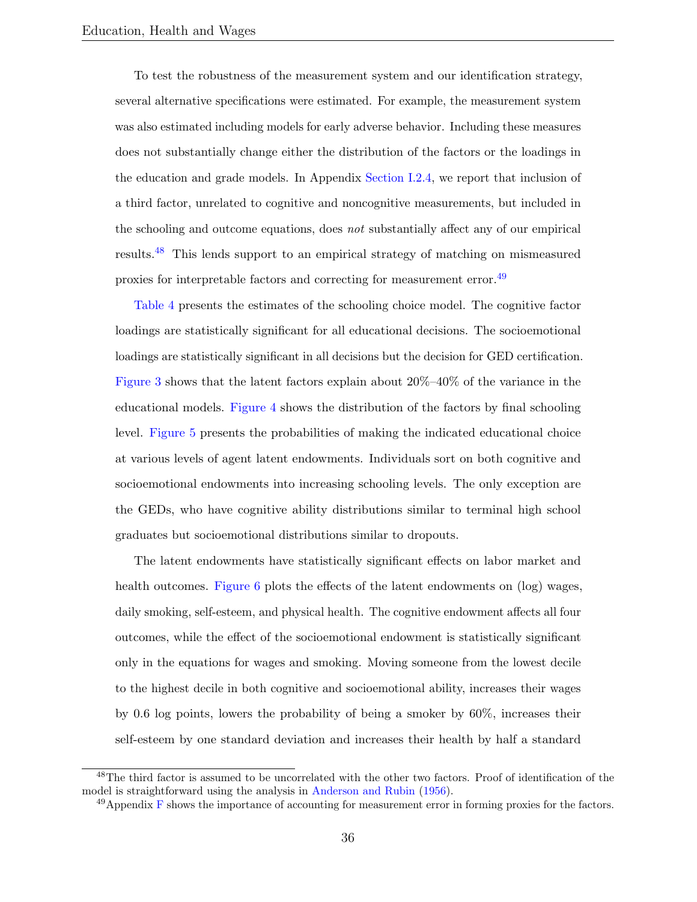To test the robustness of the measurement system and our identification strategy, several alternative specifications were estimated. For example, the measurement system was also estimated including models for early adverse behavior. Including these measures does not substantially change either the distribution of the factors or the loadings in the education and grade models. In Appendix Section I.2.4, we report that inclusion of a third factor, unrelated to cognitive and noncognitive measurements, but included in the schooling and outcome equations, does *not* substantially affect any of our empirical results.[48] This lends support to an empirical strategy of matching on mismeasured proxies for interpretable factors and correcting for measurement error.[49]

Table 4 presents the estimates of the schooling choice model. The cognitive factor loadings are statistically significant for all educational decisions. The socioemotional loadings are statistically significant in all decisions but the decision for GED certification. Figure 3 shows that the latent factors explain about 20%–40% of the variance in the educational models. Figure 4 shows the distribution of the factors by final schooling level. Figure 5 presents the probabilities of making the indicated educational choice at various levels of agent latent endowments. Individuals sort on both cognitive and socioemotional endowments into increasing schooling levels. The only exception are the GEDs, who have cognitive ability distributions similar to terminal high school graduates but socioemotional distributions similar to dropouts.

The latent endowments have statistically significant effects on labor market and health outcomes. Figure 6 plots the effects of the latent endowments on (log) wages, daily smoking, self-esteem, and physical health. The cognitive endowment affects all four outcomes, while the effect of the socioemotional endowment is statistically significant only in the equations for wages and smoking. Moving someone from the lowest decile to the highest decile in both cognitive and socioemotional ability, increases their wages by 0.6 log points, lowers the probability of being a smoker by 60%, increases their self-esteem by one standard deviation and increases their health by half a standard

[48] The third factor is assumed to be uncorrelated with the other two factors. Proof of identification of the model is straightforward using the analysis in Anderson and Rubin (1956).

[49] Appendix F shows the importance of accounting for measurement error in forming proxies for the factors.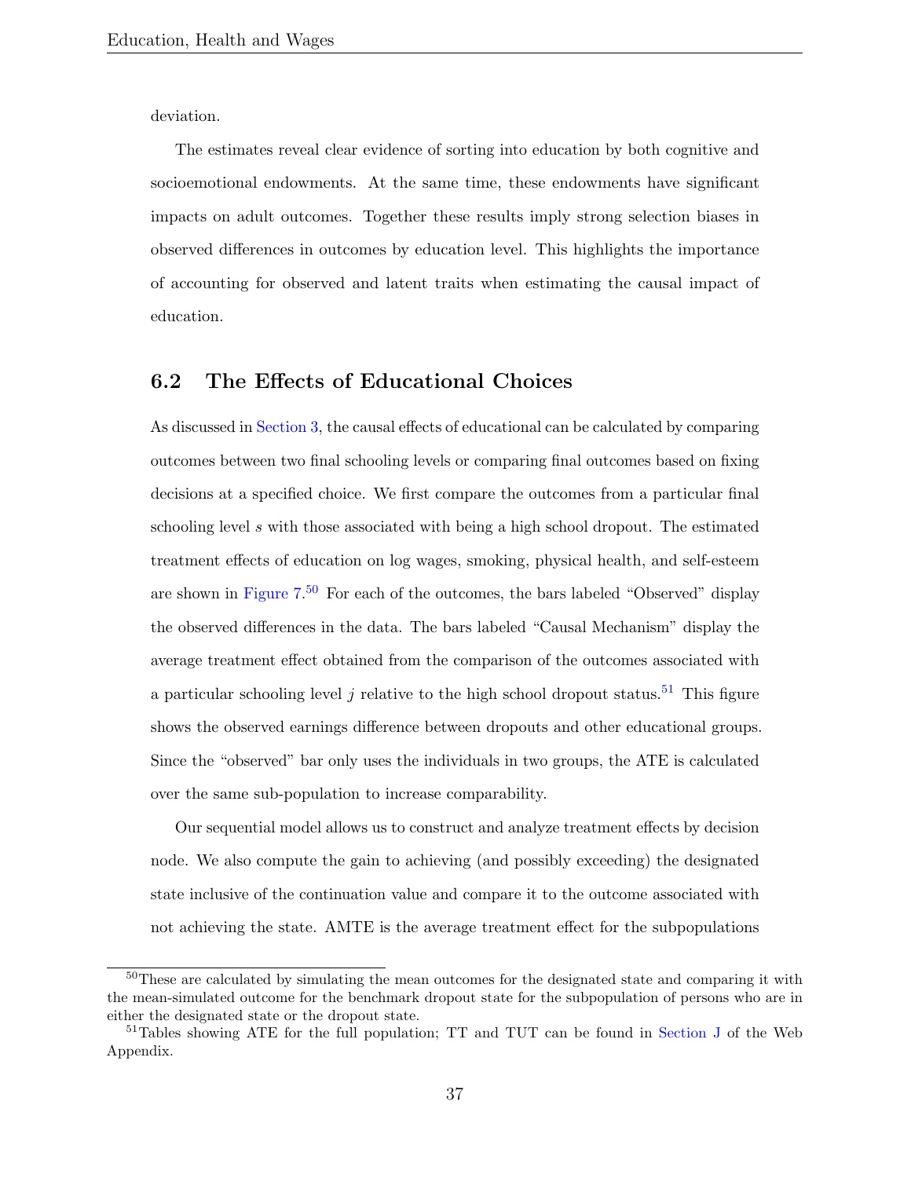deviation.

The estimates reveal clear evidence of sorting into education by both cognitive and socioemotional endowments. At the same time, these endowments have significant impacts on adult outcomes. Together these results imply strong selection biases in observed differences in outcomes by education level. This highlights the importance of accounting for observed and latent traits when estimating the causal impact of education.

## 6.2 The Effects of Educational Choices

As discussed in Section 3, the causal effects of educational can be calculated by comparing outcomes between two final schooling levels or comparing final outcomes based on fixing decisions at a specified choice. We first compare the outcomes from a particular final schooling level $s$ with those associated with being a high school dropout. The estimated treatment effects of education on log wages, smoking, physical health, and self-esteem are shown in Figure 7.[50] For each of the outcomes, the bars labeled "Observed" display the observed differences in the data. The bars labeled "Causal Mechanism" display the average treatment effect obtained from the comparison of the outcomes associated with a particular schooling level $j$ relative to the high school dropout status.[51] This figure shows the observed earnings difference between dropouts and other educational groups. Since the "observed" bar only uses the individuals in two groups, the ATE is calculated over the same sub-population to increase comparability.

Our sequential model allows us to construct and analyze treatment effects by decision node. We also compute the gain to achieving (and possibly exceeding) the designated state inclusive of the continuation value and compare it to the outcome associated with not achieving the state. AMTE is the average treatment effect for the subpopulations

[50] These are calculated by simulating the mean outcomes for the designated state and comparing it with the mean-simulated outcome for the benchmark dropout state for the subpopulation of persons who are in either the designated state or the dropout state.

[51] Tables showing ATE for the full population; TT and TUT can be found in Section J of the Web Appendix.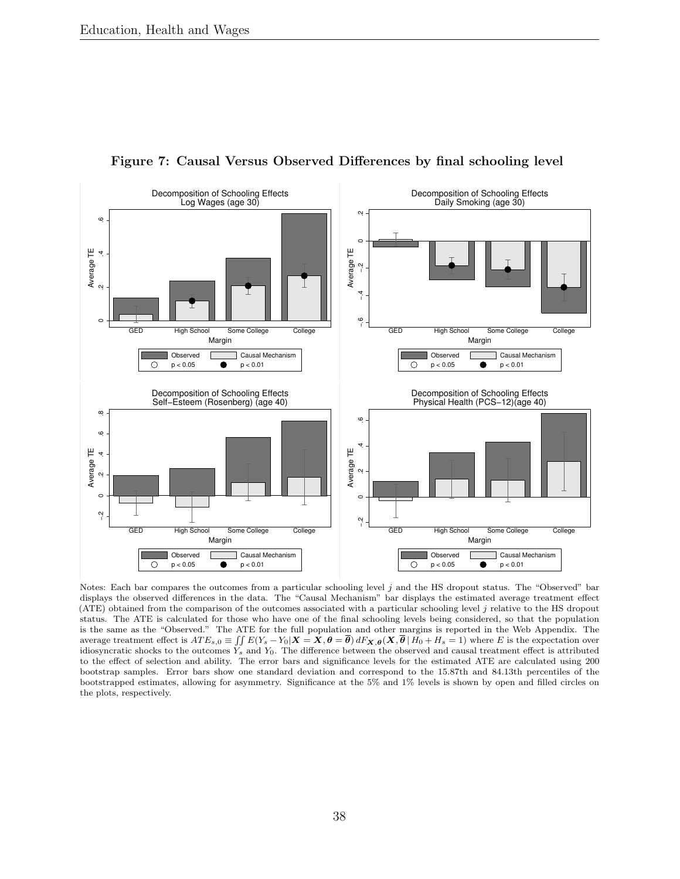**Figure 7: Causal Versus Observed Differences by final schooling level**

Notes: Each bar compares the outcomes from a particular schooling level $j$ and the HS dropout status. The "Observed" bar displays the observed differences in the data. The "Causal Mechanism" bar displays the estimated average treatment effect (ATE) obtained from the comparison of the outcomes associated with a particular schooling level $j$ relative to the HS dropout status. The ATE is calculated for those who have one of the final schooling levels being considered, so that the population is the same as the "Observed." The ATE for the full population and other margins is reported in the Web Appendix. The average treatment effect is $ATE_{s,0} \equiv \iint E(Y_s - Y_0 | \boldsymbol{X} = \overline{\boldsymbol{X}}, \boldsymbol{\theta} = \overline{\boldsymbol{\theta}})\, dF_{\boldsymbol{X},\boldsymbol{\theta}}(\overline{\boldsymbol{X}}, \overline{\boldsymbol{\theta}} \,|\, H_0 + H_s = 1)$ where $E$ is the expectation over idiosyncratic shocks to the outcomes $Y_s$ and $Y_0$. The difference between the observed and causal treatment effect is attributed to the effect of selection and ability. The error bars and significance levels for the estimated ATE are calculated using 200 bootstrap samples. Error bars show one standard deviation and correspond to the 15.87th and 84.13th percentiles of the bootstrapped estimates, allowing for asymmetry. Significance at the 5% and 1% levels is shown by open and filled circles on the plots, respectively.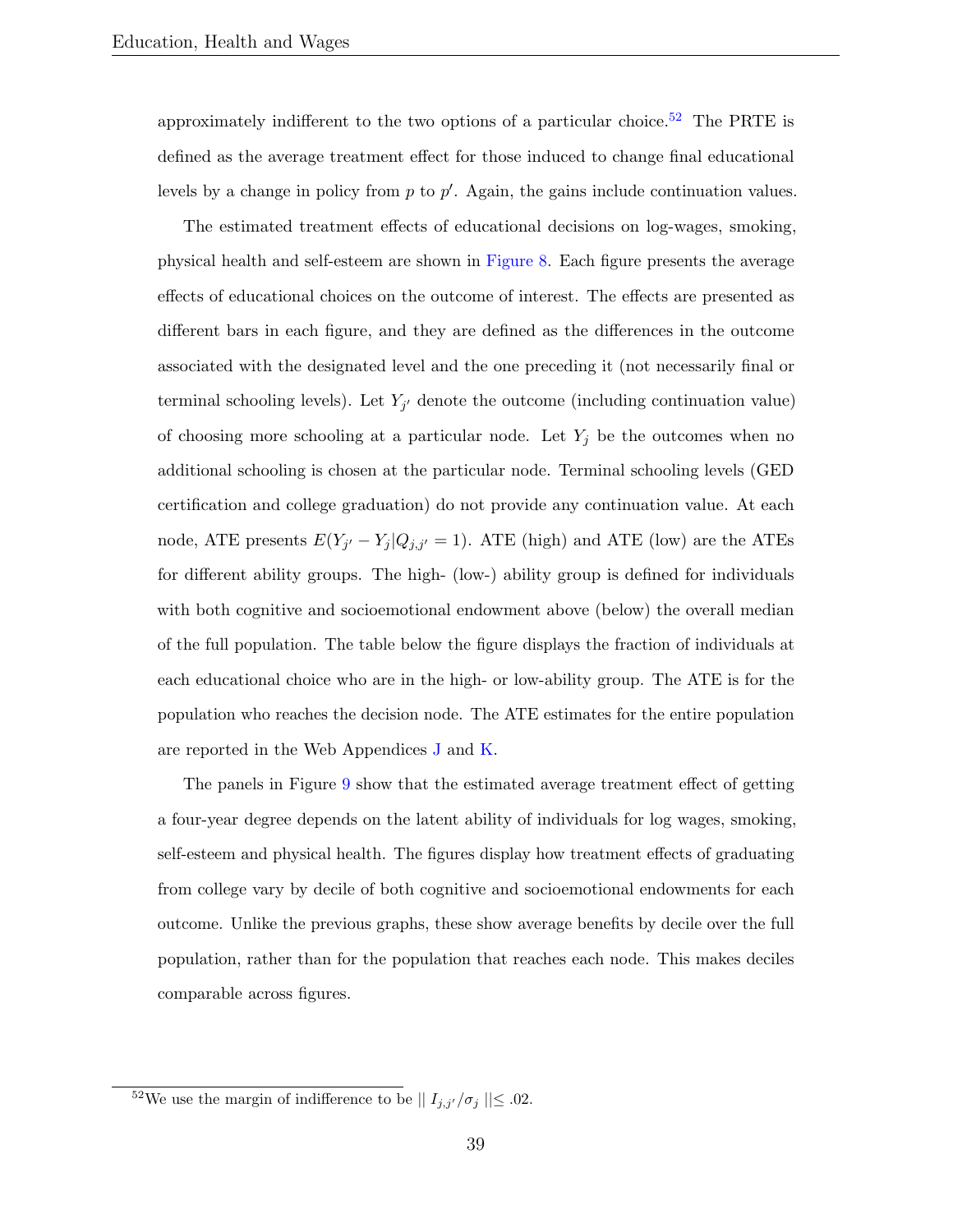approximately indifferent to the two options of a particular choice.[52] The PRTE is defined as the average treatment effect for those induced to change final educational levels by a change in policy from $p$ to $p'$. Again, the gains include continuation values.

The estimated treatment effects of educational decisions on log-wages, smoking, physical health and self-esteem are shown in Figure 8. Each figure presents the average effects of educational choices on the outcome of interest. The effects are presented as different bars in each figure, and they are defined as the differences in the outcome associated with the designated level and the one preceding it (not necessarily final or terminal schooling levels). Let $Y_{j'}$ denote the outcome (including continuation value) of choosing more schooling at a particular node. Let $Y_j$ be the outcomes when no additional schooling is chosen at the particular node. Terminal schooling levels (GED certification and college graduation) do not provide any continuation value. At each node, ATE presents $E(Y_{j'} - Y_j | Q_{j,j'} = 1)$. ATE (high) and ATE (low) are the ATEs for different ability groups. The high- (low-) ability group is defined for individuals with both cognitive and socioemotional endowment above (below) the overall median of the full population. The table below the figure displays the fraction of individuals at each educational choice who are in the high- or low-ability group. The ATE is for the population who reaches the decision node. The ATE estimates for the entire population are reported in the Web Appendices J and K.

The panels in Figure 9 show that the estimated average treatment effect of getting a four-year degree depends on the latent ability of individuals for log wages, smoking, self-esteem and physical health. The figures display how treatment effects of graduating from college vary by decile of both cognitive and socioemotional endowments for each outcome. Unlike the previous graphs, these show average benefits by decile over the full population, rather than for the population that reaches each node. This makes deciles comparable across figures.

[52] We use the margin of indifference to be $\| I_{j,j'}/\sigma_j \| \leq .02$.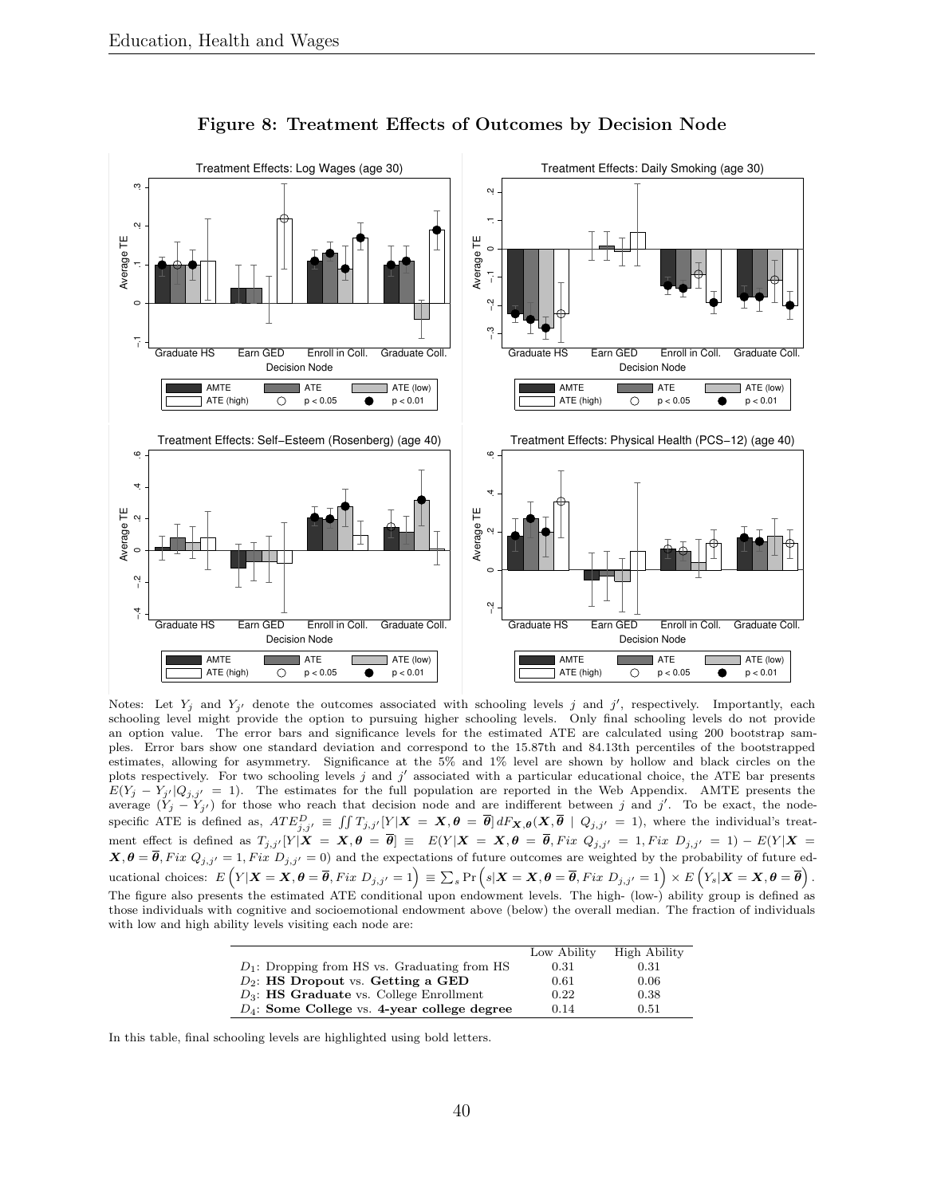**Figure 8: Treatment Effects of Outcomes by Decision Node**

Notes: Let $Y_j$ and $Y_{j'}$ denote the outcomes associated with schooling levels $j$ and $j'$, respectively. Importantly, each schooling level might provide the option to pursuing higher schooling levels. Only final schooling levels do not provide an option value. The error bars and significance levels for the estimated ATE are calculated using 200 bootstrap samples. Error bars show one standard deviation and correspond to the 15.87th and 84.13th percentiles of the bootstrapped estimates, allowing for asymmetry. Significance at the 5% and 1% level are shown by hollow and black circles on the plots respectively. For two schooling levels $j$ and $j'$ associated with a particular educational choice, the ATE bar presents $E(Y_j - Y_{j'}|Q_{j,j'} = 1)$. The estimates for the full population are reported in the Web Appendix. AMTE presents the average $(Y_j - Y_{j'})$ for those who reach that decision node and are indifferent between $j$ and $j'$. To be exact, the node-specific ATE is defined as, $ATE^{D}_{j,j'} \equiv \iint T_{j,j'}[Y|\boldsymbol{X} = \boldsymbol{X}, \boldsymbol{\theta} = \overline{\boldsymbol{\theta}}]\, dF_{\boldsymbol{X},\boldsymbol{\theta}}(\boldsymbol{X}, \overline{\boldsymbol{\theta}} \mid Q_{j,j'} = 1)$, where the individual's treatment effect is defined as $T_{j,j'}[Y|\boldsymbol{X} = \boldsymbol{X}, \boldsymbol{\theta} = \overline{\boldsymbol{\theta}}] \equiv E(Y|\boldsymbol{X} = \boldsymbol{X}, \boldsymbol{\theta} = \overline{\boldsymbol{\theta}}, Fix\ Q_{j,j'} = 1, Fix\ D_{j,j'} = 1) - E(Y|\boldsymbol{X} = \boldsymbol{X}, \boldsymbol{\theta} = \overline{\boldsymbol{\theta}}, Fix\ Q_{j,j'} = 1, Fix\ D_{j,j'} = 0)$ and the expectations of future outcomes are weighted by the probability of future educational choices: $E\left(Y|\boldsymbol{X} = \boldsymbol{X}, \boldsymbol{\theta} = \overline{\boldsymbol{\theta}}, Fix\ D_{j,j'} = 1\right) \equiv \sum_s \Pr\left(s|\boldsymbol{X} = \boldsymbol{X}, \boldsymbol{\theta} = \overline{\boldsymbol{\theta}}, Fix\ D_{j,j'} = 1\right) \times E\left(Y_s|\boldsymbol{X} = \boldsymbol{X}, \boldsymbol{\theta} = \overline{\boldsymbol{\theta}}\right)$. The figure also presents the estimated ATE conditional upon endowment levels. The high- (low-) ability group is defined as those individuals with cognitive and socioemotional endowment above (below) the overall median. The fraction of individuals with low and high ability levels visiting each node are:

| | Low Ability | High Ability |
|---|---|---|
| $D_1$: Dropping from HS vs. Graduating from HS | 0.31 | 0.31 |
| $D_2$: **HS Dropout** vs. **Getting a GED** | 0.61 | 0.06 |
| $D_3$: **HS Graduate** vs. College Enrollment | 0.22 | 0.38 |
| $D_4$: **Some College** vs. **4-year college degree** | 0.14 | 0.51 |

In this table, final schooling levels are highlighted using bold letters.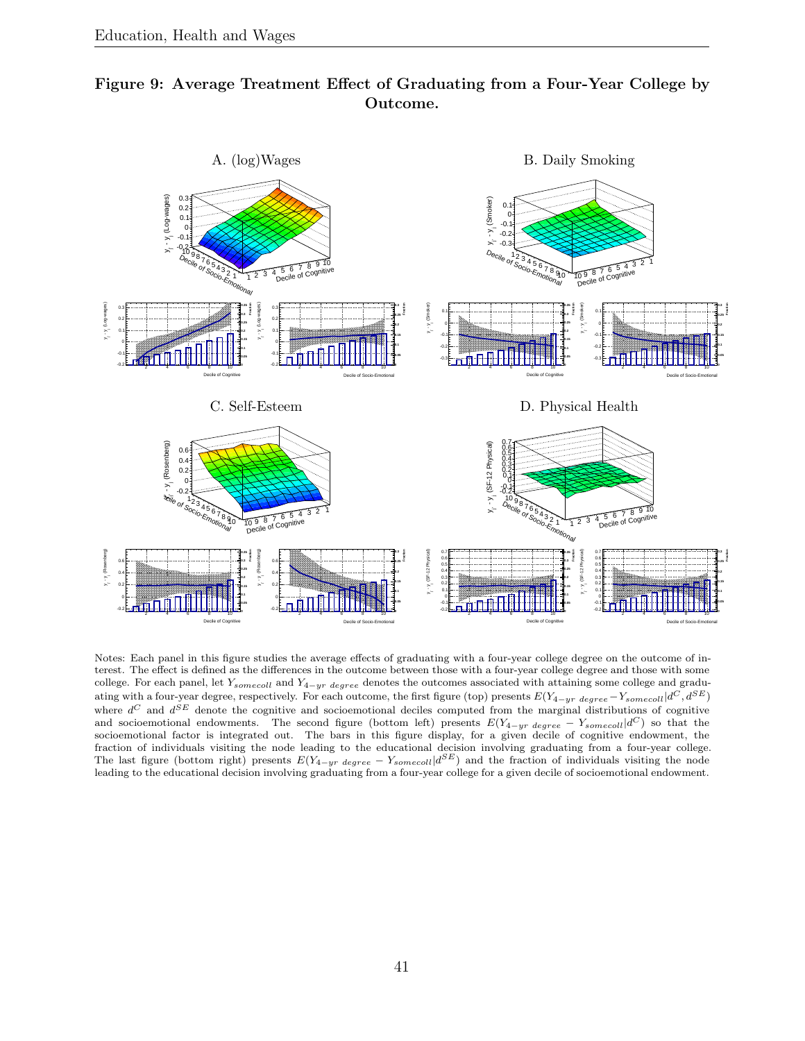**Figure 9: Average Treatment Effect of Graduating from a Four-Year College by Outcome.**

A. (log)Wages

B. Daily Smoking

C. Self-Esteem

D. Physical Health

Notes: Each panel in this figure studies the average effects of graduating with a four-year college degree on the outcome of interest. The effect is defined as the differences in the outcome between those with a four-year college degree and those with some college. For each panel, let $Y_{somecoll}$ and $Y_{4-yr\ degree}$ denotes the outcomes associated with attaining some college and graduating with a four-year degree, respectively. For each outcome, the first figure (top) presents $E(Y_{4-yr\ degree} - Y_{somecoll}|d^C, d^{SE})$ where $d^C$ and $d^{SE}$ denote the cognitive and socioemotional deciles computed from the marginal distributions of cognitive and socioemotional endowments. The second figure (bottom left) presents $E(Y_{4-yr\ degree} - Y_{somecoll}|d^C)$ so that the socioemotional factor is integrated out. The bars in this figure display, for a given decile of cognitive endowment, the fraction of individuals visiting the node leading to the educational decision involving graduating from a four-year college. The last figure (bottom right) presents $E(Y_{4-yr\ degree} - Y_{somecoll}|d^{SE})$ and the fraction of individuals visiting the node leading to the educational decision involving graduating from a four-year college for a given decile of socioemotional endowment.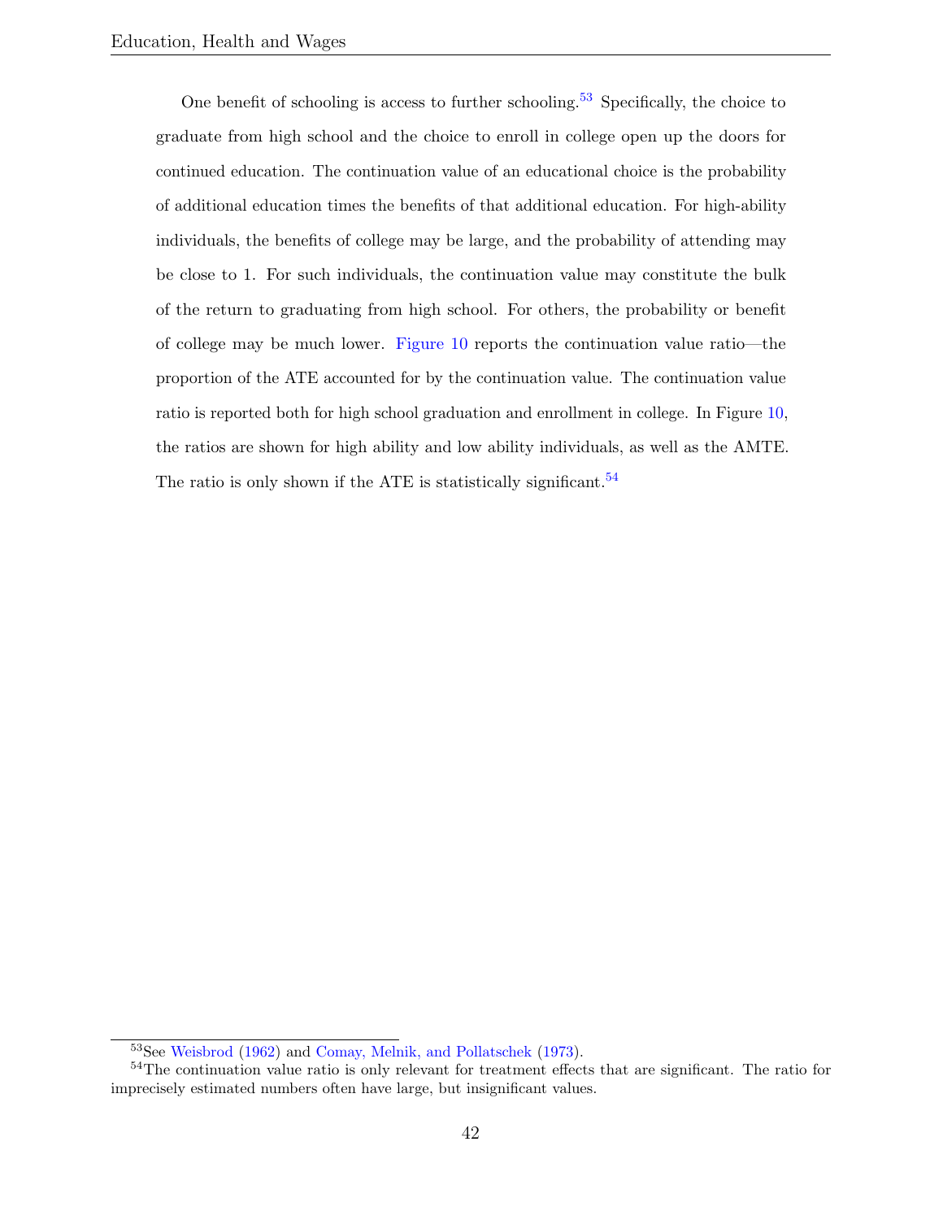One benefit of schooling is access to further schooling.[53] Specifically, the choice to graduate from high school and the choice to enroll in college open up the doors for continued education. The continuation value of an educational choice is the probability of additional education times the benefits of that additional education. For high-ability individuals, the benefits of college may be large, and the probability of attending may be close to 1. For such individuals, the continuation value may constitute the bulk of the return to graduating from high school. For others, the probability or benefit of college may be much lower. Figure 10 reports the continuation value ratio—the proportion of the ATE accounted for by the continuation value. The continuation value ratio is reported both for high school graduation and enrollment in college. In Figure 10, the ratios are shown for high ability and low ability individuals, as well as the AMTE. The ratio is only shown if the ATE is statistically significant.[54]

---

[53] See Weisbrod (1962) and Comay, Melnik, and Pollatschek (1973).

[54] The continuation value ratio is only relevant for treatment effects that are significant. The ratio for imprecisely estimated numbers often have large, but insignificant values.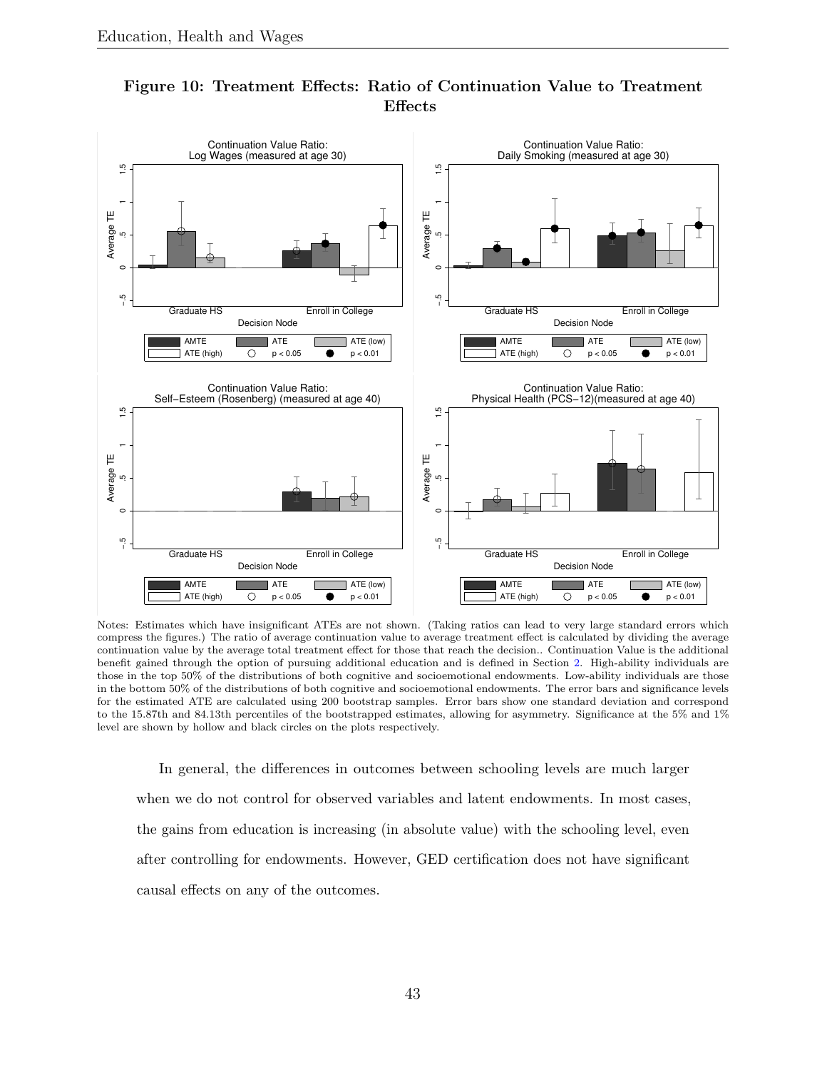**Figure 10: Treatment Effects: Ratio of Continuation Value to Treatment Effects**

Notes: Estimates which have insignificant ATEs are not shown. (Taking ratios can lead to very large standard errors which compress the figures.) The ratio of average continuation value to average treatment effect is calculated by dividing the average continuation value by the average total treatment effect for those that reach the decision.. Continuation Value is the additional benefit gained through the option of pursuing additional education and is defined in Section 2. High-ability individuals are those in the top 50% of the distributions of both cognitive and socioemotional endowments. Low-ability individuals are those in the bottom 50% of the distributions of both cognitive and socioemotional endowments. The error bars and significance levels for the estimated ATE are calculated using 200 bootstrap samples. Error bars show one standard deviation and correspond to the 15.87th and 84.13th percentiles of the bootstrapped estimates, allowing for asymmetry. Significance at the 5% and 1% level are shown by hollow and black circles on the plots respectively.

In general, the differences in outcomes between schooling levels are much larger when we do not control for observed variables and latent endowments. In most cases, the gains from education is increasing (in absolute value) with the schooling level, even after controlling for endowments. However, GED certification does not have significant causal effects on any of the outcomes.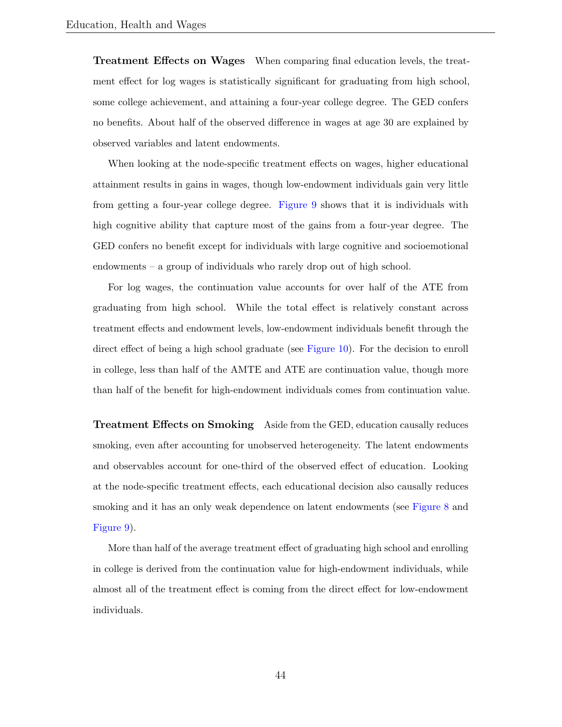**Treatment Effects on Wages** When comparing final education levels, the treatment effect for log wages is statistically significant for graduating from high school, some college achievement, and attaining a four-year college degree. The GED confers no benefits. About half of the observed difference in wages at age 30 are explained by observed variables and latent endowments.

When looking at the node-specific treatment effects on wages, higher educational attainment results in gains in wages, though low-endowment individuals gain very little from getting a four-year college degree. Figure 9 shows that it is individuals with high cognitive ability that capture most of the gains from a four-year degree. The GED confers no benefit except for individuals with large cognitive and socioemotional endowments – a group of individuals who rarely drop out of high school.

For log wages, the continuation value accounts for over half of the ATE from graduating from high school. While the total effect is relatively constant across treatment effects and endowment levels, low-endowment individuals benefit through the direct effect of being a high school graduate (see Figure 10). For the decision to enroll in college, less than half of the AMTE and ATE are continuation value, though more than half of the benefit for high-endowment individuals comes from continuation value.

**Treatment Effects on Smoking** Aside from the GED, education causally reduces smoking, even after accounting for unobserved heterogeneity. The latent endowments and observables account for one-third of the observed effect of education. Looking at the node-specific treatment effects, each educational decision also causally reduces smoking and it has an only weak dependence on latent endowments (see Figure 8 and Figure 9).

More than half of the average treatment effect of graduating high school and enrolling in college is derived from the continuation value for high-endowment individuals, while almost all of the treatment effect is coming from the direct effect for low-endowment individuals.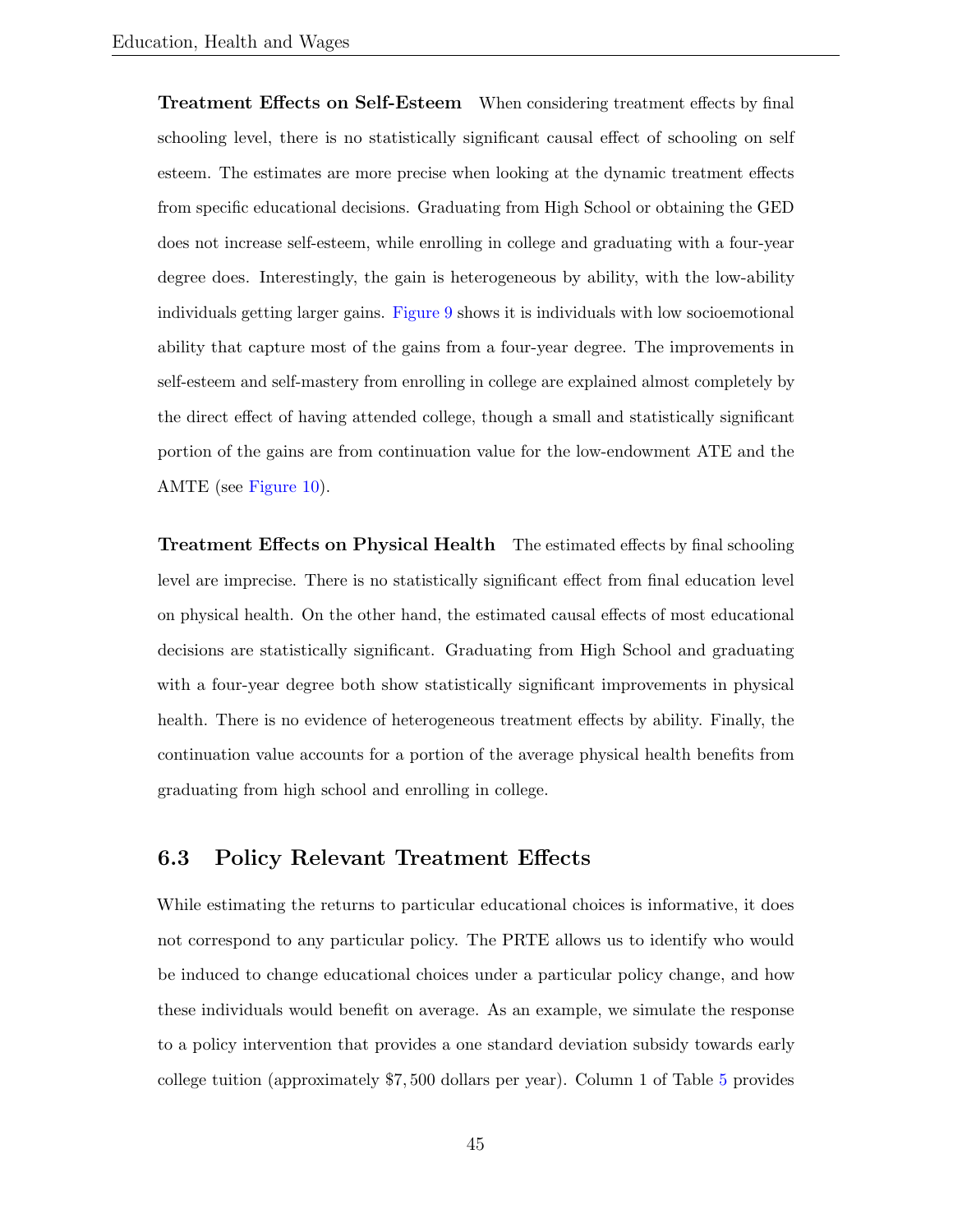**Treatment Effects on Self-Esteem** When considering treatment effects by final schooling level, there is no statistically significant causal effect of schooling on self esteem. The estimates are more precise when looking at the dynamic treatment effects from specific educational decisions. Graduating from High School or obtaining the GED does not increase self-esteem, while enrolling in college and graduating with a four-year degree does. Interestingly, the gain is heterogeneous by ability, with the low-ability individuals getting larger gains. Figure 9 shows it is individuals with low socioemotional ability that capture most of the gains from a four-year degree. The improvements in self-esteem and self-mastery from enrolling in college are explained almost completely by the direct effect of having attended college, though a small and statistically significant portion of the gains are from continuation value for the low-endowment ATE and the AMTE (see Figure 10).

**Treatment Effects on Physical Health** The estimated effects by final schooling level are imprecise. There is no statistically significant effect from final education level on physical health. On the other hand, the estimated causal effects of most educational decisions are statistically significant. Graduating from High School and graduating with a four-year degree both show statistically significant improvements in physical health. There is no evidence of heterogeneous treatment effects by ability. Finally, the continuation value accounts for a portion of the average physical health benefits from graduating from high school and enrolling in college.

## 6.3 Policy Relevant Treatment Effects

While estimating the returns to particular educational choices is informative, it does not correspond to any particular policy. The PRTE allows us to identify who would be induced to change educational choices under a particular policy change, and how these individuals would benefit on average. As an example, we simulate the response to a policy intervention that provides a one standard deviation subsidy towards early college tuition (approximately $7,500 dollars per year). Column 1 of Table 5 provides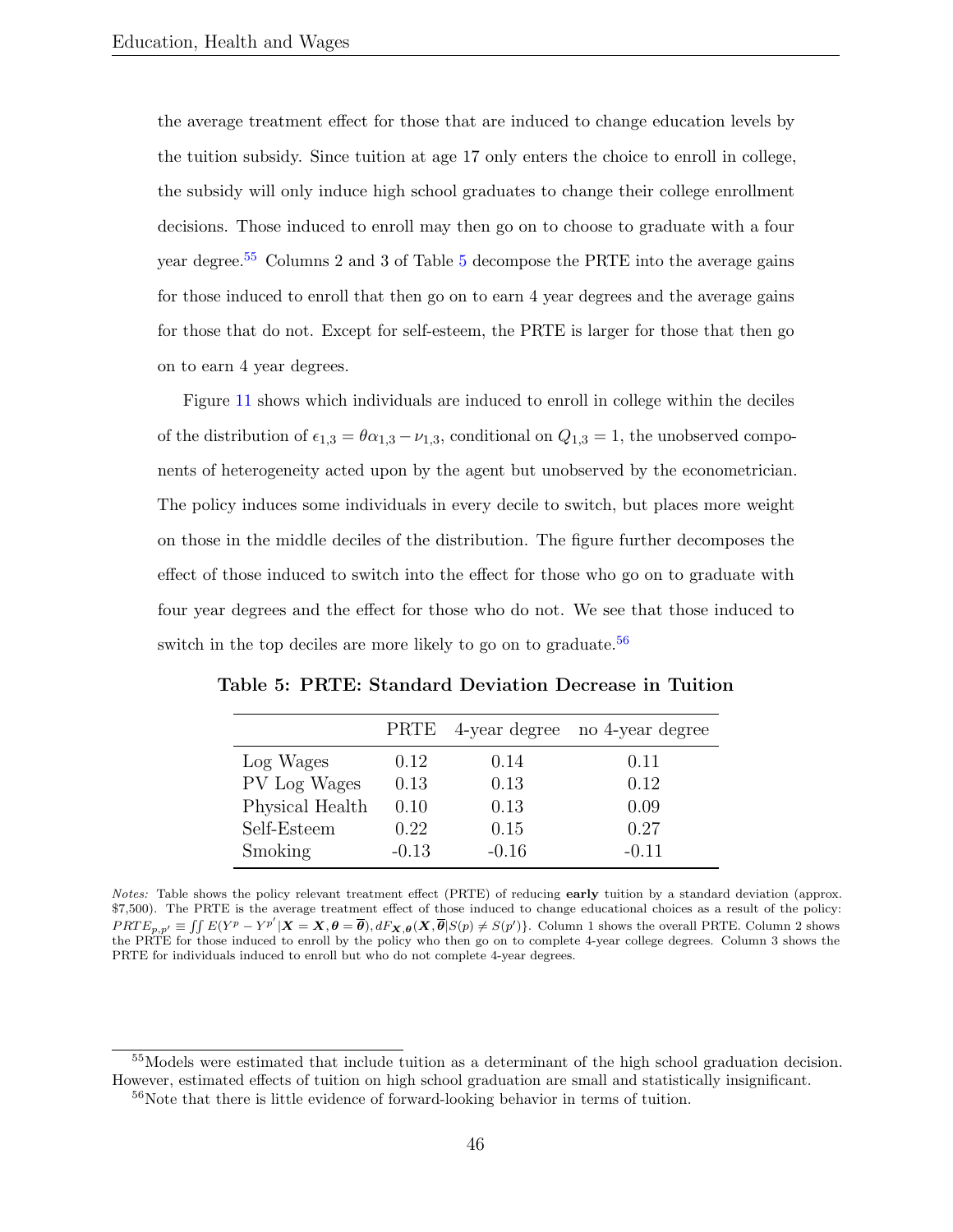the average treatment effect for those that are induced to change education levels by the tuition subsidy. Since tuition at age 17 only enters the choice to enroll in college, the subsidy will only induce high school graduates to change their college enrollment decisions. Those induced to enroll may then go on to choose to graduate with a four year degree.[55] Columns 2 and 3 of Table 5 decompose the PRTE into the average gains for those induced to enroll that then go on to earn 4 year degrees and the average gains for those that do not. Except for self-esteem, the PRTE is larger for those that then go on to earn 4 year degrees.

Figure 11 shows which individuals are induced to enroll in college within the deciles of the distribution of $\epsilon_{1,3} = \theta\alpha_{1,3} - \nu_{1,3}$, conditional on $Q_{1,3} = 1$, the unobserved components of heterogeneity acted upon by the agent but unobserved by the econometrician. The policy induces some individuals in every decile to switch, but places more weight on those in the middle deciles of the distribution. The figure further decomposes the effect of those induced to switch into the effect for those who go on to graduate with four year degrees and the effect for those who do not. We see that those induced to switch in the top deciles are more likely to go on to graduate.[56]

**Table 5: PRTE: Standard Deviation Decrease in Tuition**

| | PRTE | 4-year degree | no 4-year degree |
|---|---|---|---|
| Log Wages | 0.12 | 0.14 | 0.11 |
| PV Log Wages | 0.13 | 0.13 | 0.12 |
| Physical Health | 0.10 | 0.13 | 0.09 |
| Self-Esteem | 0.22 | 0.15 | 0.27 |
| Smoking | -0.13 | -0.16 | -0.11 |

*Notes:* Table shows the policy relevant treatment effect (PRTE) of reducing **early** tuition by a standard deviation (approx. \$7,500). The PRTE is the average treatment effect of those induced to change educational choices as a result of the policy: $PRTE_{p,p'} \equiv \iint E(Y^p - Y^{p'} | \boldsymbol{X} = \boldsymbol{X}, \boldsymbol{\theta} = \overline{\boldsymbol{\theta}}), dF_{\boldsymbol{X},\boldsymbol{\theta}}(\boldsymbol{X}, \overline{\boldsymbol{\theta}} | S(p) \neq S(p'))\}$. Column 1 shows the overall PRTE. Column 2 shows the PRTE for those induced to enroll by the policy who then go on to complete 4-year college degrees. Column 3 shows the PRTE for individuals induced to enroll but who do not complete 4-year degrees.

[55] Models were estimated that include tuition as a determinant of the high school graduation decision. However, estimated effects of tuition on high school graduation are small and statistically insignificant.

[56] Note that there is little evidence of forward-looking behavior in terms of tuition.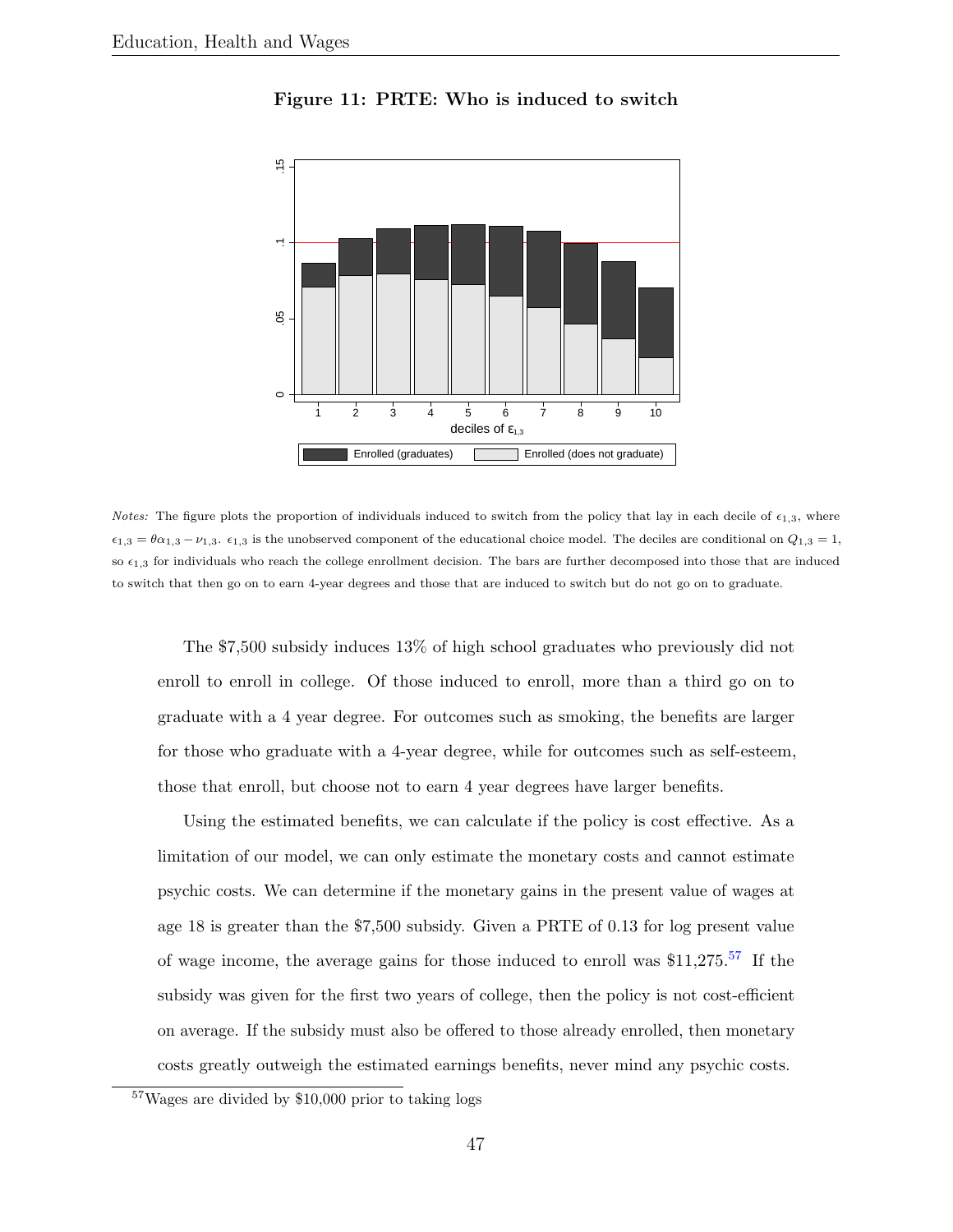**Figure 11: PRTE: Who is induced to switch**

*Notes:* The figure plots the proportion of individuals induced to switch from the policy that lay in each decile of $\epsilon_{1,3}$, where $\epsilon_{1,3} = \theta\alpha_{1,3} - \nu_{1,3}$. $\epsilon_{1,3}$ is the unobserved component of the educational choice model. The deciles are conditional on $Q_{1,3} = 1$, so $\epsilon_{1,3}$ for individuals who reach the college enrollment decision. The bars are further decomposed into those that are induced to switch that then go on to earn 4-year degrees and those that are induced to switch but do not go on to graduate.

The \$7,500 subsidy induces 13% of high school graduates who previously did not enroll to enroll in college. Of those induced to enroll, more than a third go on to graduate with a 4 year degree. For outcomes such as smoking, the benefits are larger for those who graduate with a 4-year degree, while for outcomes such as self-esteem, those that enroll, but choose not to earn 4 year degrees have larger benefits.

Using the estimated benefits, we can calculate if the policy is cost effective. As a limitation of our model, we can only estimate the monetary costs and cannot estimate psychic costs. We can determine if the monetary gains in the present value of wages at age 18 is greater than the \$7,500 subsidy. Given a PRTE of 0.13 for log present value of wage income, the average gains for those induced to enroll was \$11,275.[57] If the subsidy was given for the first two years of college, then the policy is not cost-efficient on average. If the subsidy must also be offered to those already enrolled, then monetary costs greatly outweigh the estimated earnings benefits, never mind any psychic costs.

[57] Wages are divided by \$10,000 prior to taking logs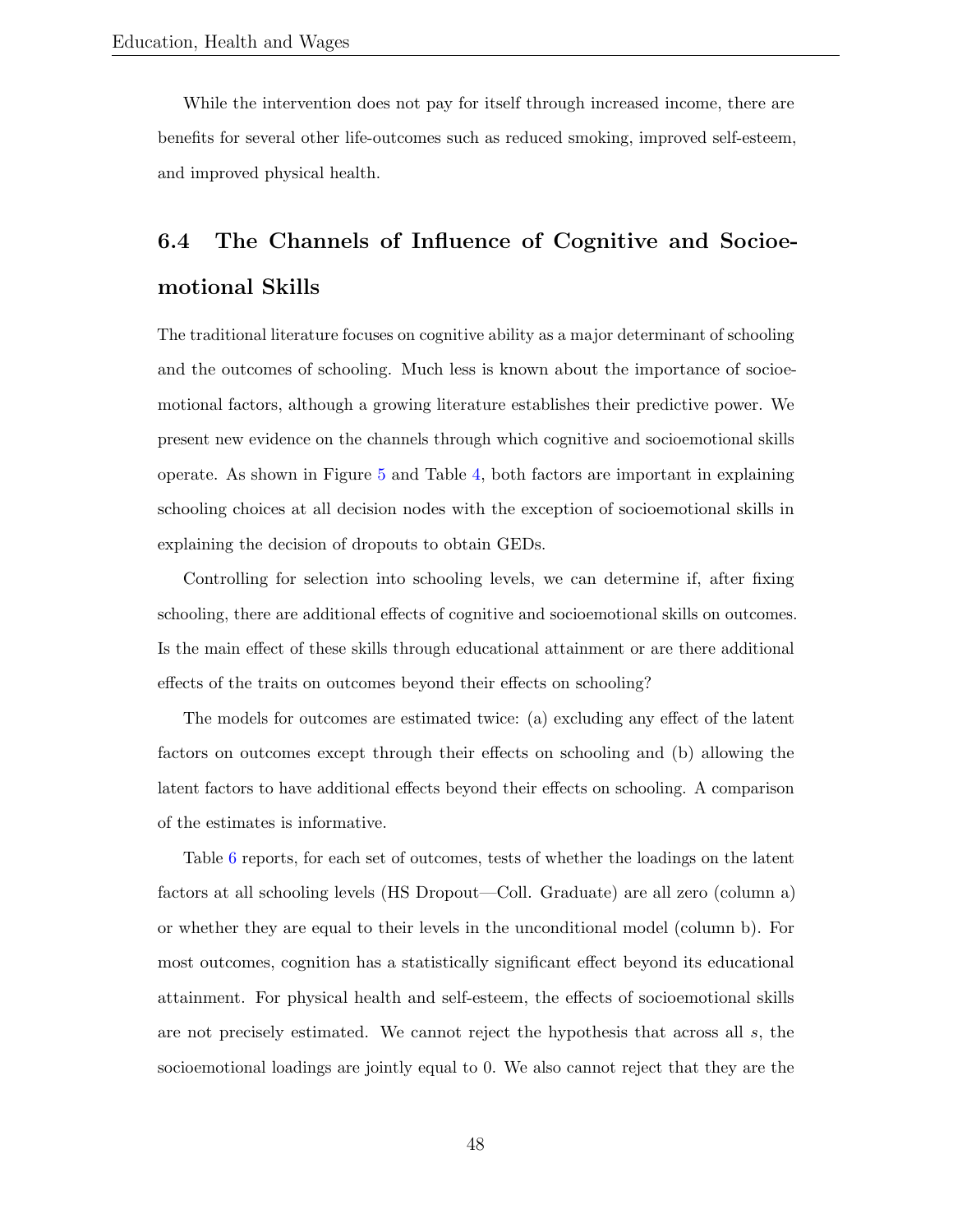While the intervention does not pay for itself through increased income, there are benefits for several other life-outcomes such as reduced smoking, improved self-esteem, and improved physical health.

## 6.4 The Channels of Influence of Cognitive and Socioemotional Skills

The traditional literature focuses on cognitive ability as a major determinant of schooling and the outcomes of schooling. Much less is known about the importance of socioemotional factors, although a growing literature establishes their predictive power. We present new evidence on the channels through which cognitive and socioemotional skills operate. As shown in Figure 5 and Table 4, both factors are important in explaining schooling choices at all decision nodes with the exception of socioemotional skills in explaining the decision of dropouts to obtain GEDs.

Controlling for selection into schooling levels, we can determine if, after fixing schooling, there are additional effects of cognitive and socioemotional skills on outcomes. Is the main effect of these skills through educational attainment or are there additional effects of the traits on outcomes beyond their effects on schooling?

The models for outcomes are estimated twice: (a) excluding any effect of the latent factors on outcomes except through their effects on schooling and (b) allowing the latent factors to have additional effects beyond their effects on schooling. A comparison of the estimates is informative.

Table 6 reports, for each set of outcomes, tests of whether the loadings on the latent factors at all schooling levels (HS Dropout—Coll. Graduate) are all zero (column a) or whether they are equal to their levels in the unconditional model (column b). For most outcomes, cognition has a statistically significant effect beyond its educational attainment. For physical health and self-esteem, the effects of socioemotional skills are not precisely estimated. We cannot reject the hypothesis that across all $s$, the socioemotional loadings are jointly equal to 0. We also cannot reject that they are the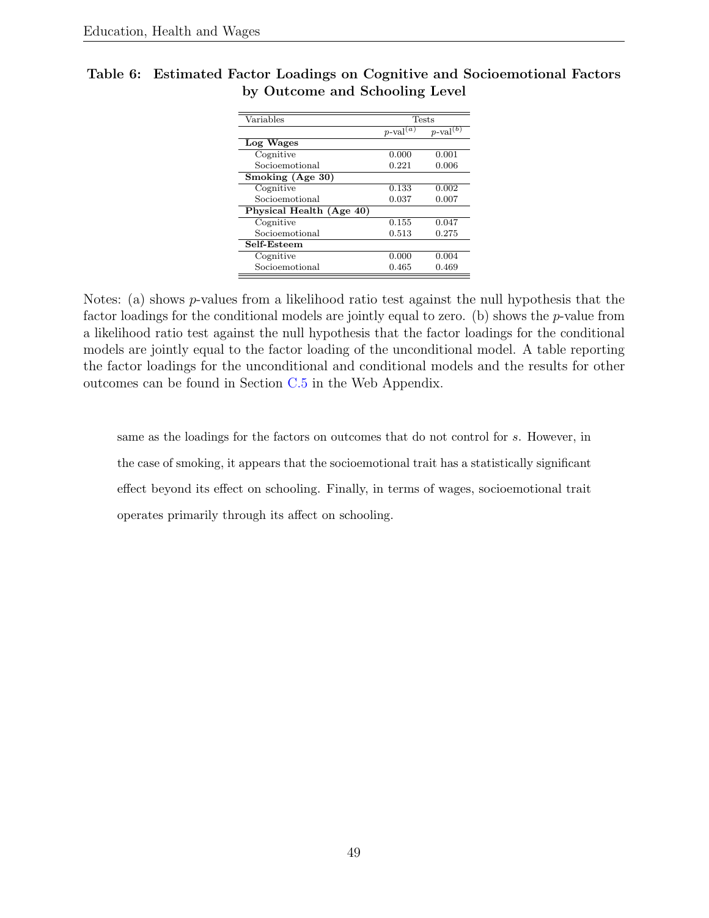**Table 6: Estimated Factor Loadings on Cognitive and Socioemotional Factors by Outcome and Schooling Level**

| Variables | Tests | |
|---|---|---|
| | $p$-val[(a)] | $p$-val[(b)] |
| **Log Wages** | | |
| Cognitive | 0.000 | 0.001 |
| Socioemotional | 0.221 | 0.006 |
| **Smoking (Age 30)** | | |
| Cognitive | 0.133 | 0.002 |
| Socioemotional | 0.037 | 0.007 |
| **Physical Health (Age 40)** | | |
| Cognitive | 0.155 | 0.047 |
| Socioemotional | 0.513 | 0.275 |
| **Self-Esteem** | | |
| Cognitive | 0.000 | 0.004 |
| Socioemotional | 0.465 | 0.469 |

Notes: (a) shows $p$-values from a likelihood ratio test against the null hypothesis that the factor loadings for the conditional models are jointly equal to zero. (b) shows the $p$-value from a likelihood ratio test against the null hypothesis that the factor loadings for the conditional models are jointly equal to the factor loading of the unconditional model. A table reporting the factor loadings for the unconditional and conditional models and the results for other outcomes can be found in Section C.5 in the Web Appendix.

same as the loadings for the factors on outcomes that do not control for $s$. However, in the case of smoking, it appears that the socioemotional trait has a statistically significant effect beyond its effect on schooling. Finally, in terms of wages, socioemotional trait operates primarily through its affect on schooling.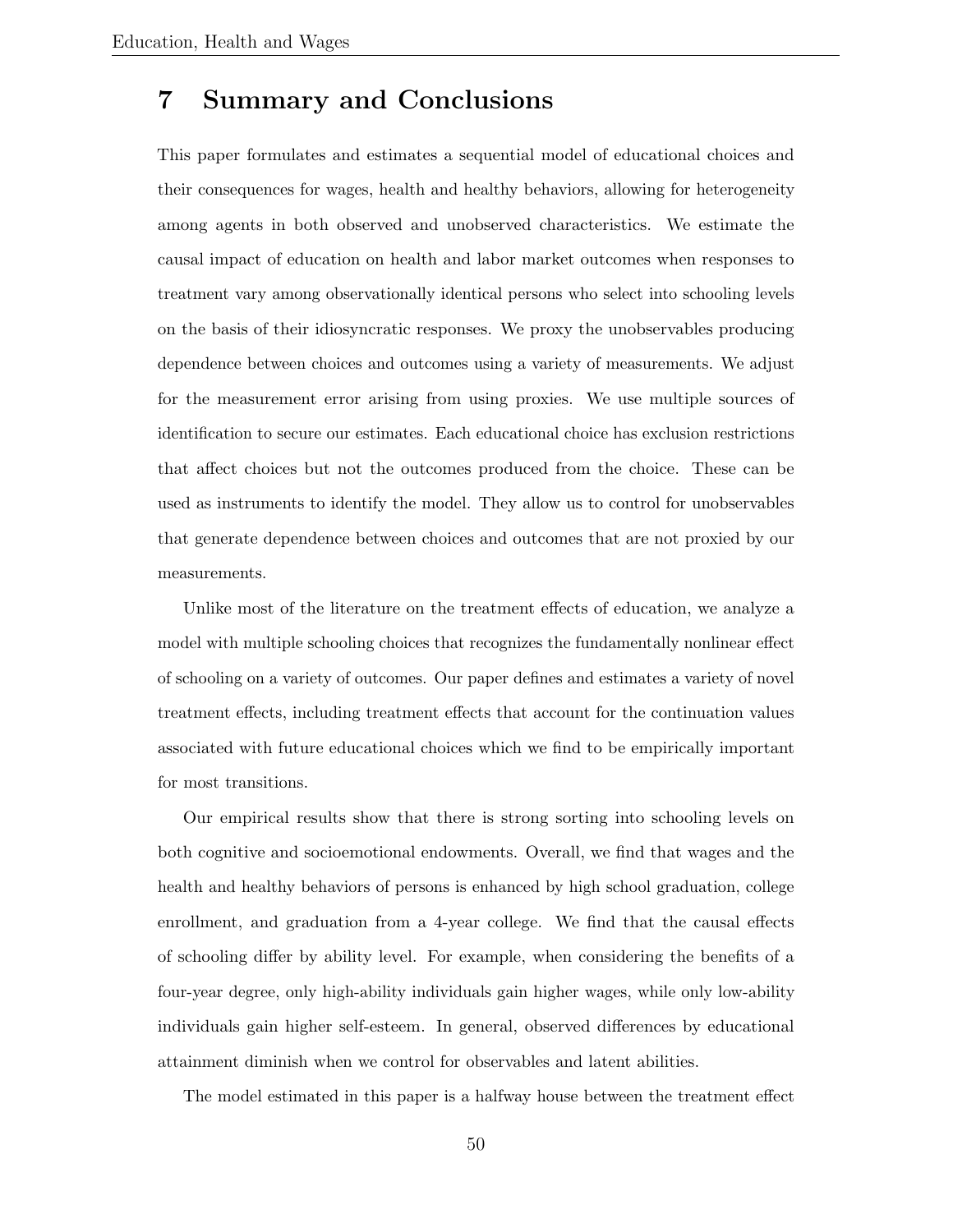# 7 Summary and Conclusions

This paper formulates and estimates a sequential model of educational choices and their consequences for wages, health and healthy behaviors, allowing for heterogeneity among agents in both observed and unobserved characteristics. We estimate the causal impact of education on health and labor market outcomes when responses to treatment vary among observationally identical persons who select into schooling levels on the basis of their idiosyncratic responses. We proxy the unobservables producing dependence between choices and outcomes using a variety of measurements. We adjust for the measurement error arising from using proxies. We use multiple sources of identification to secure our estimates. Each educational choice has exclusion restrictions that affect choices but not the outcomes produced from the choice. These can be used as instruments to identify the model. They allow us to control for unobservables that generate dependence between choices and outcomes that are not proxied by our measurements.

Unlike most of the literature on the treatment effects of education, we analyze a model with multiple schooling choices that recognizes the fundamentally nonlinear effect of schooling on a variety of outcomes. Our paper defines and estimates a variety of novel treatment effects, including treatment effects that account for the continuation values associated with future educational choices which we find to be empirically important for most transitions.

Our empirical results show that there is strong sorting into schooling levels on both cognitive and socioemotional endowments. Overall, we find that wages and the health and healthy behaviors of persons is enhanced by high school graduation, college enrollment, and graduation from a 4-year college. We find that the causal effects of schooling differ by ability level. For example, when considering the benefits of a four-year degree, only high-ability individuals gain higher wages, while only low-ability individuals gain higher self-esteem. In general, observed differences by educational attainment diminish when we control for observables and latent abilities.

The model estimated in this paper is a halfway house between the treatment effect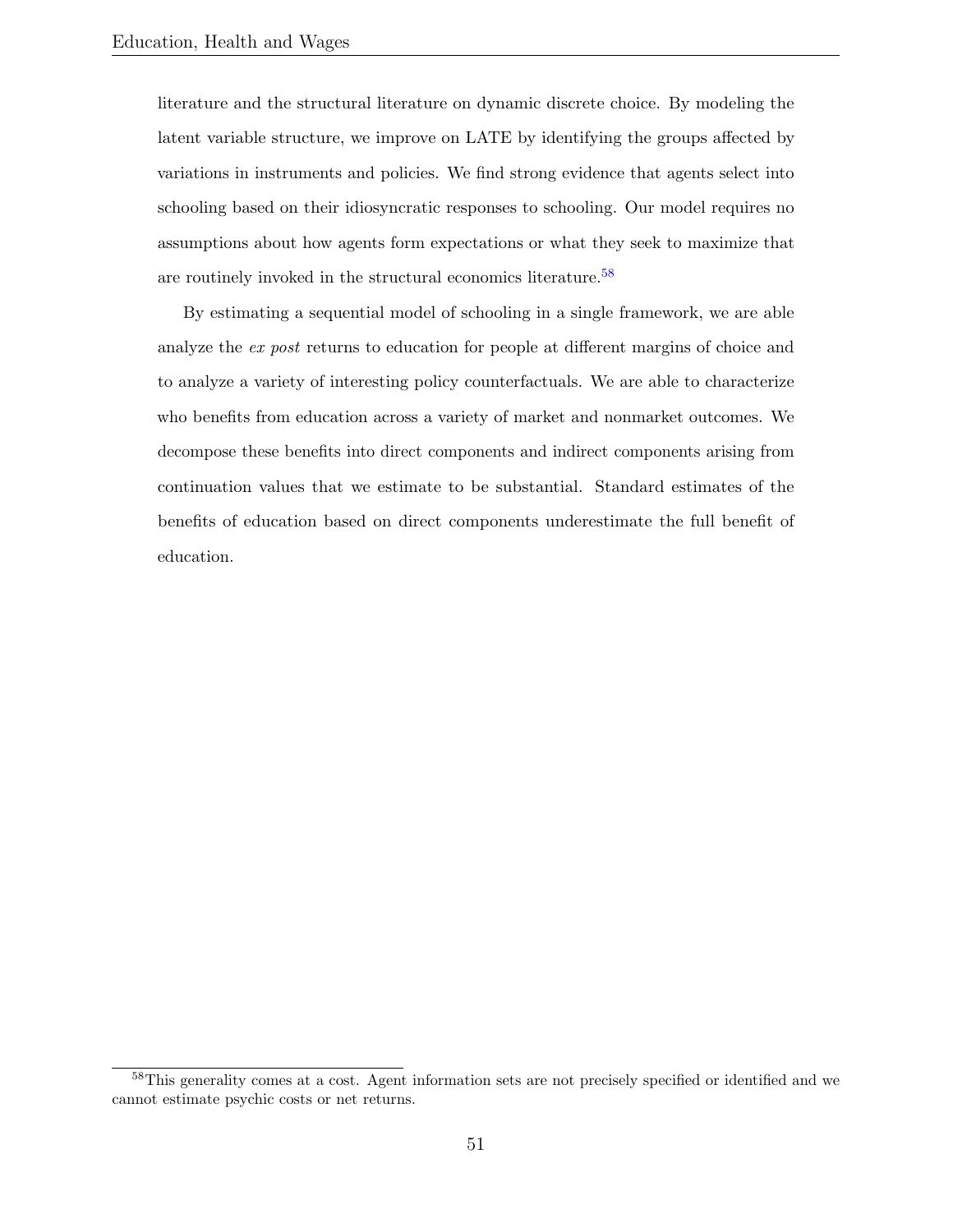literature and the structural literature on dynamic discrete choice. By modeling the latent variable structure, we improve on LATE by identifying the groups affected by variations in instruments and policies. We find strong evidence that agents select into schooling based on their idiosyncratic responses to schooling. Our model requires no assumptions about how agents form expectations or what they seek to maximize that are routinely invoked in the structural economics literature.[58]

By estimating a sequential model of schooling in a single framework, we are able analyze the *ex post* returns to education for people at different margins of choice and to analyze a variety of interesting policy counterfactuals. We are able to characterize who benefits from education across a variety of market and nonmarket outcomes. We decompose these benefits into direct components and indirect components arising from continuation values that we estimate to be substantial. Standard estimates of the benefits of education based on direct components underestimate the full benefit of education.

[58] This generality comes at a cost. Agent information sets are not precisely specified or identified and we cannot estimate psychic costs or net returns.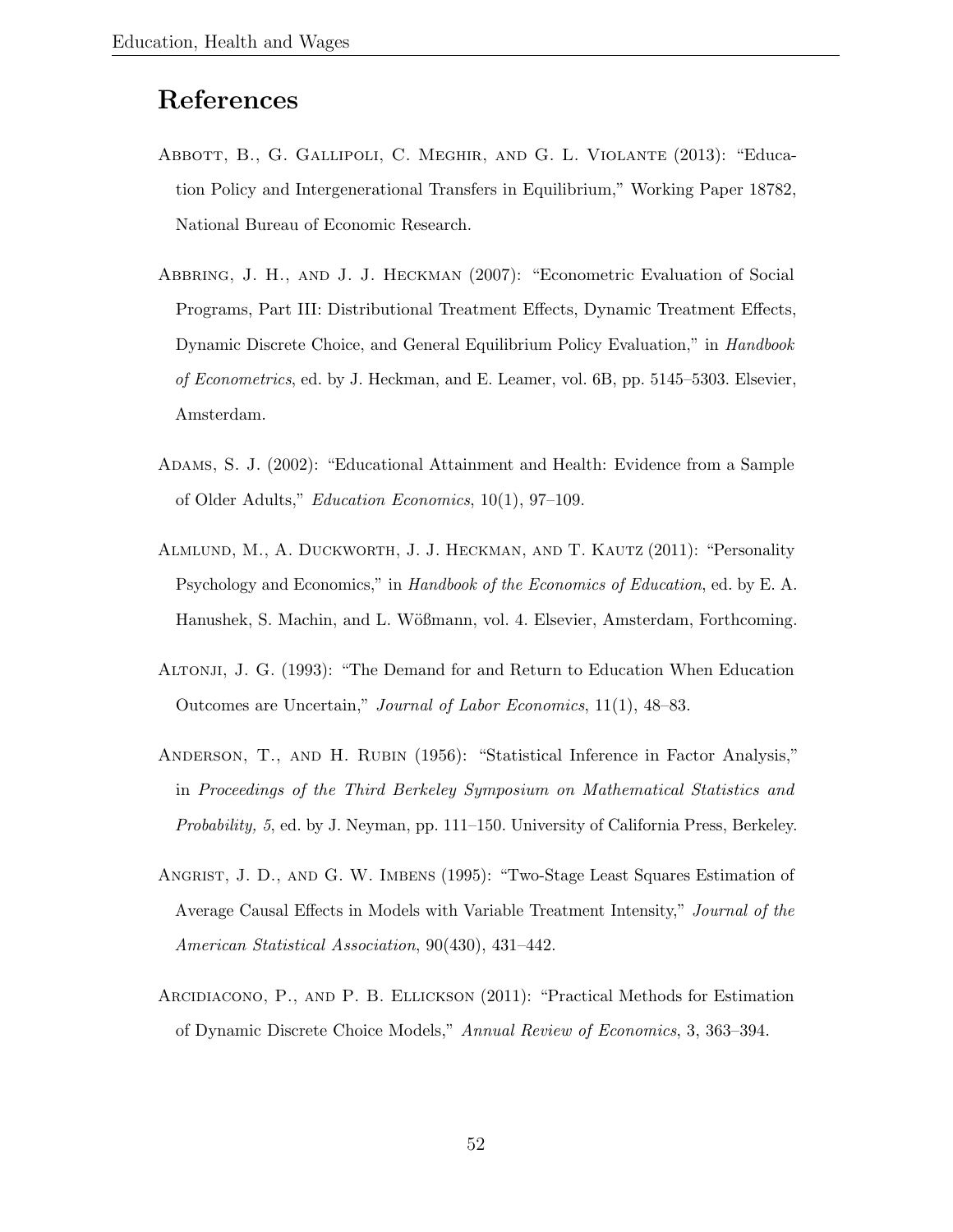## References

Abbott, B., G. Gallipoli, C. Meghir, and G. L. Violante (2013): "Education Policy and Intergenerational Transfers in Equilibrium," Working Paper 18782, National Bureau of Economic Research.

Abbring, J. H., and J. J. Heckman (2007): "Econometric Evaluation of Social Programs, Part III: Distributional Treatment Effects, Dynamic Treatment Effects, Dynamic Discrete Choice, and General Equilibrium Policy Evaluation," in *Handbook of Econometrics*, ed. by J. Heckman, and E. Leamer, vol. 6B, pp. 5145–5303. Elsevier, Amsterdam.

Adams, S. J. (2002): "Educational Attainment and Health: Evidence from a Sample of Older Adults," *Education Economics*, 10(1), 97–109.

Almlund, M., A. Duckworth, J. J. Heckman, and T. Kautz (2011): "Personality Psychology and Economics," in *Handbook of the Economics of Education*, ed. by E. A. Hanushek, S. Machin, and L. Wößmann, vol. 4. Elsevier, Amsterdam, Forthcoming.

Altonji, J. G. (1993): "The Demand for and Return to Education When Education Outcomes are Uncertain," *Journal of Labor Economics*, 11(1), 48–83.

Anderson, T., and H. Rubin (1956): "Statistical Inference in Factor Analysis," in *Proceedings of the Third Berkeley Symposium on Mathematical Statistics and Probability, 5*, ed. by J. Neyman, pp. 111–150. University of California Press, Berkeley.

Angrist, J. D., and G. W. Imbens (1995): "Two-Stage Least Squares Estimation of Average Causal Effects in Models with Variable Treatment Intensity," *Journal of the American Statistical Association*, 90(430), 431–442.

Arcidiacono, P., and P. B. Ellickson (2011): "Practical Methods for Estimation of Dynamic Discrete Choice Models," *Annual Review of Economics*, 3, 363–394.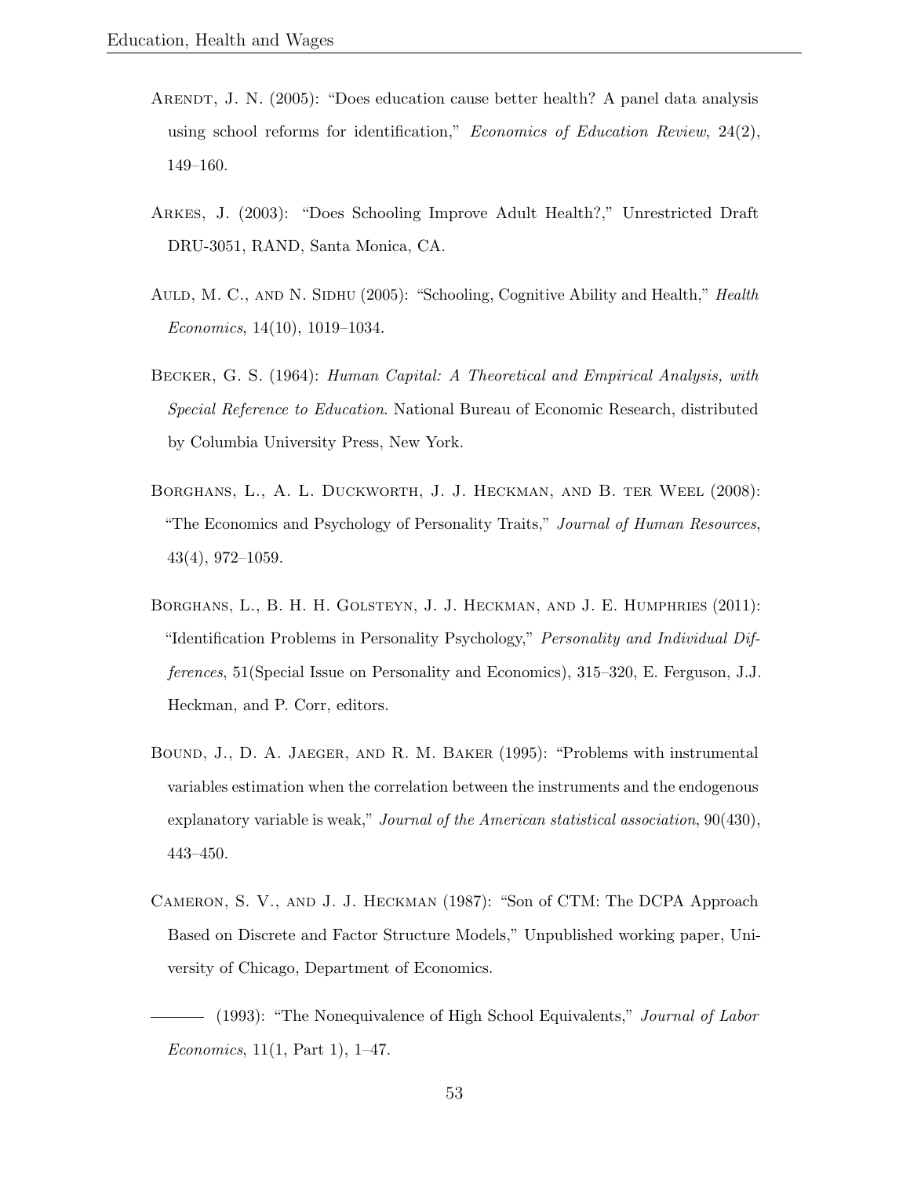Arendt, J. N. (2005): "Does education cause better health? A panel data analysis using school reforms for identification," *Economics of Education Review*, 24(2), 149–160.

Arkes, J. (2003): "Does Schooling Improve Adult Health?," Unrestricted Draft DRU-3051, RAND, Santa Monica, CA.

Auld, M. C., and N. Sidhu (2005): "Schooling, Cognitive Ability and Health," *Health Economics*, 14(10), 1019–1034.

Becker, G. S. (1964): *Human Capital: A Theoretical and Empirical Analysis, with Special Reference to Education*. National Bureau of Economic Research, distributed by Columbia University Press, New York.

Borghans, L., A. L. Duckworth, J. J. Heckman, and B. ter Weel (2008): "The Economics and Psychology of Personality Traits," *Journal of Human Resources*, 43(4), 972–1059.

Borghans, L., B. H. H. Golsteyn, J. J. Heckman, and J. E. Humphries (2011): "Identification Problems in Personality Psychology," *Personality and Individual Differences*, 51(Special Issue on Personality and Economics), 315–320, E. Ferguson, J.J. Heckman, and P. Corr, editors.

Bound, J., D. A. Jaeger, and R. M. Baker (1995): "Problems with instrumental variables estimation when the correlation between the instruments and the endogenous explanatory variable is weak," *Journal of the American statistical association*, 90(430), 443–450.

Cameron, S. V., and J. J. Heckman (1987): "Son of CTM: The DCPA Approach Based on Discrete and Factor Structure Models," Unpublished working paper, University of Chicago, Department of Economics.

——— (1993): "The Nonequivalence of High School Equivalents," *Journal of Labor Economics*, 11(1, Part 1), 1–47.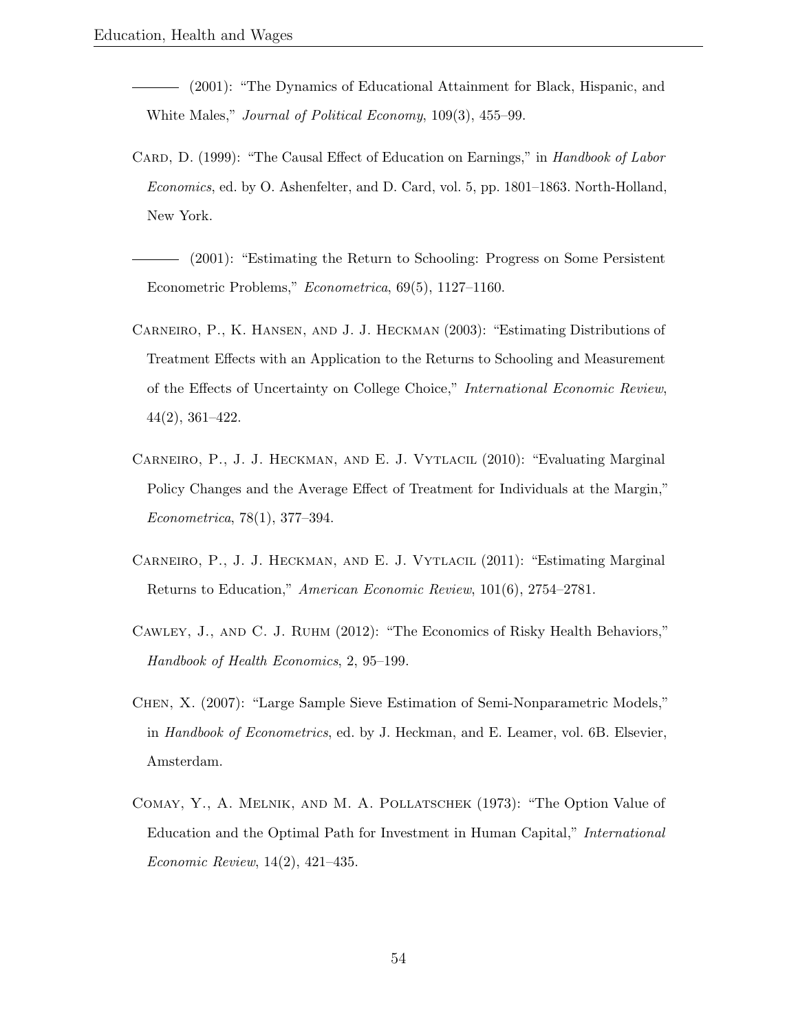——— (2001): "The Dynamics of Educational Attainment for Black, Hispanic, and White Males," *Journal of Political Economy*, 109(3), 455–99.

Card, D. (1999): "The Causal Effect of Education on Earnings," in *Handbook of Labor Economics*, ed. by O. Ashenfelter, and D. Card, vol. 5, pp. 1801–1863. North-Holland, New York.

——— (2001): "Estimating the Return to Schooling: Progress on Some Persistent Econometric Problems," *Econometrica*, 69(5), 1127–1160.

Carneiro, P., K. Hansen, and J. J. Heckman (2003): "Estimating Distributions of Treatment Effects with an Application to the Returns to Schooling and Measurement of the Effects of Uncertainty on College Choice," *International Economic Review*, 44(2), 361–422.

Carneiro, P., J. J. Heckman, and E. J. Vytlacil (2010): "Evaluating Marginal Policy Changes and the Average Effect of Treatment for Individuals at the Margin," *Econometrica*, 78(1), 377–394.

Carneiro, P., J. J. Heckman, and E. J. Vytlacil (2011): "Estimating Marginal Returns to Education," *American Economic Review*, 101(6), 2754–2781.

Cawley, J., and C. J. Ruhm (2012): "The Economics of Risky Health Behaviors," *Handbook of Health Economics*, 2, 95–199.

Chen, X. (2007): "Large Sample Sieve Estimation of Semi-Nonparametric Models," in *Handbook of Econometrics*, ed. by J. Heckman, and E. Leamer, vol. 6B. Elsevier, Amsterdam.

Comay, Y., A. Melnik, and M. A. Pollatschek (1973): "The Option Value of Education and the Optimal Path for Investment in Human Capital," *International Economic Review*, 14(2), 421–435.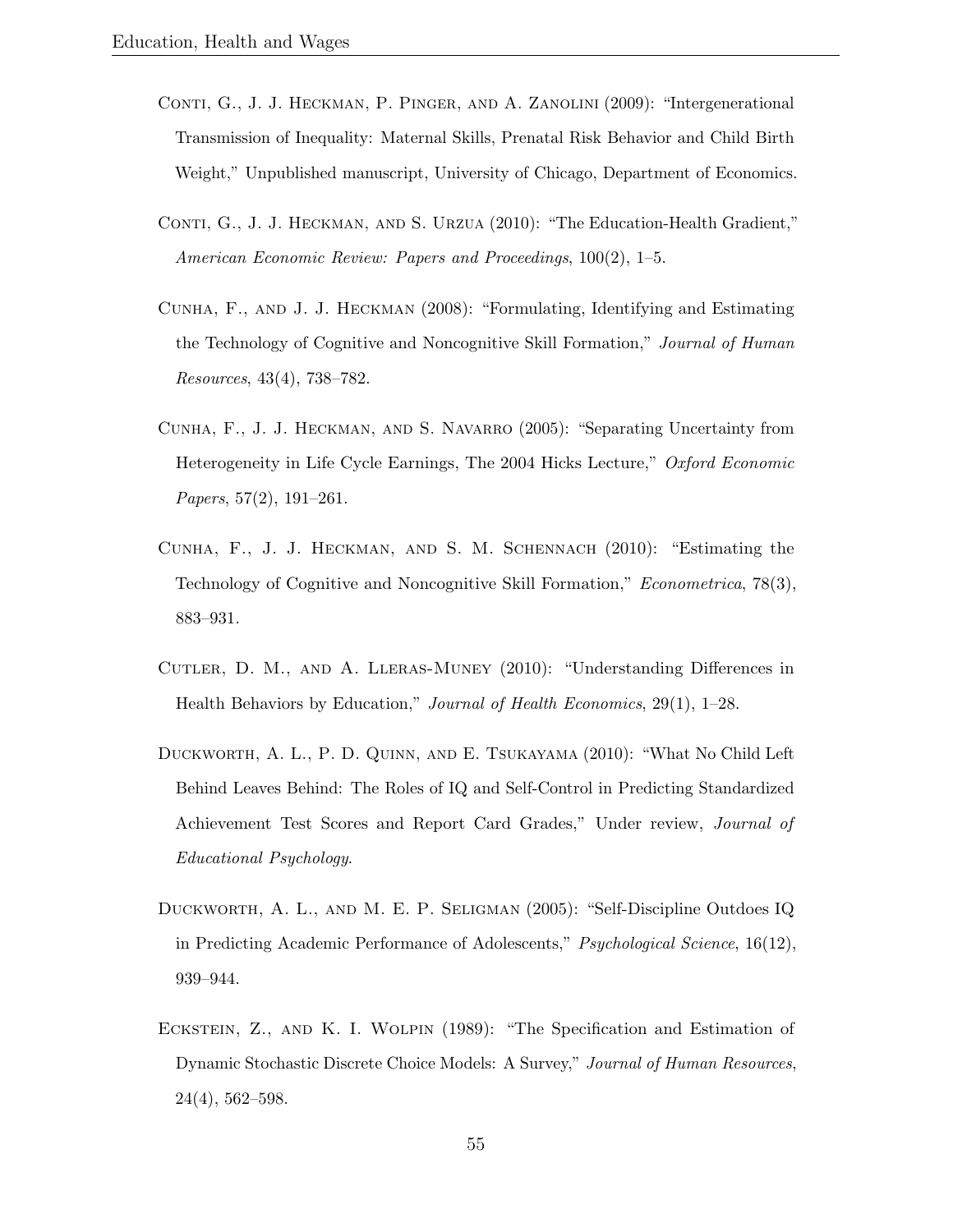Conti, G., J. J. Heckman, P. Pinger, and A. Zanolini (2009): "Intergenerational Transmission of Inequality: Maternal Skills, Prenatal Risk Behavior and Child Birth Weight," Unpublished manuscript, University of Chicago, Department of Economics.

Conti, G., J. J. Heckman, and S. Urzua (2010): "The Education-Health Gradient," *American Economic Review: Papers and Proceedings*, 100(2), 1–5.

Cunha, F., and J. J. Heckman (2008): "Formulating, Identifying and Estimating the Technology of Cognitive and Noncognitive Skill Formation," *Journal of Human Resources*, 43(4), 738–782.

Cunha, F., J. J. Heckman, and S. Navarro (2005): "Separating Uncertainty from Heterogeneity in Life Cycle Earnings, The 2004 Hicks Lecture," *Oxford Economic Papers*, 57(2), 191–261.

Cunha, F., J. J. Heckman, and S. M. Schennach (2010): "Estimating the Technology of Cognitive and Noncognitive Skill Formation," *Econometrica*, 78(3), 883–931.

Cutler, D. M., and A. Lleras-Muney (2010): "Understanding Differences in Health Behaviors by Education," *Journal of Health Economics*, 29(1), 1–28.

Duckworth, A. L., P. D. Quinn, and E. Tsukayama (2010): "What No Child Left Behind Leaves Behind: The Roles of IQ and Self-Control in Predicting Standardized Achievement Test Scores and Report Card Grades," Under review, *Journal of Educational Psychology*.

Duckworth, A. L., and M. E. P. Seligman (2005): "Self-Discipline Outdoes IQ in Predicting Academic Performance of Adolescents," *Psychological Science*, 16(12), 939–944.

Eckstein, Z., and K. I. Wolpin (1989): "The Specification and Estimation of Dynamic Stochastic Discrete Choice Models: A Survey," *Journal of Human Resources*, 24(4), 562–598.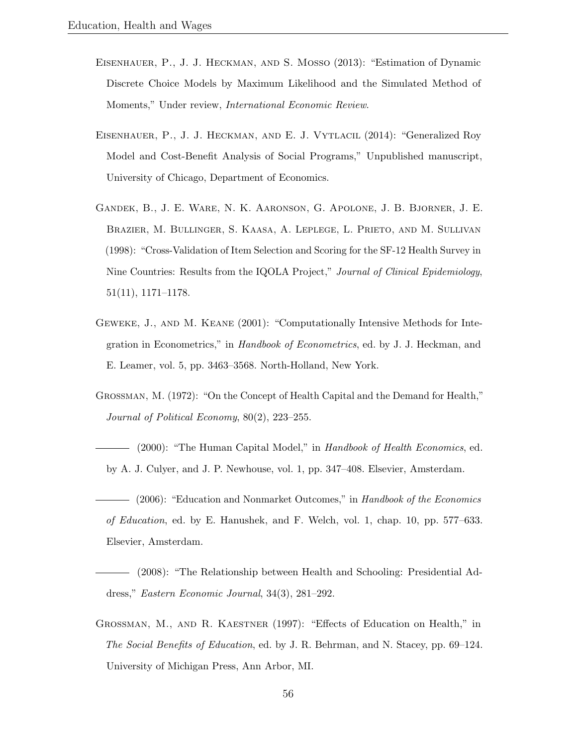Eisenhauer, P., J. J. Heckman, and S. Mosso (2013): "Estimation of Dynamic Discrete Choice Models by Maximum Likelihood and the Simulated Method of Moments," Under review, *International Economic Review*.

Eisenhauer, P., J. J. Heckman, and E. J. Vytlacil (2014): "Generalized Roy Model and Cost-Benefit Analysis of Social Programs," Unpublished manuscript, University of Chicago, Department of Economics.

Gandek, B., J. E. Ware, N. K. Aaronson, G. Apolone, J. B. Bjorner, J. E. Brazier, M. Bullinger, S. Kaasa, A. Leplege, L. Prieto, and M. Sullivan (1998): "Cross-Validation of Item Selection and Scoring for the SF-12 Health Survey in Nine Countries: Results from the IQOLA Project," *Journal of Clinical Epidemiology*, 51(11), 1171–1178.

Geweke, J., and M. Keane (2001): "Computationally Intensive Methods for Integration in Econometrics," in *Handbook of Econometrics*, ed. by J. J. Heckman, and E. Leamer, vol. 5, pp. 3463–3568. North-Holland, New York.

Grossman, M. (1972): "On the Concept of Health Capital and the Demand for Health," *Journal of Political Economy*, 80(2), 223–255.

——— (2000): "The Human Capital Model," in *Handbook of Health Economics*, ed. by A. J. Culyer, and J. P. Newhouse, vol. 1, pp. 347–408. Elsevier, Amsterdam.

——— (2006): "Education and Nonmarket Outcomes," in *Handbook of the Economics of Education*, ed. by E. Hanushek, and F. Welch, vol. 1, chap. 10, pp. 577–633. Elsevier, Amsterdam.

——— (2008): "The Relationship between Health and Schooling: Presidential Address," *Eastern Economic Journal*, 34(3), 281–292.

Grossman, M., and R. Kaestner (1997): "Effects of Education on Health," in *The Social Benefits of Education*, ed. by J. R. Behrman, and N. Stacey, pp. 69–124. University of Michigan Press, Ann Arbor, MI.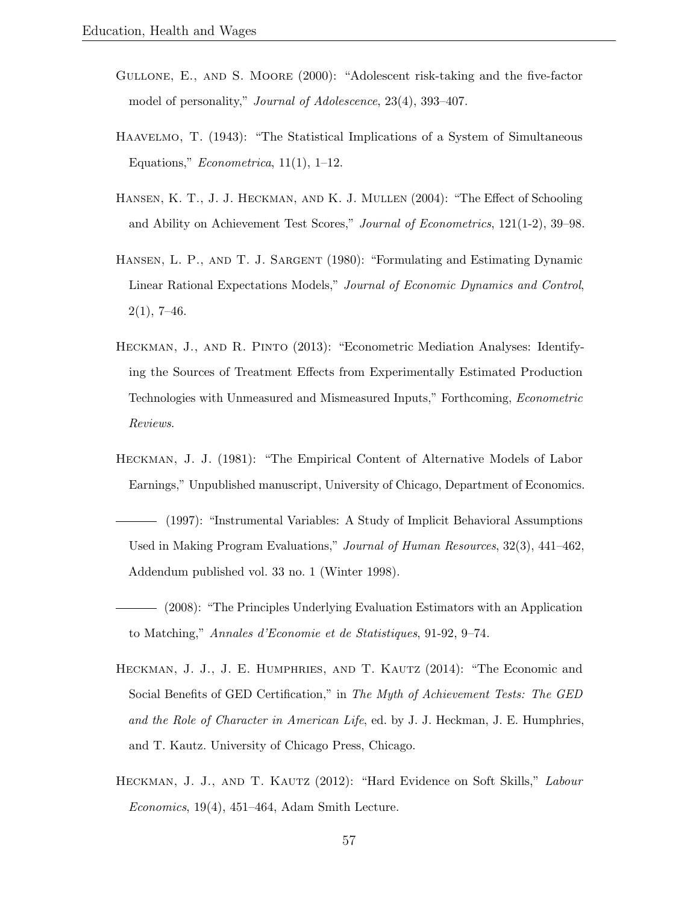Gullone, E., and S. Moore (2000): "Adolescent risk-taking and the five-factor model of personality," *Journal of Adolescence*, 23(4), 393–407.

Haavelmo, T. (1943): "The Statistical Implications of a System of Simultaneous Equations," *Econometrica*, 11(1), 1–12.

Hansen, K. T., J. J. Heckman, and K. J. Mullen (2004): "The Effect of Schooling and Ability on Achievement Test Scores," *Journal of Econometrics*, 121(1-2), 39–98.

Hansen, L. P., and T. J. Sargent (1980): "Formulating and Estimating Dynamic Linear Rational Expectations Models," *Journal of Economic Dynamics and Control*, 2(1), 7–46.

Heckman, J., and R. Pinto (2013): "Econometric Mediation Analyses: Identifying the Sources of Treatment Effects from Experimentally Estimated Production Technologies with Unmeasured and Mismeasured Inputs," Forthcoming, *Econometric Reviews*.

Heckman, J. J. (1981): "The Empirical Content of Alternative Models of Labor Earnings," Unpublished manuscript, University of Chicago, Department of Economics.

——— (1997): "Instrumental Variables: A Study of Implicit Behavioral Assumptions Used in Making Program Evaluations," *Journal of Human Resources*, 32(3), 441–462, Addendum published vol. 33 no. 1 (Winter 1998).

——— (2008): "The Principles Underlying Evaluation Estimators with an Application to Matching," *Annales d'Economie et de Statistiques*, 91-92, 9–74.

Heckman, J. J., J. E. Humphries, and T. Kautz (2014): "The Economic and Social Benefits of GED Certification," in *The Myth of Achievement Tests: The GED and the Role of Character in American Life*, ed. by J. J. Heckman, J. E. Humphries, and T. Kautz. University of Chicago Press, Chicago.

Heckman, J. J., and T. Kautz (2012): "Hard Evidence on Soft Skills," *Labour Economics*, 19(4), 451–464, Adam Smith Lecture.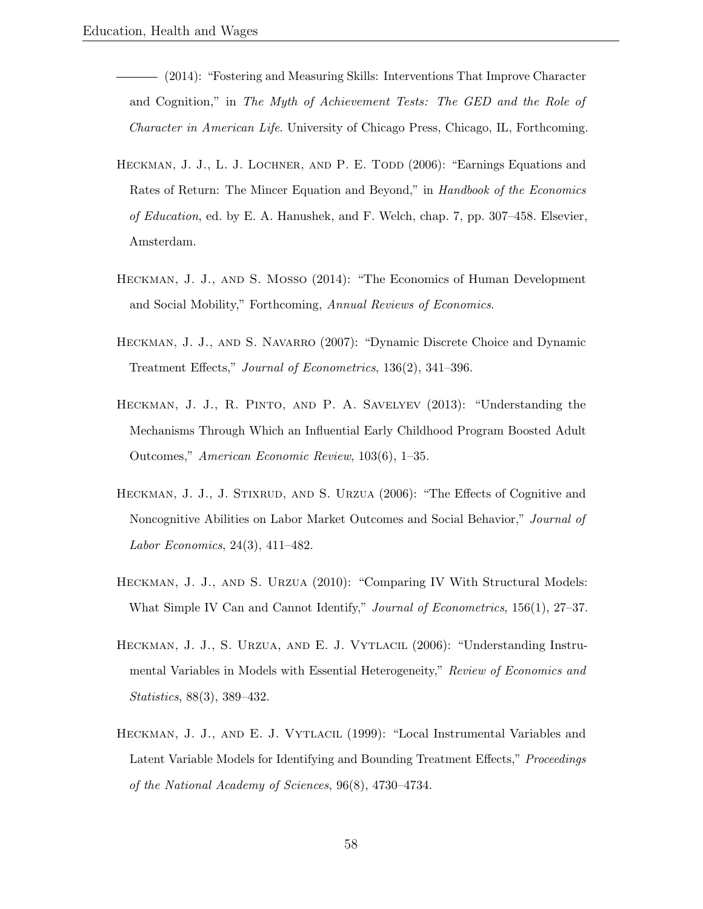——— (2014): "Fostering and Measuring Skills: Interventions That Improve Character and Cognition," in *The Myth of Achievement Tests: The GED and the Role of Character in American Life*. University of Chicago Press, Chicago, IL, Forthcoming.

Heckman, J. J., L. J. Lochner, and P. E. Todd (2006): "Earnings Equations and Rates of Return: The Mincer Equation and Beyond," in *Handbook of the Economics of Education*, ed. by E. A. Hanushek, and F. Welch, chap. 7, pp. 307–458. Elsevier, Amsterdam.

Heckman, J. J., and S. Mosso (2014): "The Economics of Human Development and Social Mobility," Forthcoming, *Annual Reviews of Economics*.

Heckman, J. J., and S. Navarro (2007): "Dynamic Discrete Choice and Dynamic Treatment Effects," *Journal of Econometrics*, 136(2), 341–396.

Heckman, J. J., R. Pinto, and P. A. Savelyev (2013): "Understanding the Mechanisms Through Which an Influential Early Childhood Program Boosted Adult Outcomes," *American Economic Review*, 103(6), 1–35.

Heckman, J. J., J. Stixrud, and S. Urzua (2006): "The Effects of Cognitive and Noncognitive Abilities on Labor Market Outcomes and Social Behavior," *Journal of Labor Economics*, 24(3), 411–482.

Heckman, J. J., and S. Urzua (2010): "Comparing IV With Structural Models: What Simple IV Can and Cannot Identify," *Journal of Econometrics*, 156(1), 27–37.

Heckman, J. J., S. Urzua, and E. J. Vytlacil (2006): "Understanding Instrumental Variables in Models with Essential Heterogeneity," *Review of Economics and Statistics*, 88(3), 389–432.

Heckman, J. J., and E. J. Vytlacil (1999): "Local Instrumental Variables and Latent Variable Models for Identifying and Bounding Treatment Effects," *Proceedings of the National Academy of Sciences*, 96(8), 4730–4734.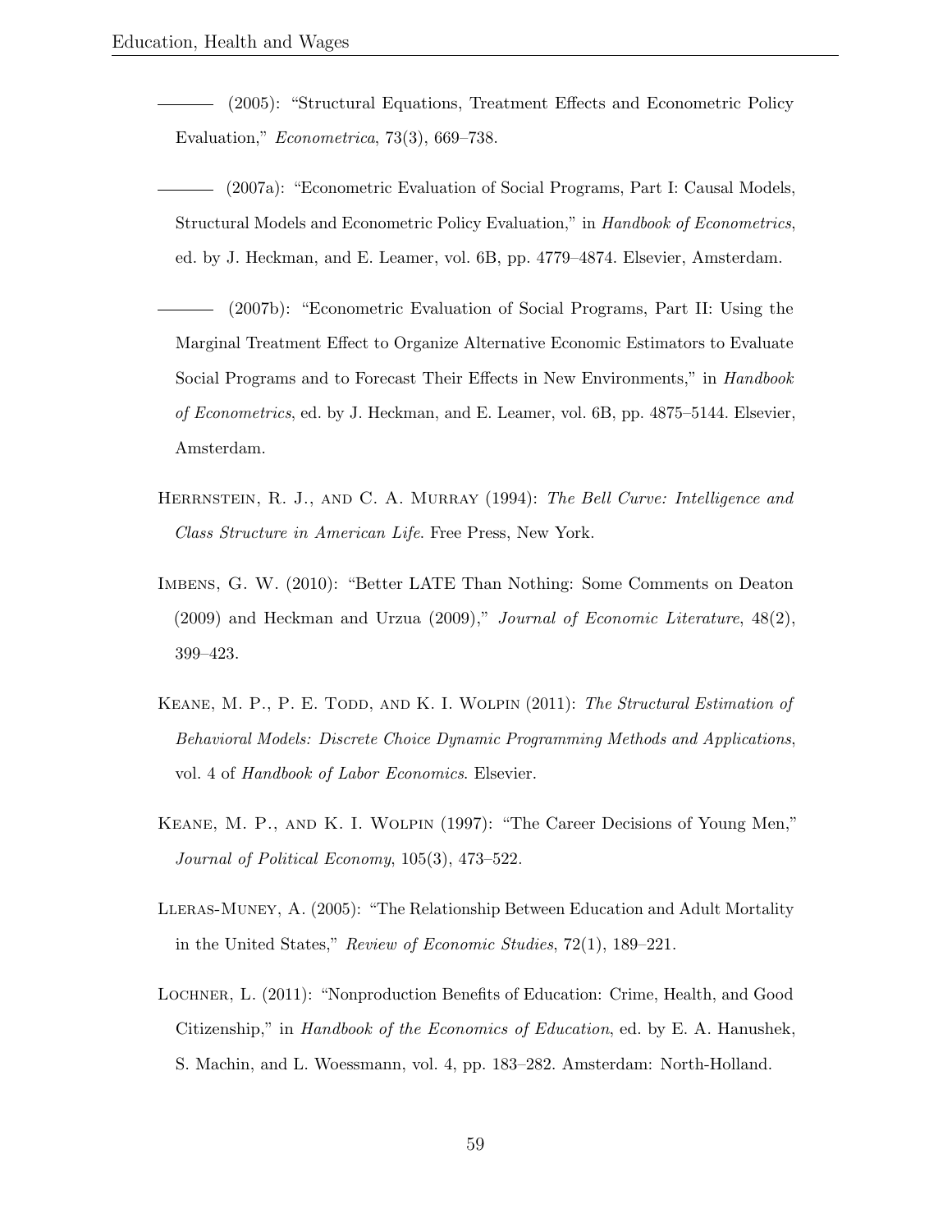——— (2005): "Structural Equations, Treatment Effects and Econometric Policy Evaluation," *Econometrica*, 73(3), 669–738.

——— (2007a): "Econometric Evaluation of Social Programs, Part I: Causal Models, Structural Models and Econometric Policy Evaluation," in *Handbook of Econometrics*, ed. by J. Heckman, and E. Leamer, vol. 6B, pp. 4779–4874. Elsevier, Amsterdam.

——— (2007b): "Econometric Evaluation of Social Programs, Part II: Using the Marginal Treatment Effect to Organize Alternative Economic Estimators to Evaluate Social Programs and to Forecast Their Effects in New Environments," in *Handbook of Econometrics*, ed. by J. Heckman, and E. Leamer, vol. 6B, pp. 4875–5144. Elsevier, Amsterdam.

Herrnstein, R. J., and C. A. Murray (1994): *The Bell Curve: Intelligence and Class Structure in American Life*. Free Press, New York.

Imbens, G. W. (2010): "Better LATE Than Nothing: Some Comments on Deaton (2009) and Heckman and Urzua (2009)," *Journal of Economic Literature*, 48(2), 399–423.

Keane, M. P., P. E. Todd, and K. I. Wolpin (2011): *The Structural Estimation of Behavioral Models: Discrete Choice Dynamic Programming Methods and Applications*, vol. 4 of *Handbook of Labor Economics*. Elsevier.

Keane, M. P., and K. I. Wolpin (1997): "The Career Decisions of Young Men," *Journal of Political Economy*, 105(3), 473–522.

Lleras-Muney, A. (2005): "The Relationship Between Education and Adult Mortality in the United States," *Review of Economic Studies*, 72(1), 189–221.

Lochner, L. (2011): "Nonproduction Benefits of Education: Crime, Health, and Good Citizenship," in *Handbook of the Economics of Education*, ed. by E. A. Hanushek, S. Machin, and L. Woessmann, vol. 4, pp. 183–282. Amsterdam: North-Holland.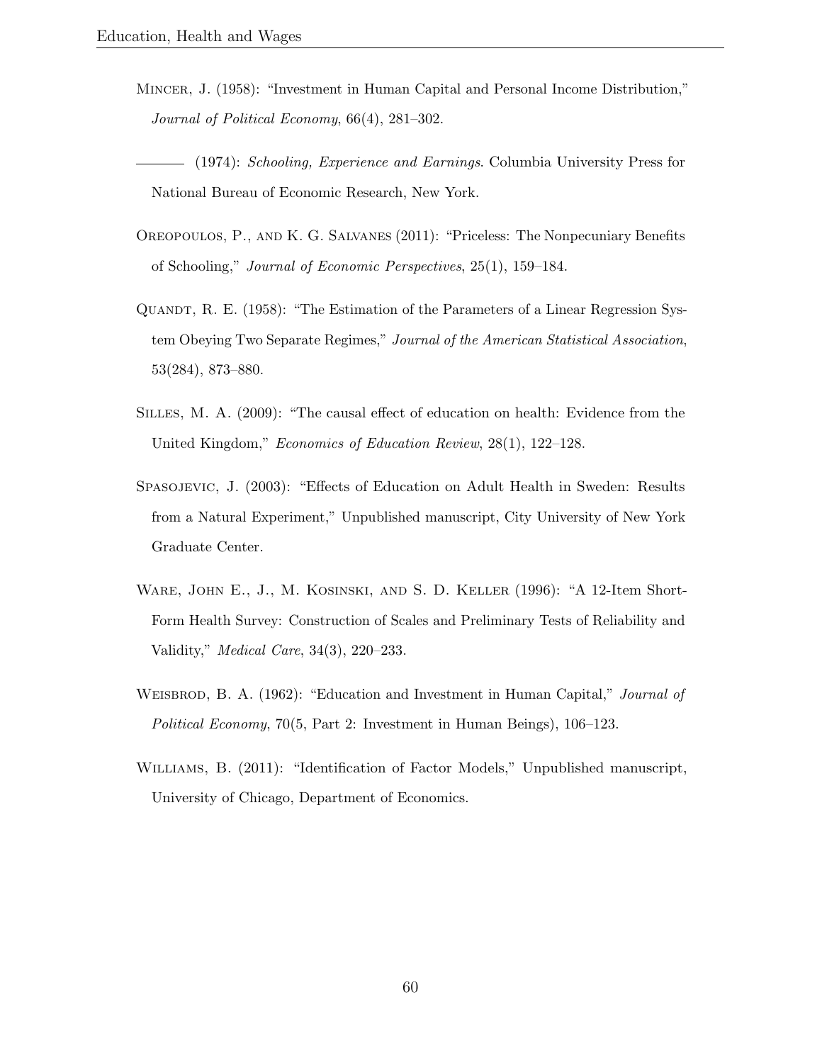Mincer, J. (1958): "Investment in Human Capital and Personal Income Distribution," *Journal of Political Economy*, 66(4), 281–302.

——— (1974): *Schooling, Experience and Earnings*. Columbia University Press for National Bureau of Economic Research, New York.

Oreopoulos, P., and K. G. Salvanes (2011): "Priceless: The Nonpecuniary Benefits of Schooling," *Journal of Economic Perspectives*, 25(1), 159–184.

Quandt, R. E. (1958): "The Estimation of the Parameters of a Linear Regression System Obeying Two Separate Regimes," *Journal of the American Statistical Association*, 53(284), 873–880.

Silles, M. A. (2009): "The causal effect of education on health: Evidence from the United Kingdom," *Economics of Education Review*, 28(1), 122–128.

Spasojevic, J. (2003): "Effects of Education on Adult Health in Sweden: Results from a Natural Experiment," Unpublished manuscript, City University of New York Graduate Center.

Ware, John E., J., M. Kosinski, and S. D. Keller (1996): "A 12-Item Short-Form Health Survey: Construction of Scales and Preliminary Tests of Reliability and Validity," *Medical Care*, 34(3), 220–233.

Weisbrod, B. A. (1962): "Education and Investment in Human Capital," *Journal of Political Economy*, 70(5, Part 2: Investment in Human Beings), 106–123.

Williams, B. (2011): "Identification of Factor Models," Unpublished manuscript, University of Chicago, Department of Economics.